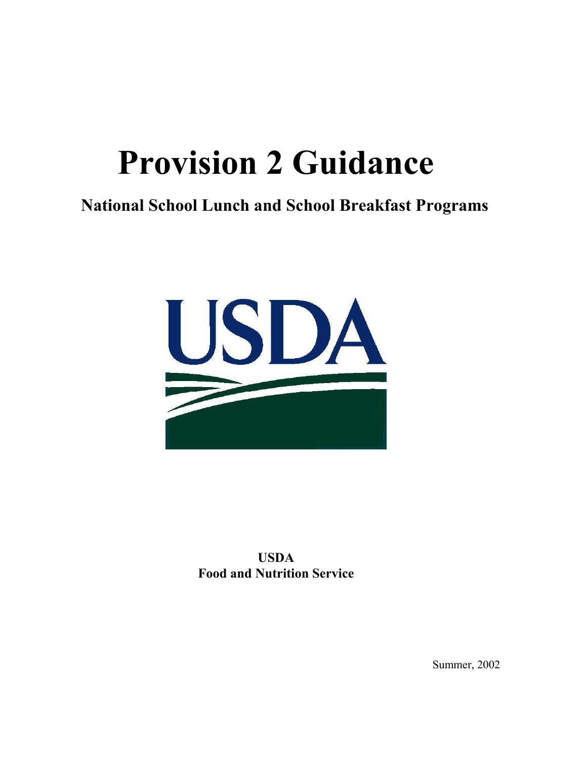# Provision 2 Guidance

## National School Lunch and School Breakfast Programs

**USDA**
**Food and Nutrition Service**

Summer, 2002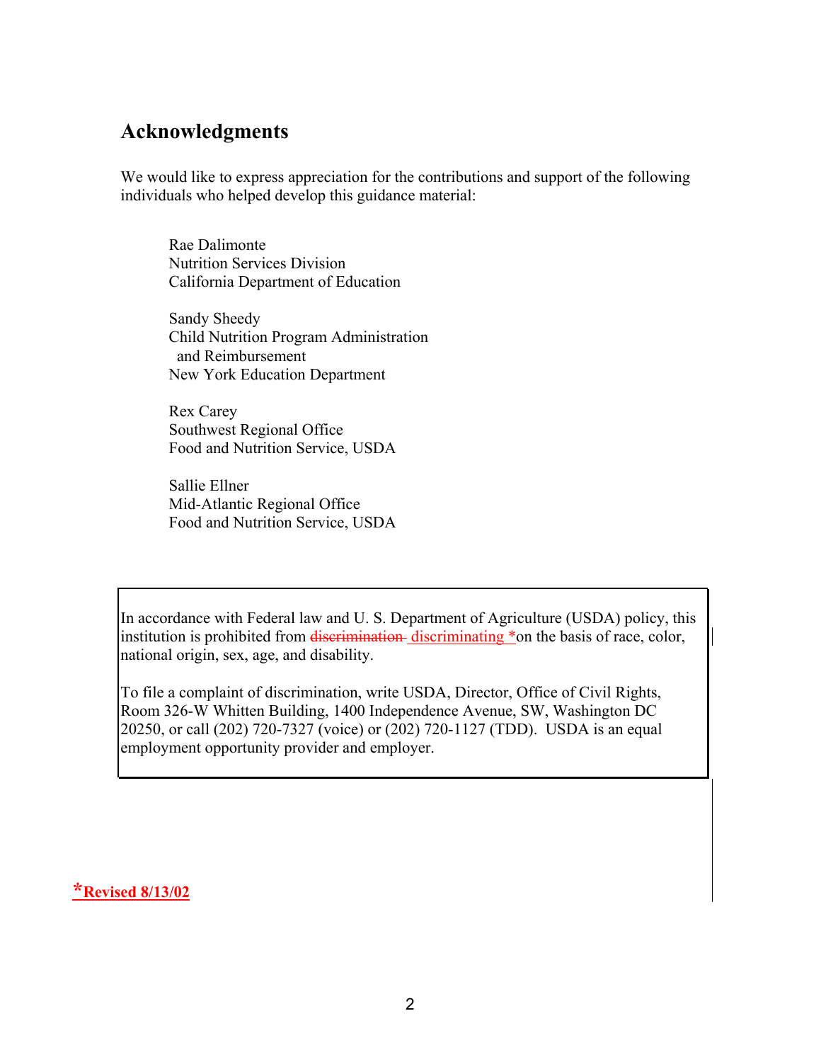## Acknowledgments

We would like to express appreciation for the contributions and support of the following individuals who helped develop this guidance material:

Rae Dalimonte
Nutrition Services Division
California Department of Education

Sandy Sheedy
Child Nutrition Program Administration
and Reimbursement
New York Education Department

Rex Carey
Southwest Regional Office
Food and Nutrition Service, USDA

Sallie Ellner
Mid-Atlantic Regional Office
Food and Nutrition Service, USDA

In accordance with Federal law and U. S. Department of Agriculture (USDA) policy, this institution is prohibited from ~~discrimination~~ discriminating *on the basis of race, color, national origin, sex, age, and disability.

To file a complaint of discrimination, write USDA, Director, Office of Civil Rights, Room 326-W Whitten Building, 1400 Independence Avenue, SW, Washington DC 20250, or call (202) 720-7327 (voice) or (202) 720-1127 (TDD). USDA is an equal employment opportunity provider and employer.

***Revised 8/13/02**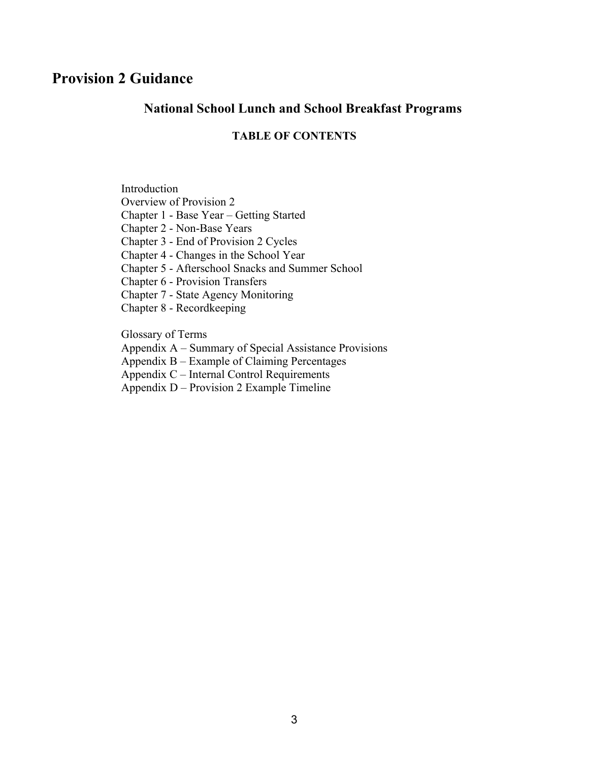# Provision 2 Guidance

## National School Lunch and School Breakfast Programs

### TABLE OF CONTENTS

Introduction
Overview of Provision 2
Chapter 1 - Base Year – Getting Started
Chapter 2 - Non-Base Years
Chapter 3 - End of Provision 2 Cycles
Chapter 4 - Changes in the School Year
Chapter 5 - Afterschool Snacks and Summer School
Chapter 6 - Provision Transfers
Chapter 7 - State Agency Monitoring
Chapter 8 - Recordkeeping

Glossary of Terms
Appendix A – Summary of Special Assistance Provisions
Appendix B – Example of Claiming Percentages
Appendix C – Internal Control Requirements
Appendix D – Provision 2 Example Timeline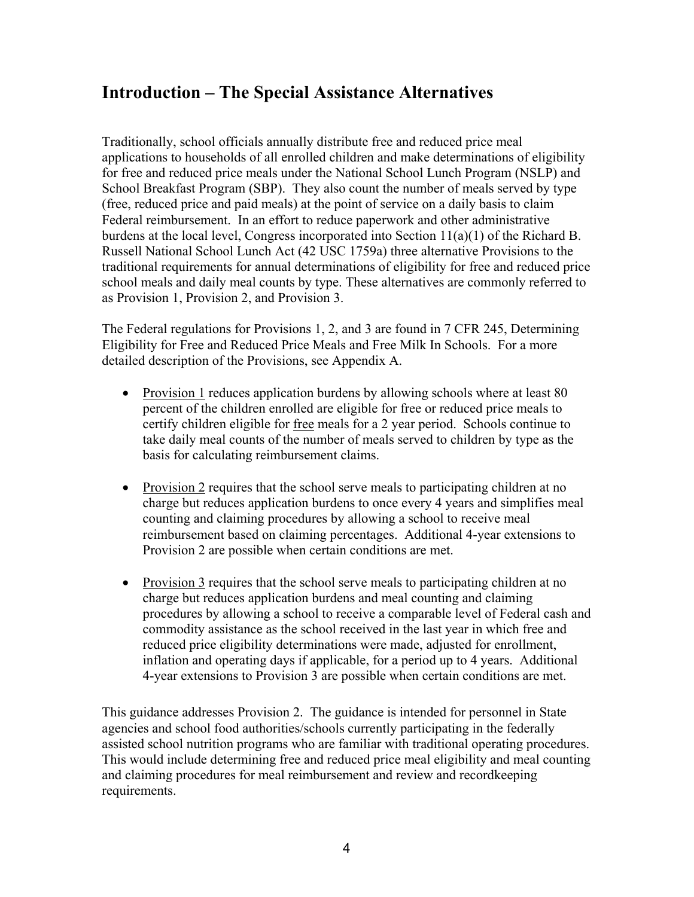## Introduction – The Special Assistance Alternatives

Traditionally, school officials annually distribute free and reduced price meal applications to households of all enrolled children and make determinations of eligibility for free and reduced price meals under the National School Lunch Program (NSLP) and School Breakfast Program (SBP). They also count the number of meals served by type (free, reduced price and paid meals) at the point of service on a daily basis to claim Federal reimbursement. In an effort to reduce paperwork and other administrative burdens at the local level, Congress incorporated into Section 11(a)(1) of the Richard B. Russell National School Lunch Act (42 USC 1759a) three alternative Provisions to the traditional requirements for annual determinations of eligibility for free and reduced price school meals and daily meal counts by type. These alternatives are commonly referred to as Provision 1, Provision 2, and Provision 3.

The Federal regulations for Provisions 1, 2, and 3 are found in 7 CFR 245, Determining Eligibility for Free and Reduced Price Meals and Free Milk In Schools. For a more detailed description of the Provisions, see Appendix A.

- <u>Provision 1</u> reduces application burdens by allowing schools where at least 80 percent of the children enrolled are eligible for free or reduced price meals to certify children eligible for <u>free</u> meals for a 2 year period. Schools continue to take daily meal counts of the number of meals served to children by type as the basis for calculating reimbursement claims.

- <u>Provision 2</u> requires that the school serve meals to participating children at no charge but reduces application burdens to once every 4 years and simplifies meal counting and claiming procedures by allowing a school to receive meal reimbursement based on claiming percentages. Additional 4-year extensions to Provision 2 are possible when certain conditions are met.

- <u>Provision 3</u> requires that the school serve meals to participating children at no charge but reduces application burdens and meal counting and claiming procedures by allowing a school to receive a comparable level of Federal cash and commodity assistance as the school received in the last year in which free and reduced price eligibility determinations were made, adjusted for enrollment, inflation and operating days if applicable, for a period up to 4 years. Additional 4-year extensions to Provision 3 are possible when certain conditions are met.

This guidance addresses Provision 2. The guidance is intended for personnel in State agencies and school food authorities/schools currently participating in the federally assisted school nutrition programs who are familiar with traditional operating procedures. This would include determining free and reduced price meal eligibility and meal counting and claiming procedures for meal reimbursement and review and recordkeeping requirements.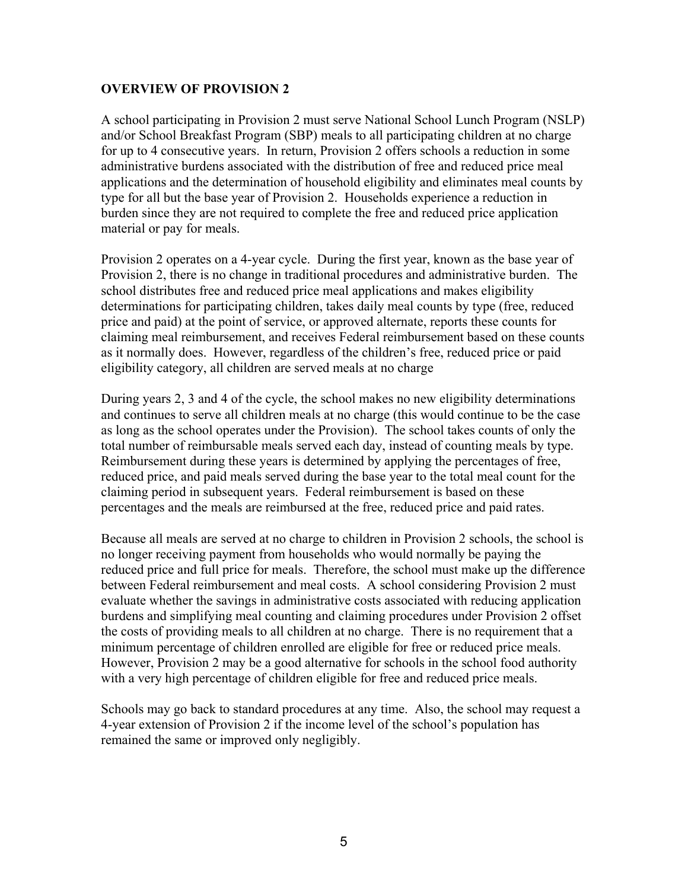## OVERVIEW OF PROVISION 2

A school participating in Provision 2 must serve National School Lunch Program (NSLP) and/or School Breakfast Program (SBP) meals to all participating children at no charge for up to 4 consecutive years. In return, Provision 2 offers schools a reduction in some administrative burdens associated with the distribution of free and reduced price meal applications and the determination of household eligibility and eliminates meal counts by type for all but the base year of Provision 2. Households experience a reduction in burden since they are not required to complete the free and reduced price application material or pay for meals.

Provision 2 operates on a 4-year cycle. During the first year, known as the base year of Provision 2, there is no change in traditional procedures and administrative burden. The school distributes free and reduced price meal applications and makes eligibility determinations for participating children, takes daily meal counts by type (free, reduced price and paid) at the point of service, or approved alternate, reports these counts for claiming meal reimbursement, and receives Federal reimbursement based on these counts as it normally does. However, regardless of the children's free, reduced price or paid eligibility category, all children are served meals at no charge

During years 2, 3 and 4 of the cycle, the school makes no new eligibility determinations and continues to serve all children meals at no charge (this would continue to be the case as long as the school operates under the Provision). The school takes counts of only the total number of reimbursable meals served each day, instead of counting meals by type. Reimbursement during these years is determined by applying the percentages of free, reduced price, and paid meals served during the base year to the total meal count for the claiming period in subsequent years. Federal reimbursement is based on these percentages and the meals are reimbursed at the free, reduced price and paid rates.

Because all meals are served at no charge to children in Provision 2 schools, the school is no longer receiving payment from households who would normally be paying the reduced price and full price for meals. Therefore, the school must make up the difference between Federal reimbursement and meal costs. A school considering Provision 2 must evaluate whether the savings in administrative costs associated with reducing application burdens and simplifying meal counting and claiming procedures under Provision 2 offset the costs of providing meals to all children at no charge. There is no requirement that a minimum percentage of children enrolled are eligible for free or reduced price meals. However, Provision 2 may be a good alternative for schools in the school food authority with a very high percentage of children eligible for free and reduced price meals.

Schools may go back to standard procedures at any time. Also, the school may request a 4-year extension of Provision 2 if the income level of the school's population has remained the same or improved only negligibly.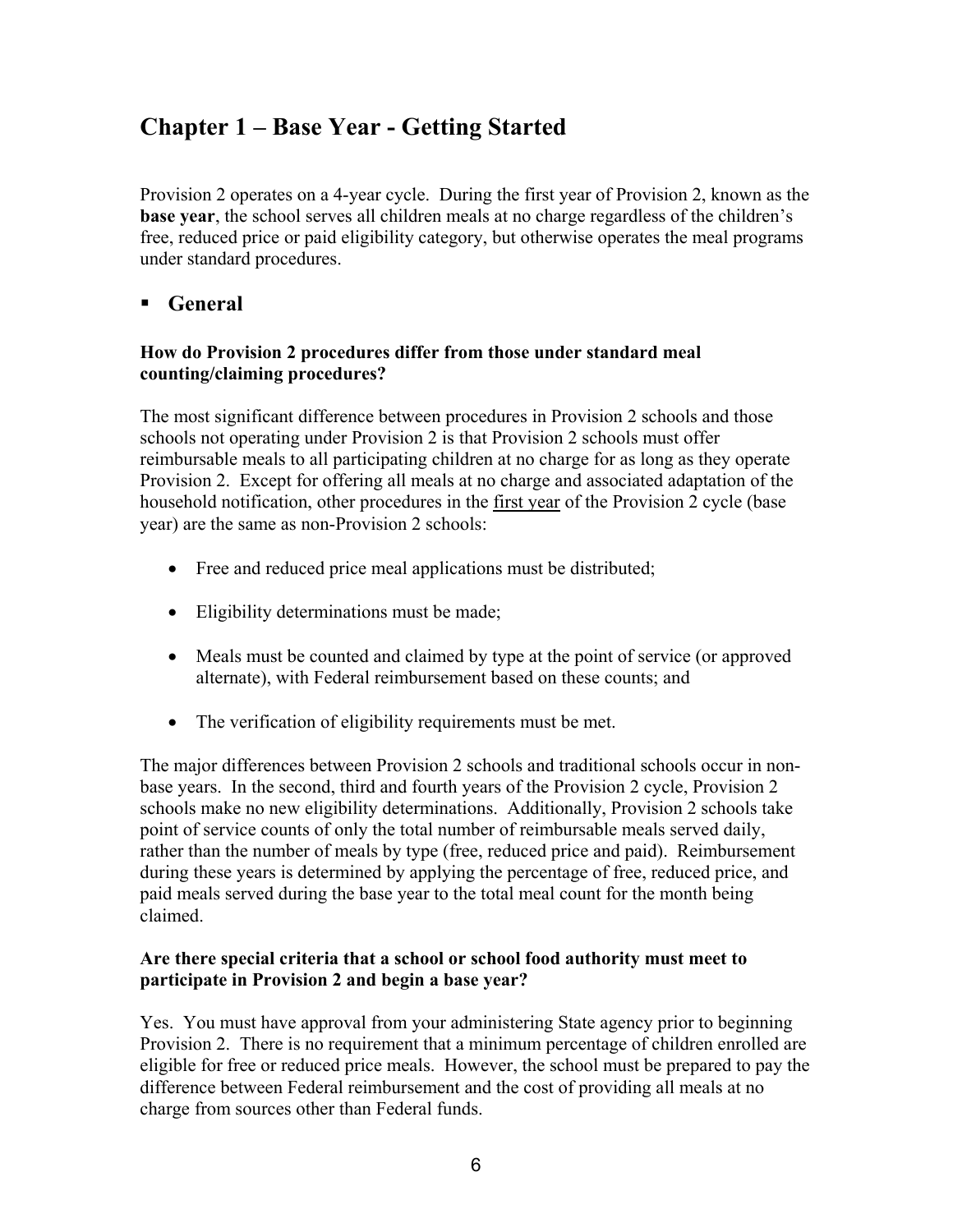# Chapter 1 – Base Year - Getting Started

Provision 2 operates on a 4-year cycle. During the first year of Provision 2, known as the **base year**, the school serves all children meals at no charge regardless of the children's free, reduced price or paid eligibility category, but otherwise operates the meal programs under standard procedures.

## ▪ General

**How do Provision 2 procedures differ from those under standard meal counting/claiming procedures?**

The most significant difference between procedures in Provision 2 schools and those schools not operating under Provision 2 is that Provision 2 schools must offer reimbursable meals to all participating children at no charge for as long as they operate Provision 2. Except for offering all meals at no charge and associated adaptation of the household notification, other procedures in the <u>first year</u> of the Provision 2 cycle (base year) are the same as non-Provision 2 schools:

- Free and reduced price meal applications must be distributed;
- Eligibility determinations must be made;
- Meals must be counted and claimed by type at the point of service (or approved alternate), with Federal reimbursement based on these counts; and
- The verification of eligibility requirements must be met.

The major differences between Provision 2 schools and traditional schools occur in non-base years. In the second, third and fourth years of the Provision 2 cycle, Provision 2 schools make no new eligibility determinations. Additionally, Provision 2 schools take point of service counts of only the total number of reimbursable meals served daily, rather than the number of meals by type (free, reduced price and paid). Reimbursement during these years is determined by applying the percentage of free, reduced price, and paid meals served during the base year to the total meal count for the month being claimed.

**Are there special criteria that a school or school food authority must meet to participate in Provision 2 and begin a base year?**

Yes. You must have approval from your administering State agency prior to beginning Provision 2. There is no requirement that a minimum percentage of children enrolled are eligible for free or reduced price meals. However, the school must be prepared to pay the difference between Federal reimbursement and the cost of providing all meals at no charge from sources other than Federal funds.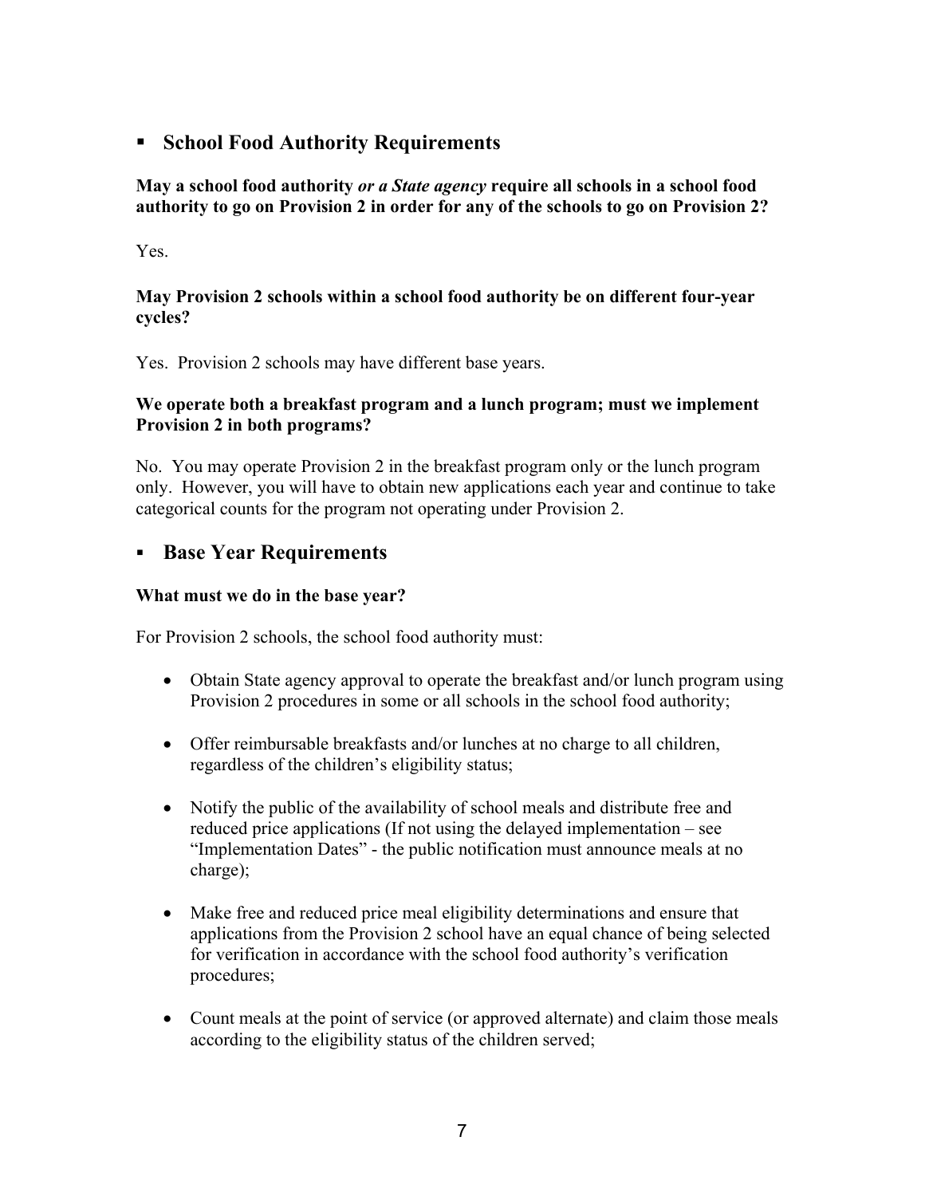## School Food Authority Requirements

**May a school food authority *or a State agency* require all schools in a school food authority to go on Provision 2 in order for any of the schools to go on Provision 2?**

Yes.

**May Provision 2 schools within a school food authority be on different four-year cycles?**

Yes. Provision 2 schools may have different base years.

**We operate both a breakfast program and a lunch program; must we implement Provision 2 in both programs?**

No. You may operate Provision 2 in the breakfast program only or the lunch program only. However, you will have to obtain new applications each year and continue to take categorical counts for the program not operating under Provision 2.

## Base Year Requirements

**What must we do in the base year?**

For Provision 2 schools, the school food authority must:

- Obtain State agency approval to operate the breakfast and/or lunch program using Provision 2 procedures in some or all schools in the school food authority;
- Offer reimbursable breakfasts and/or lunches at no charge to all children, regardless of the children's eligibility status;
- Notify the public of the availability of school meals and distribute free and reduced price applications (If not using the delayed implementation – see "Implementation Dates" - the public notification must announce meals at no charge);
- Make free and reduced price meal eligibility determinations and ensure that applications from the Provision 2 school have an equal chance of being selected for verification in accordance with the school food authority's verification procedures;
- Count meals at the point of service (or approved alternate) and claim those meals according to the eligibility status of the children served;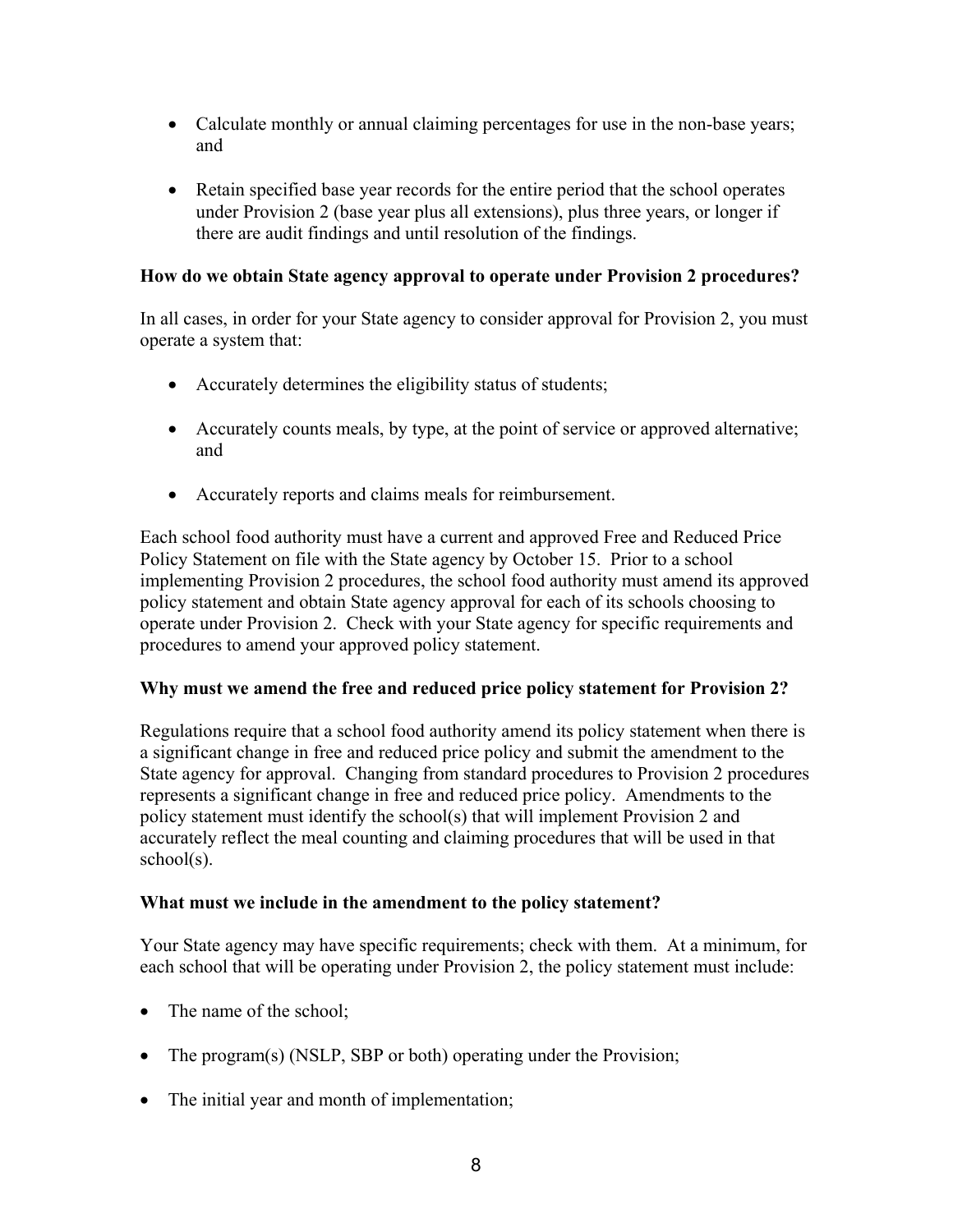- Calculate monthly or annual claiming percentages for use in the non-base years; and

- Retain specified base year records for the entire period that the school operates under Provision 2 (base year plus all extensions), plus three years, or longer if there are audit findings and until resolution of the findings.

**How do we obtain State agency approval to operate under Provision 2 procedures?**

In all cases, in order for your State agency to consider approval for Provision 2, you must operate a system that:

- Accurately determines the eligibility status of students;

- Accurately counts meals, by type, at the point of service or approved alternative; and

- Accurately reports and claims meals for reimbursement.

Each school food authority must have a current and approved Free and Reduced Price Policy Statement on file with the State agency by October 15. Prior to a school implementing Provision 2 procedures, the school food authority must amend its approved policy statement and obtain State agency approval for each of its schools choosing to operate under Provision 2. Check with your State agency for specific requirements and procedures to amend your approved policy statement.

**Why must we amend the free and reduced price policy statement for Provision 2?**

Regulations require that a school food authority amend its policy statement when there is a significant change in free and reduced price policy and submit the amendment to the State agency for approval. Changing from standard procedures to Provision 2 procedures represents a significant change in free and reduced price policy. Amendments to the policy statement must identify the school(s) that will implement Provision 2 and accurately reflect the meal counting and claiming procedures that will be used in that school(s).

**What must we include in the amendment to the policy statement?**

Your State agency may have specific requirements; check with them. At a minimum, for each school that will be operating under Provision 2, the policy statement must include:

- The name of the school;

- The program(s) (NSLP, SBP or both) operating under the Provision;

- The initial year and month of implementation;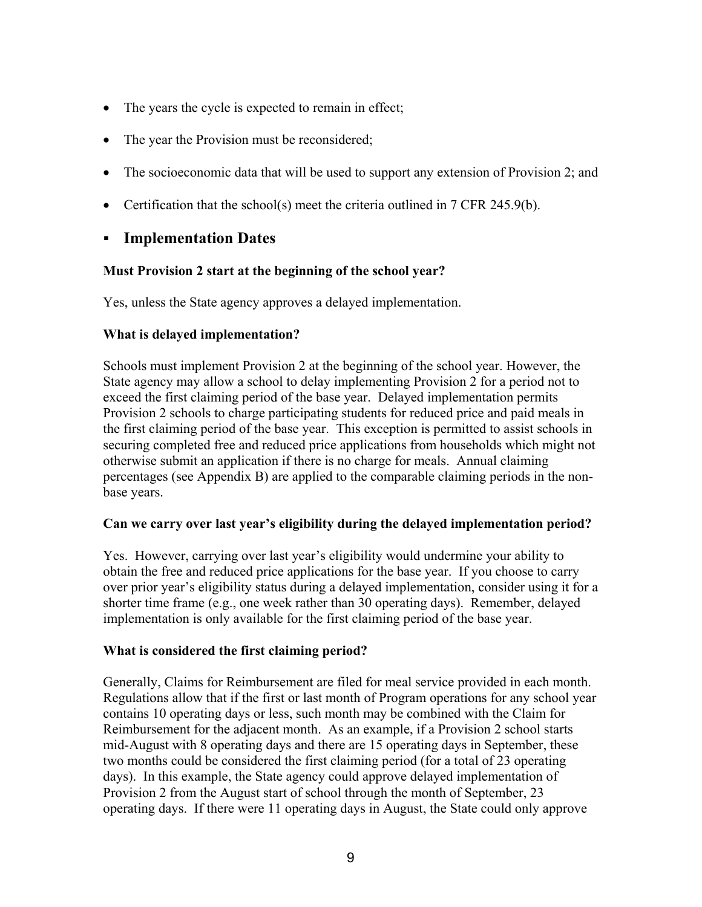- The years the cycle is expected to remain in effect;
- The year the Provision must be reconsidered;
- The socioeconomic data that will be used to support any extension of Provision 2; and
- Certification that the school(s) meet the criteria outlined in 7 CFR 245.9(b).

## Implementation Dates

**Must Provision 2 start at the beginning of the school year?**

Yes, unless the State agency approves a delayed implementation.

**What is delayed implementation?**

Schools must implement Provision 2 at the beginning of the school year. However, the State agency may allow a school to delay implementing Provision 2 for a period not to exceed the first claiming period of the base year. Delayed implementation permits Provision 2 schools to charge participating students for reduced price and paid meals in the first claiming period of the base year. This exception is permitted to assist schools in securing completed free and reduced price applications from households which might not otherwise submit an application if there is no charge for meals. Annual claiming percentages (see Appendix B) are applied to the comparable claiming periods in the non-base years.

**Can we carry over last year's eligibility during the delayed implementation period?**

Yes. However, carrying over last year's eligibility would undermine your ability to obtain the free and reduced price applications for the base year. If you choose to carry over prior year's eligibility status during a delayed implementation, consider using it for a shorter time frame (e.g., one week rather than 30 operating days). Remember, delayed implementation is only available for the first claiming period of the base year.

**What is considered the first claiming period?**

Generally, Claims for Reimbursement are filed for meal service provided in each month. Regulations allow that if the first or last month of Program operations for any school year contains 10 operating days or less, such month may be combined with the Claim for Reimbursement for the adjacent month. As an example, if a Provision 2 school starts mid-August with 8 operating days and there are 15 operating days in September, these two months could be considered the first claiming period (for a total of 23 operating days). In this example, the State agency could approve delayed implementation of Provision 2 from the August start of school through the month of September, 23 operating days. If there were 11 operating days in August, the State could only approve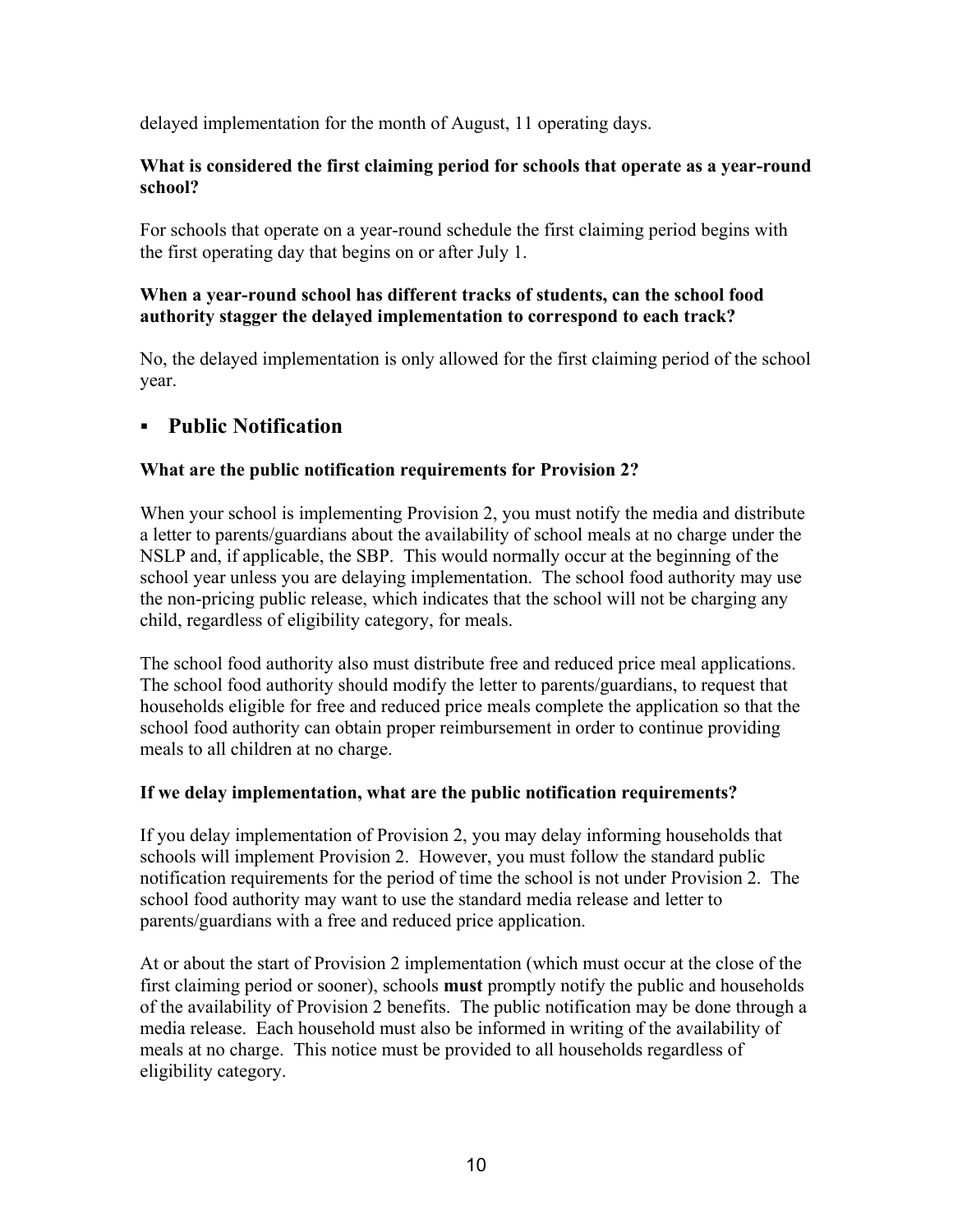delayed implementation for the month of August, 11 operating days.

**What is considered the first claiming period for schools that operate as a year-round school?**

For schools that operate on a year-round schedule the first claiming period begins with the first operating day that begins on or after July 1.

**When a year-round school has different tracks of students, can the school food authority stagger the delayed implementation to correspond to each track?**

No, the delayed implementation is only allowed for the first claiming period of the school year.

## ▪ Public Notification

**What are the public notification requirements for Provision 2?**

When your school is implementing Provision 2, you must notify the media and distribute a letter to parents/guardians about the availability of school meals at no charge under the NSLP and, if applicable, the SBP. This would normally occur at the beginning of the school year unless you are delaying implementation. The school food authority may use the non-pricing public release, which indicates that the school will not be charging any child, regardless of eligibility category, for meals.

The school food authority also must distribute free and reduced price meal applications. The school food authority should modify the letter to parents/guardians, to request that households eligible for free and reduced price meals complete the application so that the school food authority can obtain proper reimbursement in order to continue providing meals to all children at no charge.

**If we delay implementation, what are the public notification requirements?**

If you delay implementation of Provision 2, you may delay informing households that schools will implement Provision 2. However, you must follow the standard public notification requirements for the period of time the school is not under Provision 2. The school food authority may want to use the standard media release and letter to parents/guardians with a free and reduced price application.

At or about the start of Provision 2 implementation (which must occur at the close of the first claiming period or sooner), schools **must** promptly notify the public and households of the availability of Provision 2 benefits. The public notification may be done through a media release. Each household must also be informed in writing of the availability of meals at no charge. This notice must be provided to all households regardless of eligibility category.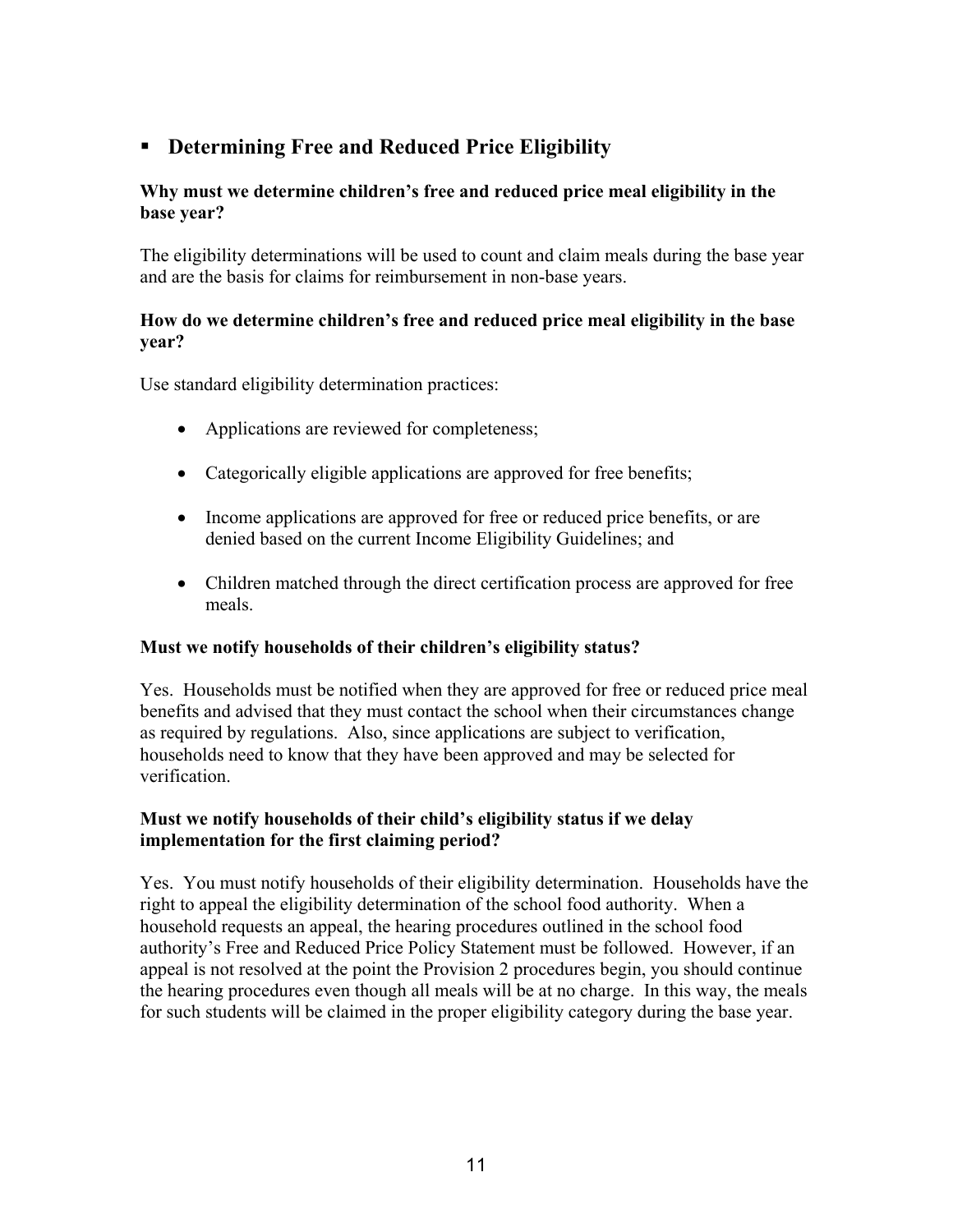## Determining Free and Reduced Price Eligibility

**Why must we determine children's free and reduced price meal eligibility in the base year?**

The eligibility determinations will be used to count and claim meals during the base year and are the basis for claims for reimbursement in non-base years.

**How do we determine children's free and reduced price meal eligibility in the base year?**

Use standard eligibility determination practices:

- Applications are reviewed for completeness;
- Categorically eligible applications are approved for free benefits;
- Income applications are approved for free or reduced price benefits, or are denied based on the current Income Eligibility Guidelines; and
- Children matched through the direct certification process are approved for free meals.

**Must we notify households of their children's eligibility status?**

Yes. Households must be notified when they are approved for free or reduced price meal benefits and advised that they must contact the school when their circumstances change as required by regulations. Also, since applications are subject to verification, households need to know that they have been approved and may be selected for verification.

**Must we notify households of their child's eligibility status if we delay implementation for the first claiming period?**

Yes. You must notify households of their eligibility determination. Households have the right to appeal the eligibility determination of the school food authority. When a household requests an appeal, the hearing procedures outlined in the school food authority's Free and Reduced Price Policy Statement must be followed. However, if an appeal is not resolved at the point the Provision 2 procedures begin, you should continue the hearing procedures even though all meals will be at no charge. In this way, the meals for such students will be claimed in the proper eligibility category during the base year.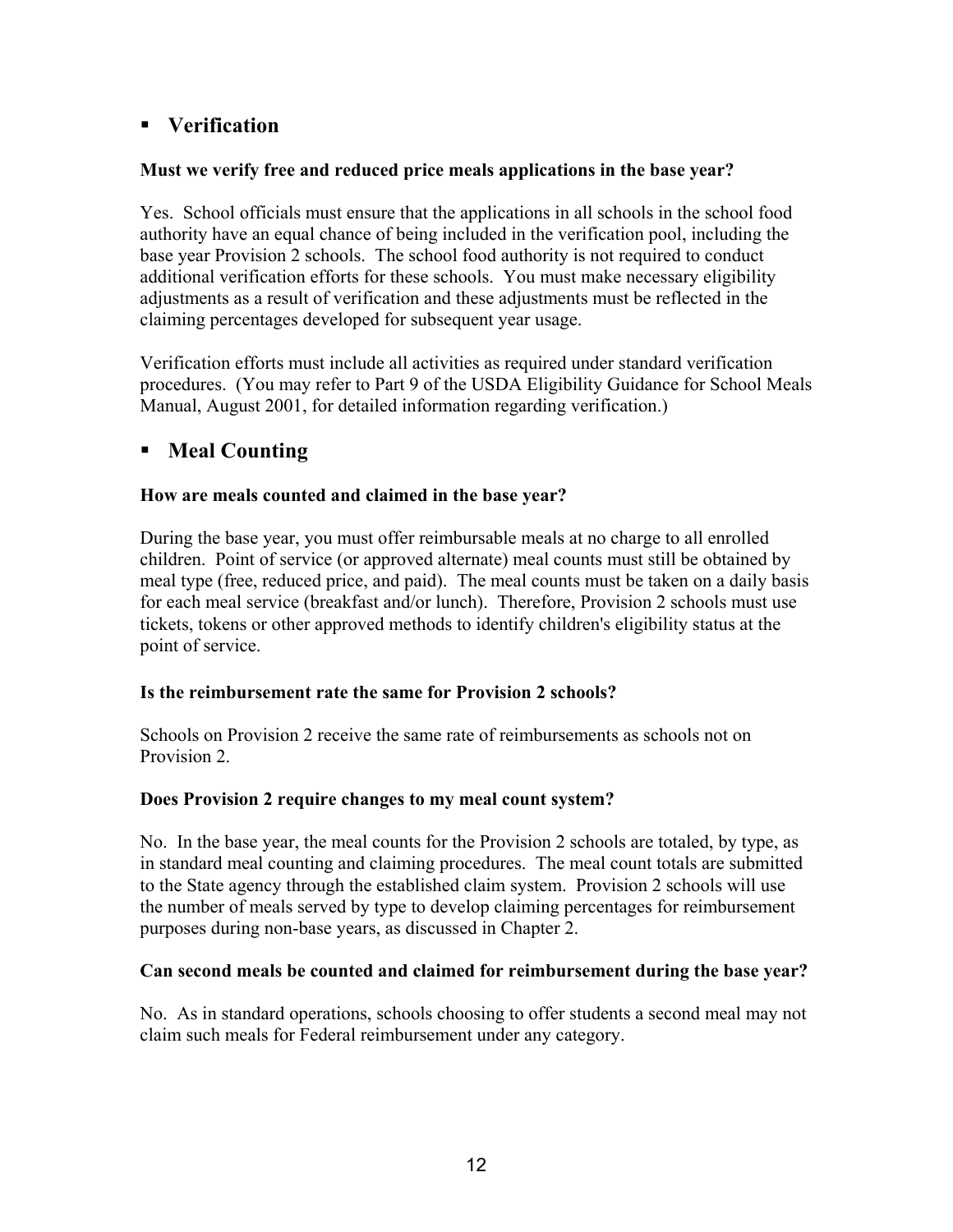## ▪ Verification

**Must we verify free and reduced price meals applications in the base year?**

Yes. School officials must ensure that the applications in all schools in the school food authority have an equal chance of being included in the verification pool, including the base year Provision 2 schools. The school food authority is not required to conduct additional verification efforts for these schools. You must make necessary eligibility adjustments as a result of verification and these adjustments must be reflected in the claiming percentages developed for subsequent year usage.

Verification efforts must include all activities as required under standard verification procedures. (You may refer to Part 9 of the USDA Eligibility Guidance for School Meals Manual, August 2001, for detailed information regarding verification.)

## ▪ Meal Counting

**How are meals counted and claimed in the base year?**

During the base year, you must offer reimbursable meals at no charge to all enrolled children. Point of service (or approved alternate) meal counts must still be obtained by meal type (free, reduced price, and paid). The meal counts must be taken on a daily basis for each meal service (breakfast and/or lunch). Therefore, Provision 2 schools must use tickets, tokens or other approved methods to identify children's eligibility status at the point of service.

**Is the reimbursement rate the same for Provision 2 schools?**

Schools on Provision 2 receive the same rate of reimbursements as schools not on Provision 2.

**Does Provision 2 require changes to my meal count system?**

No. In the base year, the meal counts for the Provision 2 schools are totaled, by type, as in standard meal counting and claiming procedures. The meal count totals are submitted to the State agency through the established claim system. Provision 2 schools will use the number of meals served by type to develop claiming percentages for reimbursement purposes during non-base years, as discussed in Chapter 2.

**Can second meals be counted and claimed for reimbursement during the base year?**

No. As in standard operations, schools choosing to offer students a second meal may not claim such meals for Federal reimbursement under any category.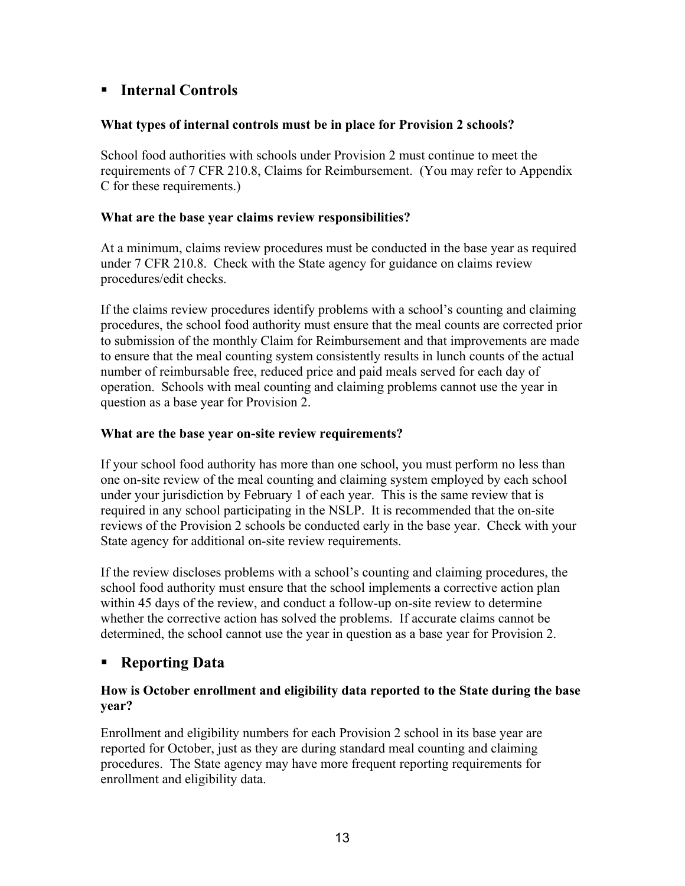## Internal Controls

### What types of internal controls must be in place for Provision 2 schools?

School food authorities with schools under Provision 2 must continue to meet the requirements of 7 CFR 210.8, Claims for Reimbursement. (You may refer to Appendix C for these requirements.)

### What are the base year claims review responsibilities?

At a minimum, claims review procedures must be conducted in the base year as required under 7 CFR 210.8. Check with the State agency for guidance on claims review procedures/edit checks.

If the claims review procedures identify problems with a school's counting and claiming procedures, the school food authority must ensure that the meal counts are corrected prior to submission of the monthly Claim for Reimbursement and that improvements are made to ensure that the meal counting system consistently results in lunch counts of the actual number of reimbursable free, reduced price and paid meals served for each day of operation. Schools with meal counting and claiming problems cannot use the year in question as a base year for Provision 2.

### What are the base year on-site review requirements?

If your school food authority has more than one school, you must perform no less than one on-site review of the meal counting and claiming system employed by each school under your jurisdiction by February 1 of each year. This is the same review that is required in any school participating in the NSLP. It is recommended that the on-site reviews of the Provision 2 schools be conducted early in the base year. Check with your State agency for additional on-site review requirements.

If the review discloses problems with a school's counting and claiming procedures, the school food authority must ensure that the school implements a corrective action plan within 45 days of the review, and conduct a follow-up on-site review to determine whether the corrective action has solved the problems. If accurate claims cannot be determined, the school cannot use the year in question as a base year for Provision 2.

## Reporting Data

### How is October enrollment and eligibility data reported to the State during the base year?

Enrollment and eligibility numbers for each Provision 2 school in its base year are reported for October, just as they are during standard meal counting and claiming procedures. The State agency may have more frequent reporting requirements for enrollment and eligibility data.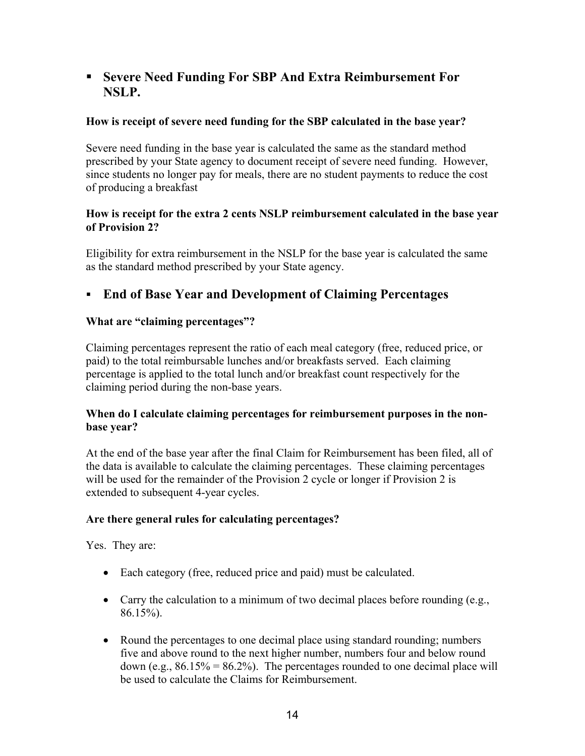- **Severe Need Funding For SBP And Extra Reimbursement For NSLP.**

**How is receipt of severe need funding for the SBP calculated in the base year?**

Severe need funding in the base year is calculated the same as the standard method prescribed by your State agency to document receipt of severe need funding. However, since students no longer pay for meals, there are no student payments to reduce the cost of producing a breakfast

**How is receipt for the extra 2 cents NSLP reimbursement calculated in the base year of Provision 2?**

Eligibility for extra reimbursement in the NSLP for the base year is calculated the same as the standard method prescribed by your State agency.

- **End of Base Year and Development of Claiming Percentages**

**What are "claiming percentages"?**

Claiming percentages represent the ratio of each meal category (free, reduced price, or paid) to the total reimbursable lunches and/or breakfasts served. Each claiming percentage is applied to the total lunch and/or breakfast count respectively for the claiming period during the non-base years.

**When do I calculate claiming percentages for reimbursement purposes in the non-base year?**

At the end of the base year after the final Claim for Reimbursement has been filed, all of the data is available to calculate the claiming percentages. These claiming percentages will be used for the remainder of the Provision 2 cycle or longer if Provision 2 is extended to subsequent 4-year cycles.

**Are there general rules for calculating percentages?**

Yes. They are:

- Each category (free, reduced price and paid) must be calculated.

- Carry the calculation to a minimum of two decimal places before rounding (e.g., 86.15%).

- Round the percentages to one decimal place using standard rounding; numbers five and above round to the next higher number, numbers four and below round down (e.g., 86.15% = 86.2%). The percentages rounded to one decimal place will be used to calculate the Claims for Reimbursement.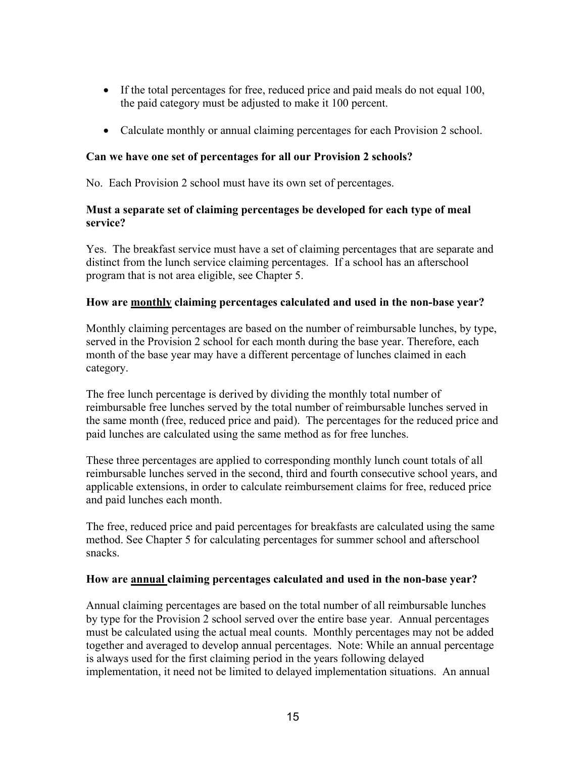- If the total percentages for free, reduced price and paid meals do not equal 100, the paid category must be adjusted to make it 100 percent.

- Calculate monthly or annual claiming percentages for each Provision 2 school.

**Can we have one set of percentages for all our Provision 2 schools?**

No. Each Provision 2 school must have its own set of percentages.

**Must a separate set of claiming percentages be developed for each type of meal service?**

Yes. The breakfast service must have a set of claiming percentages that are separate and distinct from the lunch service claiming percentages. If a school has an afterschool program that is not area eligible, see Chapter 5.

**How are <u>monthly</u> claiming percentages calculated and used in the non-base year?**

Monthly claiming percentages are based on the number of reimbursable lunches, by type, served in the Provision 2 school for each month during the base year. Therefore, each month of the base year may have a different percentage of lunches claimed in each category.

The free lunch percentage is derived by dividing the monthly total number of reimbursable free lunches served by the total number of reimbursable lunches served in the same month (free, reduced price and paid). The percentages for the reduced price and paid lunches are calculated using the same method as for free lunches.

These three percentages are applied to corresponding monthly lunch count totals of all reimbursable lunches served in the second, third and fourth consecutive school years, and applicable extensions, in order to calculate reimbursement claims for free, reduced price and paid lunches each month.

The free, reduced price and paid percentages for breakfasts are calculated using the same method. See Chapter 5 for calculating percentages for summer school and afterschool snacks.

**How are <u>annual</u> claiming percentages calculated and used in the non-base year?**

Annual claiming percentages are based on the total number of all reimbursable lunches by type for the Provision 2 school served over the entire base year. Annual percentages must be calculated using the actual meal counts. Monthly percentages may not be added together and averaged to develop annual percentages. Note: While an annual percentage is always used for the first claiming period in the years following delayed implementation, it need not be limited to delayed implementation situations. An annual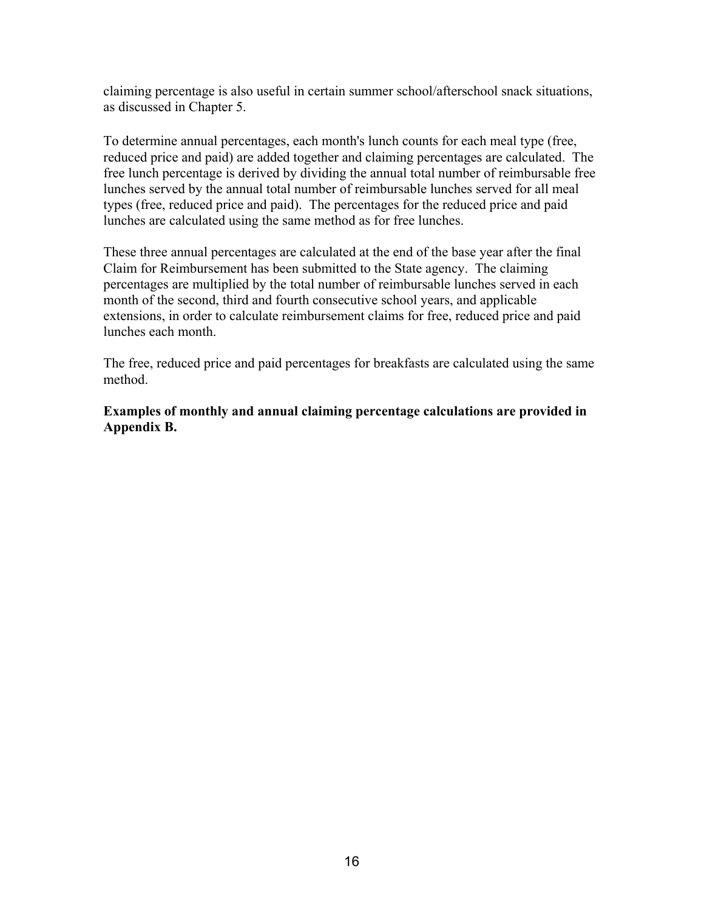claiming percentage is also useful in certain summer school/afterschool snack situations, as discussed in Chapter 5.

To determine annual percentages, each month's lunch counts for each meal type (free, reduced price and paid) are added together and claiming percentages are calculated. The free lunch percentage is derived by dividing the annual total number of reimbursable free lunches served by the annual total number of reimbursable lunches served for all meal types (free, reduced price and paid). The percentages for the reduced price and paid lunches are calculated using the same method as for free lunches.

These three annual percentages are calculated at the end of the base year after the final Claim for Reimbursement has been submitted to the State agency. The claiming percentages are multiplied by the total number of reimbursable lunches served in each month of the second, third and fourth consecutive school years, and applicable extensions, in order to calculate reimbursement claims for free, reduced price and paid lunches each month.

The free, reduced price and paid percentages for breakfasts are calculated using the same method.

**Examples of monthly and annual claiming percentage calculations are provided in Appendix B.**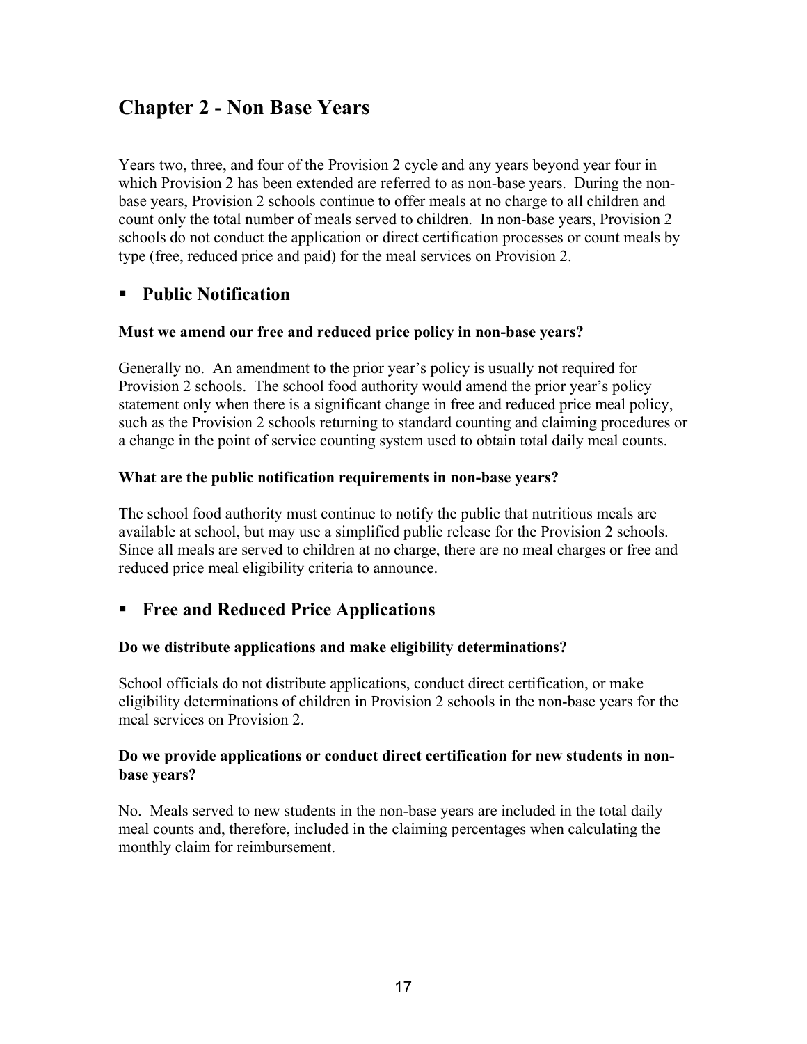# Chapter 2 - Non Base Years

Years two, three, and four of the Provision 2 cycle and any years beyond year four in which Provision 2 has been extended are referred to as non-base years. During the non-base years, Provision 2 schools continue to offer meals at no charge to all children and count only the total number of meals served to children. In non-base years, Provision 2 schools do not conduct the application or direct certification processes or count meals by type (free, reduced price and paid) for the meal services on Provision 2.

## ▪ Public Notification

**Must we amend our free and reduced price policy in non-base years?**

Generally no. An amendment to the prior year's policy is usually not required for Provision 2 schools. The school food authority would amend the prior year's policy statement only when there is a significant change in free and reduced price meal policy, such as the Provision 2 schools returning to standard counting and claiming procedures or a change in the point of service counting system used to obtain total daily meal counts.

**What are the public notification requirements in non-base years?**

The school food authority must continue to notify the public that nutritious meals are available at school, but may use a simplified public release for the Provision 2 schools. Since all meals are served to children at no charge, there are no meal charges or free and reduced price meal eligibility criteria to announce.

## ▪ Free and Reduced Price Applications

**Do we distribute applications and make eligibility determinations?**

School officials do not distribute applications, conduct direct certification, or make eligibility determinations of children in Provision 2 schools in the non-base years for the meal services on Provision 2.

**Do we provide applications or conduct direct certification for new students in non-base years?**

No. Meals served to new students in the non-base years are included in the total daily meal counts and, therefore, included in the claiming percentages when calculating the monthly claim for reimbursement.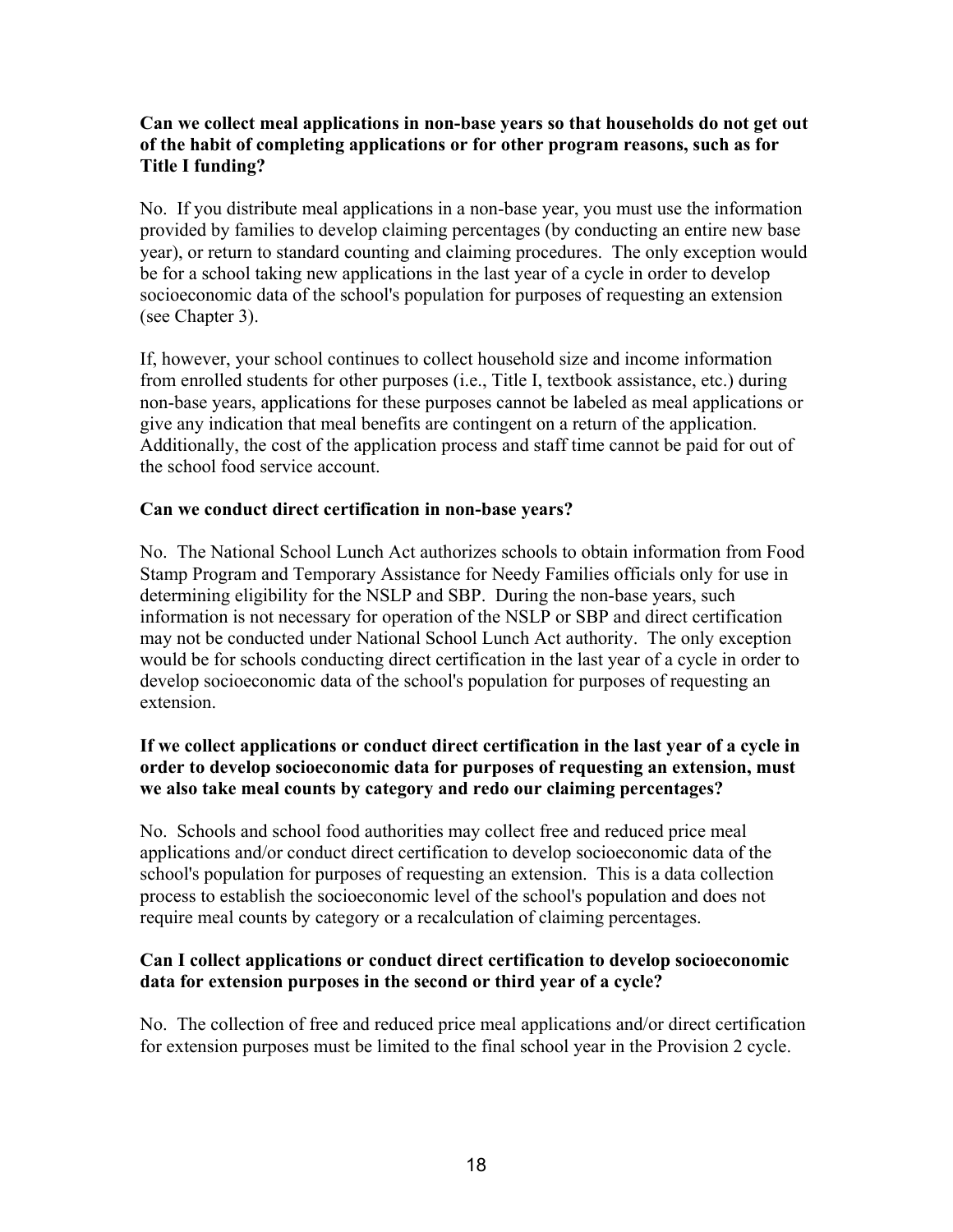**Can we collect meal applications in non-base years so that households do not get out of the habit of completing applications or for other program reasons, such as for Title I funding?**

No. If you distribute meal applications in a non-base year, you must use the information provided by families to develop claiming percentages (by conducting an entire new base year), or return to standard counting and claiming procedures. The only exception would be for a school taking new applications in the last year of a cycle in order to develop socioeconomic data of the school's population for purposes of requesting an extension (see Chapter 3).

If, however, your school continues to collect household size and income information from enrolled students for other purposes (i.e., Title I, textbook assistance, etc.) during non-base years, applications for these purposes cannot be labeled as meal applications or give any indication that meal benefits are contingent on a return of the application. Additionally, the cost of the application process and staff time cannot be paid for out of the school food service account.

**Can we conduct direct certification in non-base years?**

No. The National School Lunch Act authorizes schools to obtain information from Food Stamp Program and Temporary Assistance for Needy Families officials only for use in determining eligibility for the NSLP and SBP. During the non-base years, such information is not necessary for operation of the NSLP or SBP and direct certification may not be conducted under National School Lunch Act authority. The only exception would be for schools conducting direct certification in the last year of a cycle in order to develop socioeconomic data of the school's population for purposes of requesting an extension.

**If we collect applications or conduct direct certification in the last year of a cycle in order to develop socioeconomic data for purposes of requesting an extension, must we also take meal counts by category and redo our claiming percentages?**

No. Schools and school food authorities may collect free and reduced price meal applications and/or conduct direct certification to develop socioeconomic data of the school's population for purposes of requesting an extension. This is a data collection process to establish the socioeconomic level of the school's population and does not require meal counts by category or a recalculation of claiming percentages.

**Can I collect applications or conduct direct certification to develop socioeconomic data for extension purposes in the second or third year of a cycle?**

No. The collection of free and reduced price meal applications and/or direct certification for extension purposes must be limited to the final school year in the Provision 2 cycle.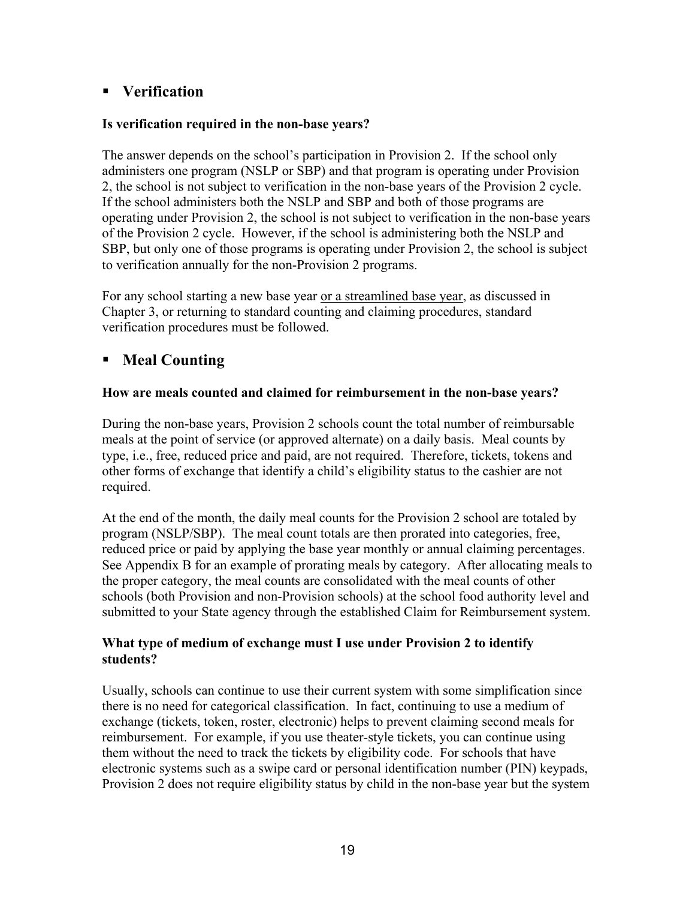## ▪ Verification

### Is verification required in the non-base years?

The answer depends on the school's participation in Provision 2. If the school only administers one program (NSLP or SBP) and that program is operating under Provision 2, the school is not subject to verification in the non-base years of the Provision 2 cycle. If the school administers both the NSLP and SBP and both of those programs are operating under Provision 2, the school is not subject to verification in the non-base years of the Provision 2 cycle. However, if the school is administering both the NSLP and SBP, but only one of those programs is operating under Provision 2, the school is subject to verification annually for the non-Provision 2 programs.

For any school starting a new base year <u>or a streamlined base year</u>, as discussed in Chapter 3, or returning to standard counting and claiming procedures, standard verification procedures must be followed.

## ▪ Meal Counting

### How are meals counted and claimed for reimbursement in the non-base years?

During the non-base years, Provision 2 schools count the total number of reimbursable meals at the point of service (or approved alternate) on a daily basis. Meal counts by type, i.e., free, reduced price and paid, are not required. Therefore, tickets, tokens and other forms of exchange that identify a child's eligibility status to the cashier are not required.

At the end of the month, the daily meal counts for the Provision 2 school are totaled by program (NSLP/SBP). The meal count totals are then prorated into categories, free, reduced price or paid by applying the base year monthly or annual claiming percentages. See Appendix B for an example of prorating meals by category. After allocating meals to the proper category, the meal counts are consolidated with the meal counts of other schools (both Provision and non-Provision schools) at the school food authority level and submitted to your State agency through the established Claim for Reimbursement system.

### What type of medium of exchange must I use under Provision 2 to identify students?

Usually, schools can continue to use their current system with some simplification since there is no need for categorical classification. In fact, continuing to use a medium of exchange (tickets, token, roster, electronic) helps to prevent claiming second meals for reimbursement. For example, if you use theater-style tickets, you can continue using them without the need to track the tickets by eligibility code. For schools that have electronic systems such as a swipe card or personal identification number (PIN) keypads, Provision 2 does not require eligibility status by child in the non-base year but the system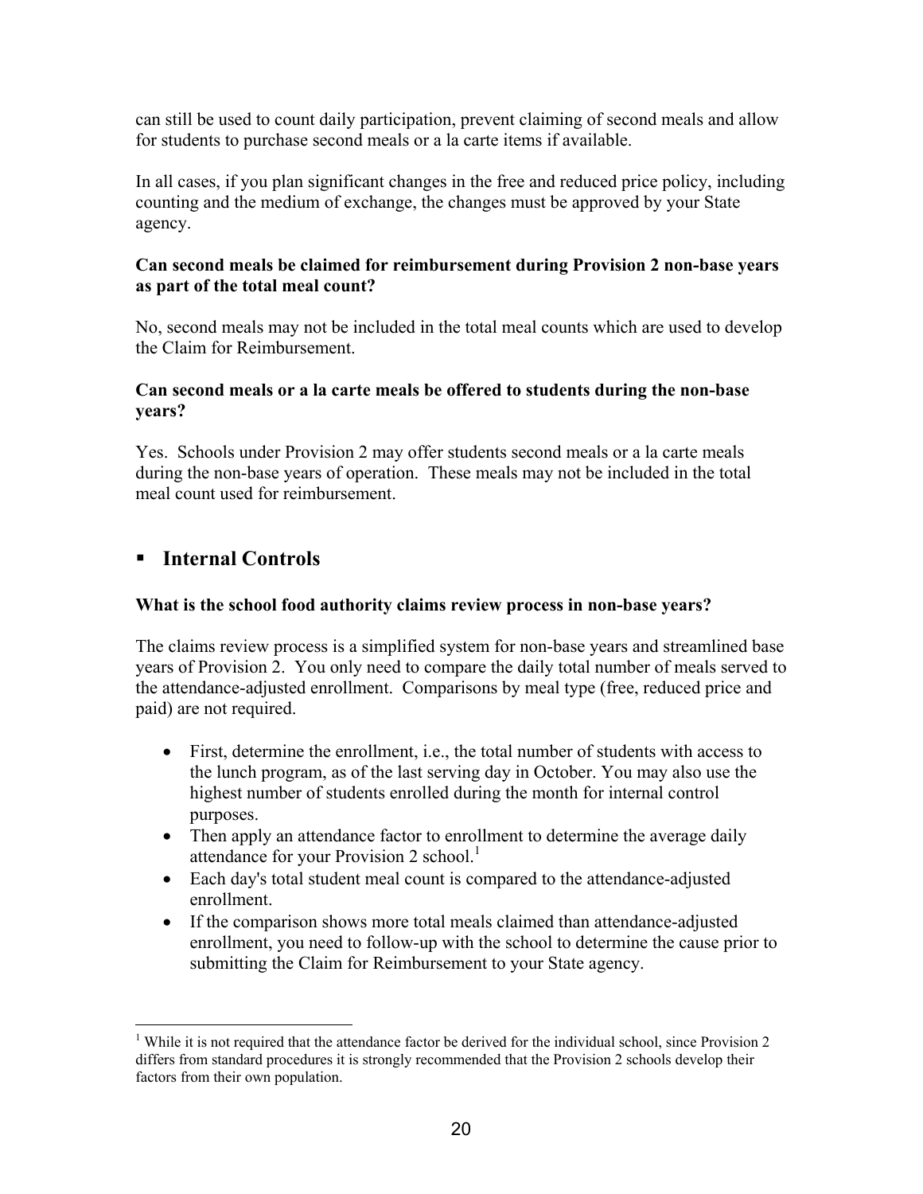can still be used to count daily participation, prevent claiming of second meals and allow for students to purchase second meals or a la carte items if available.

In all cases, if you plan significant changes in the free and reduced price policy, including counting and the medium of exchange, the changes must be approved by your State agency.

**Can second meals be claimed for reimbursement during Provision 2 non-base years as part of the total meal count?**

No, second meals may not be included in the total meal counts which are used to develop the Claim for Reimbursement.

**Can second meals or a la carte meals be offered to students during the non-base years?**

Yes. Schools under Provision 2 may offer students second meals or a la carte meals during the non-base years of operation. These meals may not be included in the total meal count used for reimbursement.

## Internal Controls

**What is the school food authority claims review process in non-base years?**

The claims review process is a simplified system for non-base years and streamlined base years of Provision 2. You only need to compare the daily total number of meals served to the attendance-adjusted enrollment. Comparisons by meal type (free, reduced price and paid) are not required.

- First, determine the enrollment, i.e., the total number of students with access to the lunch program, as of the last serving day in October. You may also use the highest number of students enrolled during the month for internal control purposes.
- Then apply an attendance factor to enrollment to determine the average daily attendance for your Provision 2 school.[1]
- Each day's total student meal count is compared to the attendance-adjusted enrollment.
- If the comparison shows more total meals claimed than attendance-adjusted enrollment, you need to follow-up with the school to determine the cause prior to submitting the Claim for Reimbursement to your State agency.

[1] While it is not required that the attendance factor be derived for the individual school, since Provision 2 differs from standard procedures it is strongly recommended that the Provision 2 schools develop their factors from their own population.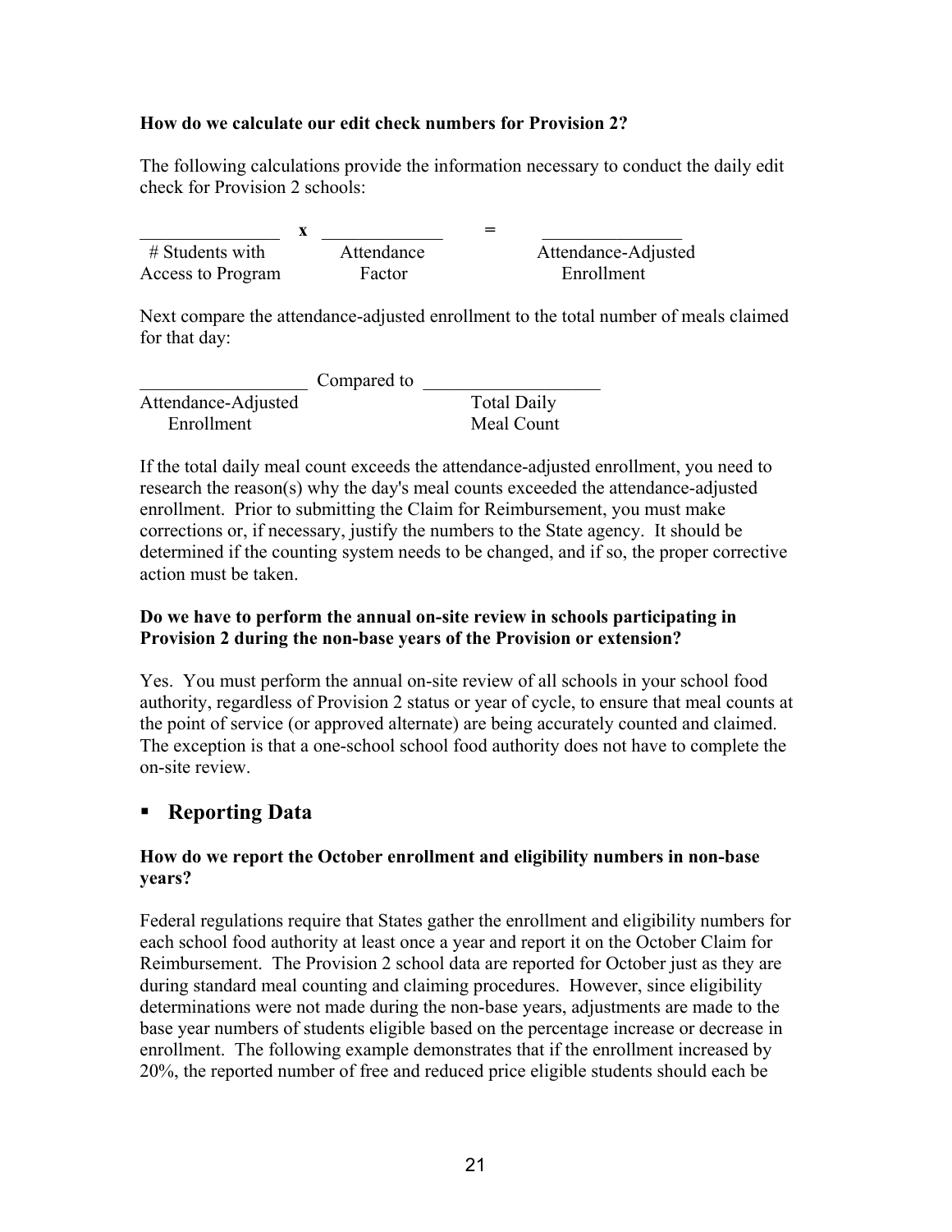**How do we calculate our edit check numbers for Provision 2?**

The following calculations provide the information necessary to conduct the daily edit check for Provision 2 schools:

| _______________ | **x** | _____________ | **=** | _______________ |
|---|---|---|---|---|
| # Students with Access to Program | | Attendance Factor | | Attendance-Adjusted Enrollment |

Next compare the attendance-adjusted enrollment to the total number of meals claimed for that day:

| _________________ | Compared to | __________________ |
|---|---|---|
| Attendance-Adjusted Enrollment | | Total Daily Meal Count |

If the total daily meal count exceeds the attendance-adjusted enrollment, you need to research the reason(s) why the day's meal counts exceeded the attendance-adjusted enrollment. Prior to submitting the Claim for Reimbursement, you must make corrections or, if necessary, justify the numbers to the State agency. It should be determined if the counting system needs to be changed, and if so, the proper corrective action must be taken.

**Do we have to perform the annual on-site review in schools participating in Provision 2 during the non-base years of the Provision or extension?**

Yes. You must perform the annual on-site review of all schools in your school food authority, regardless of Provision 2 status or year of cycle, to ensure that meal counts at the point of service (or approved alternate) are being accurately counted and claimed. The exception is that a one-school school food authority does not have to complete the on-site review.

## ▪ Reporting Data

**How do we report the October enrollment and eligibility numbers in non-base years?**

Federal regulations require that States gather the enrollment and eligibility numbers for each school food authority at least once a year and report it on the October Claim for Reimbursement. The Provision 2 school data are reported for October just as they are during standard meal counting and claiming procedures. However, since eligibility determinations were not made during the non-base years, adjustments are made to the base year numbers of students eligible based on the percentage increase or decrease in enrollment. The following example demonstrates that if the enrollment increased by 20%, the reported number of free and reduced price eligible students should each be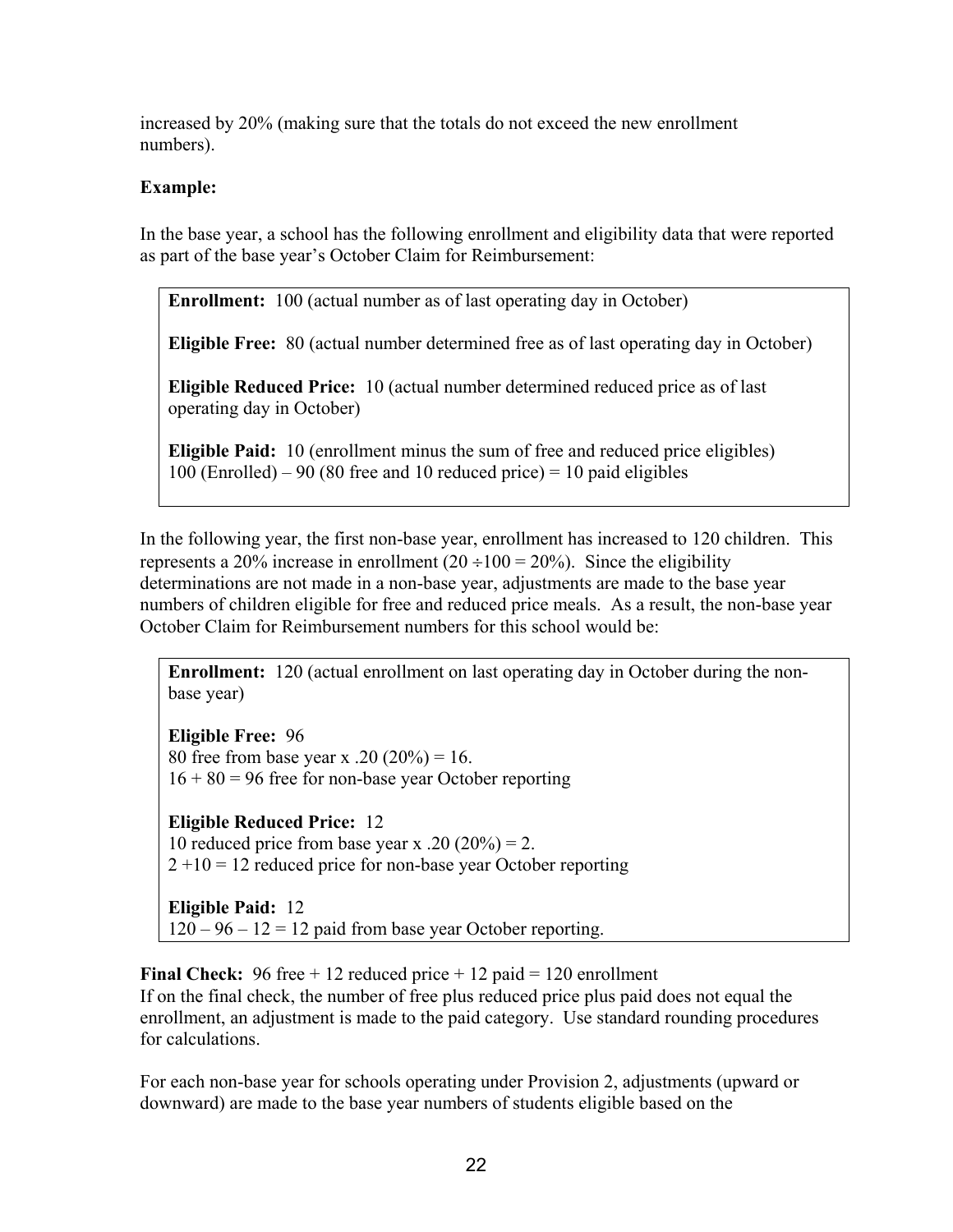increased by 20% (making sure that the totals do not exceed the new enrollment numbers).

**Example:**

In the base year, a school has the following enrollment and eligibility data that were reported as part of the base year's October Claim for Reimbursement:

> **Enrollment:** 100 (actual number as of last operating day in October)
>
> **Eligible Free:** 80 (actual number determined free as of last operating day in October)
>
> **Eligible Reduced Price:** 10 (actual number determined reduced price as of last operating day in October)
>
> **Eligible Paid:** 10 (enrollment minus the sum of free and reduced price eligibles)
> 100 (Enrolled) – 90 (80 free and 10 reduced price) = 10 paid eligibles

In the following year, the first non-base year, enrollment has increased to 120 children. This represents a 20% increase in enrollment (20 ÷100 = 20%). Since the eligibility determinations are not made in a non-base year, adjustments are made to the base year numbers of children eligible for free and reduced price meals. As a result, the non-base year October Claim for Reimbursement numbers for this school would be:

> **Enrollment:** 120 (actual enrollment on last operating day in October during the non-base year)
>
> **Eligible Free:** 96
> 80 free from base year x .20 (20%) = 16.
> 16 + 80 = 96 free for non-base year October reporting
>
> **Eligible Reduced Price:** 12
> 10 reduced price from base year x .20 (20%) = 2.
> 2 +10 = 12 reduced price for non-base year October reporting
>
> **Eligible Paid:** 12
> 120 – 96 – 12 = 12 paid from base year October reporting.

**Final Check:** 96 free + 12 reduced price + 12 paid = 120 enrollment
If on the final check, the number of free plus reduced price plus paid does not equal the enrollment, an adjustment is made to the paid category. Use standard rounding procedures for calculations.

For each non-base year for schools operating under Provision 2, adjustments (upward or downward) are made to the base year numbers of students eligible based on the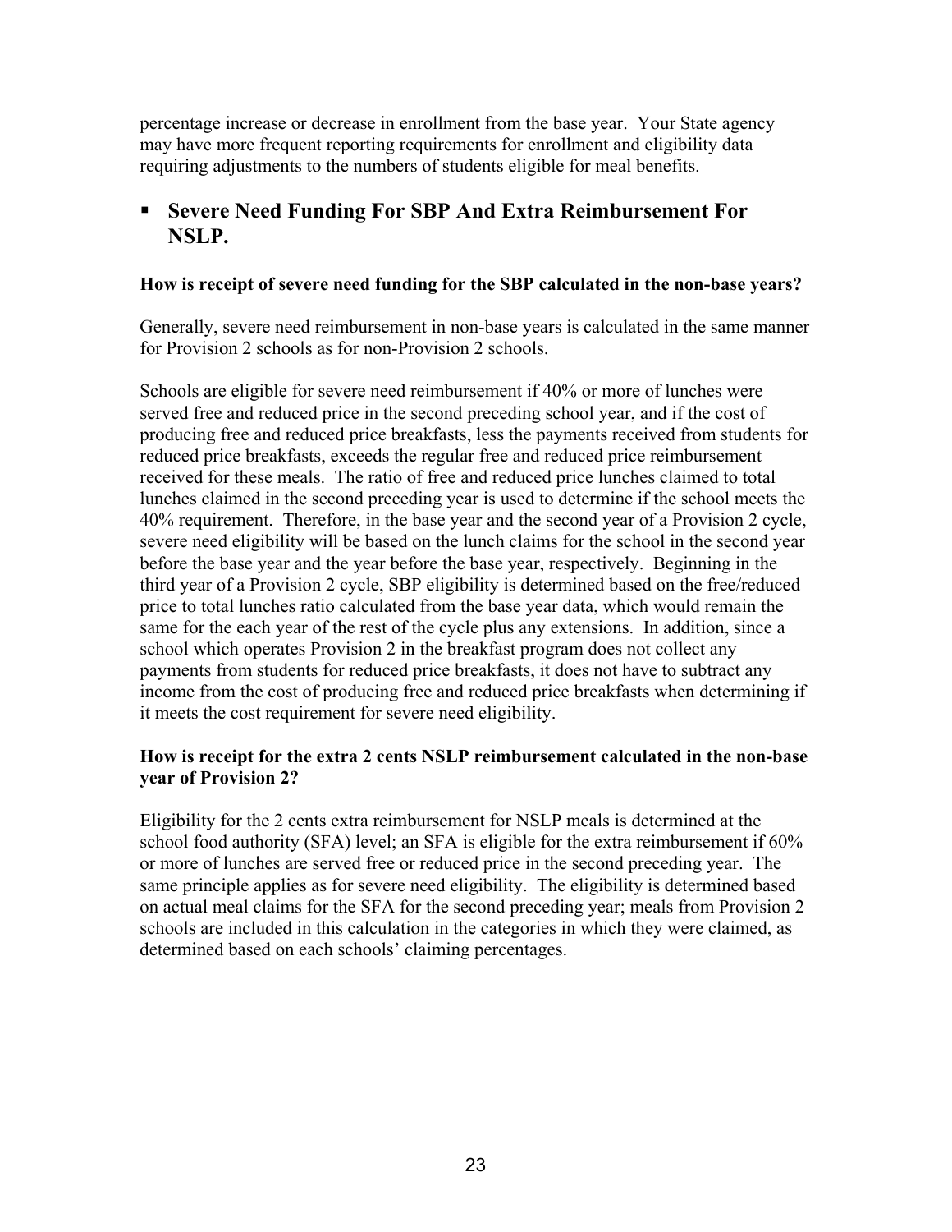percentage increase or decrease in enrollment from the base year. Your State agency may have more frequent reporting requirements for enrollment and eligibility data requiring adjustments to the numbers of students eligible for meal benefits.

## Severe Need Funding For SBP And Extra Reimbursement For NSLP.

**How is receipt of severe need funding for the SBP calculated in the non-base years?**

Generally, severe need reimbursement in non-base years is calculated in the same manner for Provision 2 schools as for non-Provision 2 schools.

Schools are eligible for severe need reimbursement if 40% or more of lunches were served free and reduced price in the second preceding school year, and if the cost of producing free and reduced price breakfasts, less the payments received from students for reduced price breakfasts, exceeds the regular free and reduced price reimbursement received for these meals. The ratio of free and reduced price lunches claimed to total lunches claimed in the second preceding year is used to determine if the school meets the 40% requirement. Therefore, in the base year and the second year of a Provision 2 cycle, severe need eligibility will be based on the lunch claims for the school in the second year before the base year and the year before the base year, respectively. Beginning in the third year of a Provision 2 cycle, SBP eligibility is determined based on the free/reduced price to total lunches ratio calculated from the base year data, which would remain the same for the each year of the rest of the cycle plus any extensions. In addition, since a school which operates Provision 2 in the breakfast program does not collect any payments from students for reduced price breakfasts, it does not have to subtract any income from the cost of producing free and reduced price breakfasts when determining if it meets the cost requirement for severe need eligibility.

**How is receipt for the extra 2 cents NSLP reimbursement calculated in the non-base year of Provision 2?**

Eligibility for the 2 cents extra reimbursement for NSLP meals is determined at the school food authority (SFA) level; an SFA is eligible for the extra reimbursement if 60% or more of lunches are served free or reduced price in the second preceding year. The same principle applies as for severe need eligibility. The eligibility is determined based on actual meal claims for the SFA for the second preceding year; meals from Provision 2 schools are included in this calculation in the categories in which they were claimed, as determined based on each schools' claiming percentages.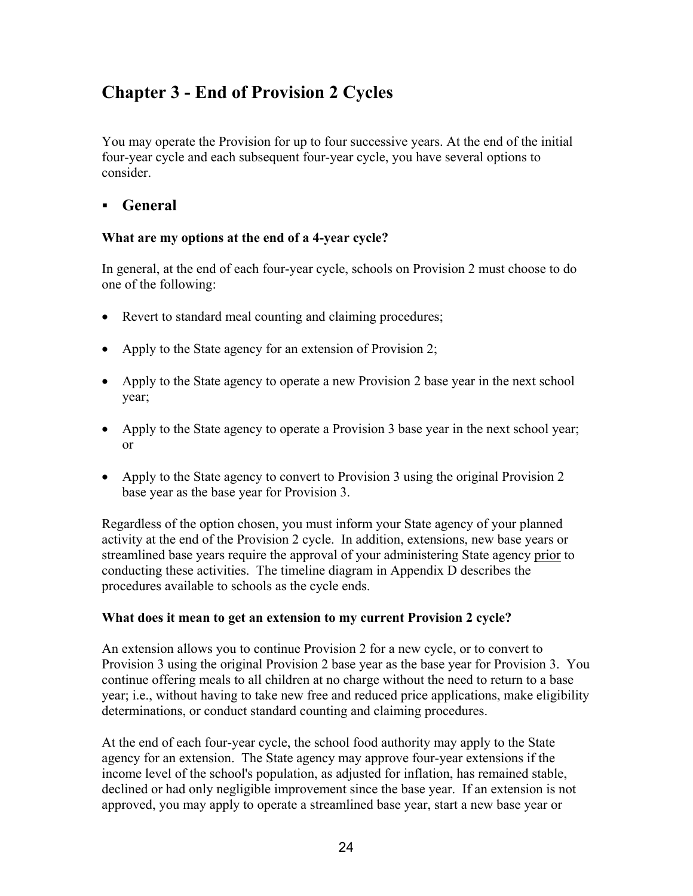# Chapter 3 - End of Provision 2 Cycles

You may operate the Provision for up to four successive years. At the end of the initial four-year cycle and each subsequent four-year cycle, you have several options to consider.

## ▪ General

### What are my options at the end of a 4-year cycle?

In general, at the end of each four-year cycle, schools on Provision 2 must choose to do one of the following:

- Revert to standard meal counting and claiming procedures;
- Apply to the State agency for an extension of Provision 2;
- Apply to the State agency to operate a new Provision 2 base year in the next school year;
- Apply to the State agency to operate a Provision 3 base year in the next school year; or
- Apply to the State agency to convert to Provision 3 using the original Provision 2 base year as the base year for Provision 3.

Regardless of the option chosen, you must inform your State agency of your planned activity at the end of the Provision 2 cycle. In addition, extensions, new base years or streamlined base years require the approval of your administering State agency <u>prior</u> to conducting these activities. The timeline diagram in Appendix D describes the procedures available to schools as the cycle ends.

### What does it mean to get an extension to my current Provision 2 cycle?

An extension allows you to continue Provision 2 for a new cycle, or to convert to Provision 3 using the original Provision 2 base year as the base year for Provision 3. You continue offering meals to all children at no charge without the need to return to a base year; i.e., without having to take new free and reduced price applications, make eligibility determinations, or conduct standard counting and claiming procedures.

At the end of each four-year cycle, the school food authority may apply to the State agency for an extension. The State agency may approve four-year extensions if the income level of the school's population, as adjusted for inflation, has remained stable, declined or had only negligible improvement since the base year. If an extension is not approved, you may apply to operate a streamlined base year, start a new base year or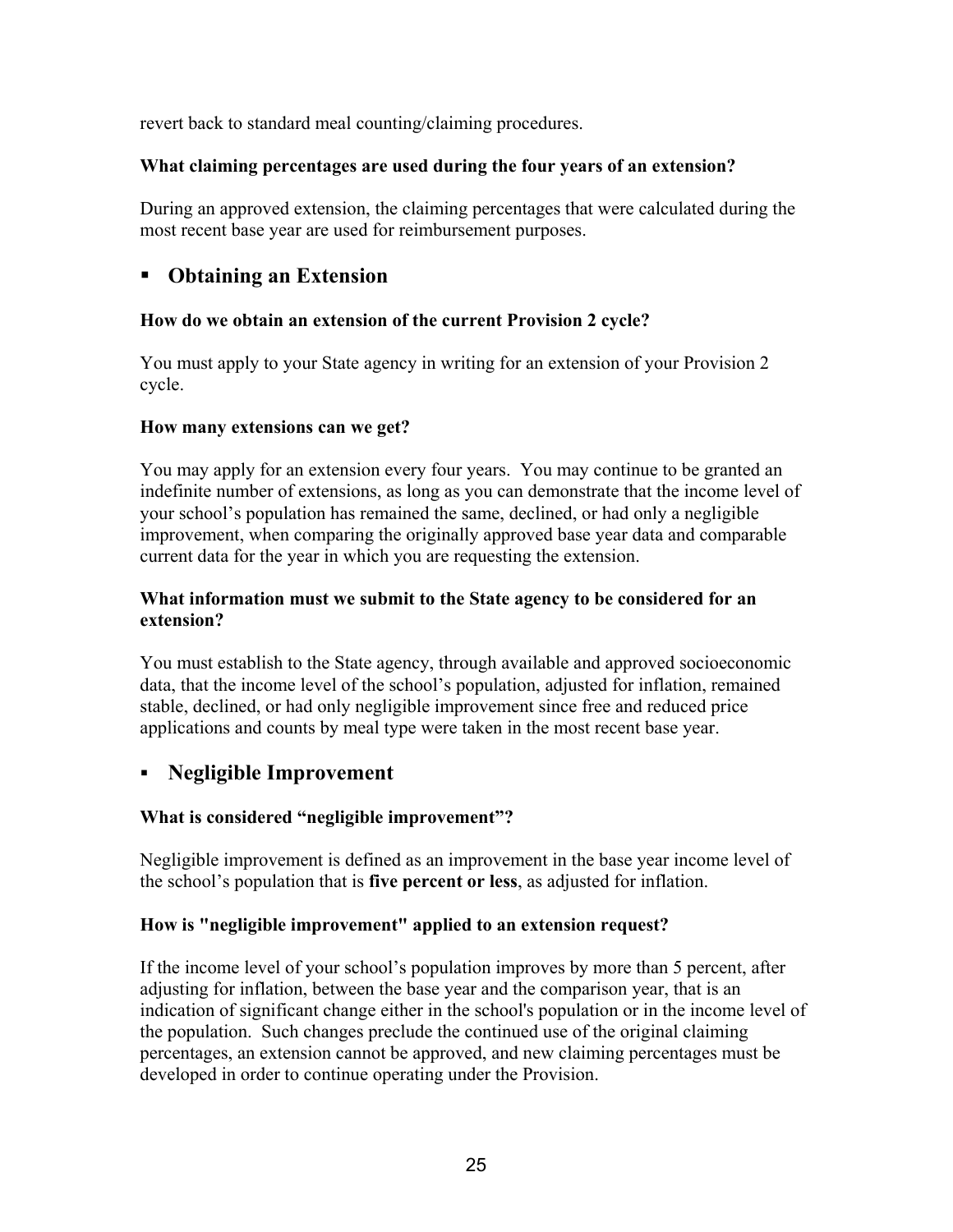revert back to standard meal counting/claiming procedures.

**What claiming percentages are used during the four years of an extension?**

During an approved extension, the claiming percentages that were calculated during the most recent base year are used for reimbursement purposes.

## ▪ Obtaining an Extension

**How do we obtain an extension of the current Provision 2 cycle?**

You must apply to your State agency in writing for an extension of your Provision 2 cycle.

**How many extensions can we get?**

You may apply for an extension every four years. You may continue to be granted an indefinite number of extensions, as long as you can demonstrate that the income level of your school's population has remained the same, declined, or had only a negligible improvement, when comparing the originally approved base year data and comparable current data for the year in which you are requesting the extension.

**What information must we submit to the State agency to be considered for an extension?**

You must establish to the State agency, through available and approved socioeconomic data, that the income level of the school's population, adjusted for inflation, remained stable, declined, or had only negligible improvement since free and reduced price applications and counts by meal type were taken in the most recent base year.

## ▪ Negligible Improvement

**What is considered "negligible improvement"?**

Negligible improvement is defined as an improvement in the base year income level of the school's population that is **five percent or less**, as adjusted for inflation.

**How is "negligible improvement" applied to an extension request?**

If the income level of your school's population improves by more than 5 percent, after adjusting for inflation, between the base year and the comparison year, that is an indication of significant change either in the school's population or in the income level of the population. Such changes preclude the continued use of the original claiming percentages, an extension cannot be approved, and new claiming percentages must be developed in order to continue operating under the Provision.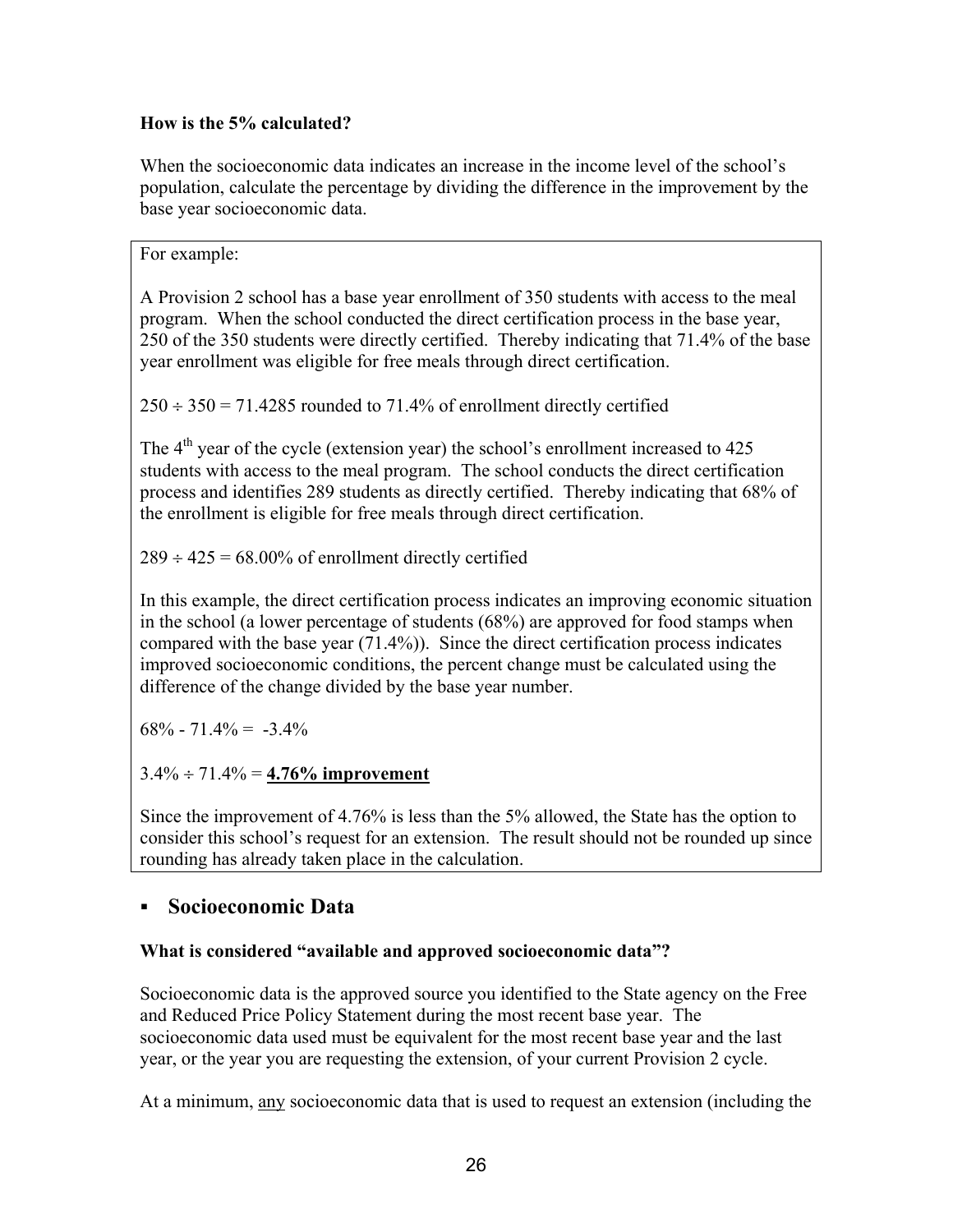**How is the 5% calculated?**

When the socioeconomic data indicates an increase in the income level of the school's population, calculate the percentage by dividing the difference in the improvement by the base year socioeconomic data.

> For example:
>
> A Provision 2 school has a base year enrollment of 350 students with access to the meal program. When the school conducted the direct certification process in the base year, 250 of the 350 students were directly certified. Thereby indicating that 71.4% of the base year enrollment was eligible for free meals through direct certification.
>
> $250 \div 350 = 71.4285$ rounded to 71.4% of enrollment directly certified
>
> The 4th year of the cycle (extension year) the school's enrollment increased to 425 students with access to the meal program. The school conducts the direct certification process and identifies 289 students as directly certified. Thereby indicating that 68% of the enrollment is eligible for free meals through direct certification.
>
> $289 \div 425 = 68.00\%$ of enrollment directly certified
>
> In this example, the direct certification process indicates an improving economic situation in the school (a lower percentage of students (68%) are approved for food stamps when compared with the base year (71.4%)). Since the direct certification process indicates improved socioeconomic conditions, the percent change must be calculated using the difference of the change divided by the base year number.
>
> $68\% - 71.4\% = -3.4\%$
>
> $3.4\% \div 71.4\% =$ **<u>4.76% improvement</u>**
>
> Since the improvement of 4.76% is less than the 5% allowed, the State has the option to consider this school's request for an extension. The result should not be rounded up since rounding has already taken place in the calculation.

## ▪ Socioeconomic Data

**What is considered "available and approved socioeconomic data"?**

Socioeconomic data is the approved source you identified to the State agency on the Free and Reduced Price Policy Statement during the most recent base year. The socioeconomic data used must be equivalent for the most recent base year and the last year, or the year you are requesting the extension, of your current Provision 2 cycle.

At a minimum, <u>any</u> socioeconomic data that is used to request an extension (including the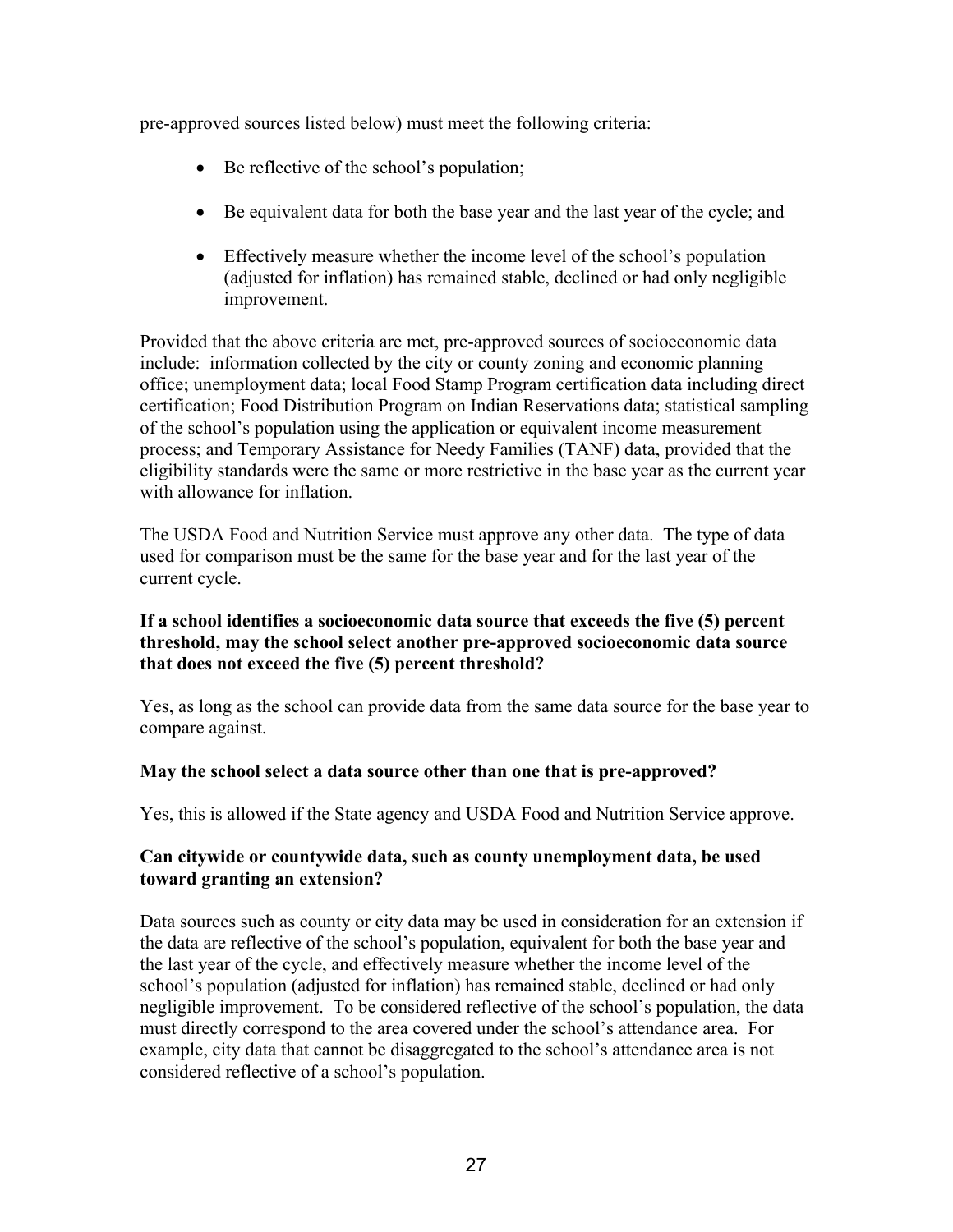pre-approved sources listed below) must meet the following criteria:

- Be reflective of the school's population;
- Be equivalent data for both the base year and the last year of the cycle; and
- Effectively measure whether the income level of the school's population (adjusted for inflation) has remained stable, declined or had only negligible improvement.

Provided that the above criteria are met, pre-approved sources of socioeconomic data include: information collected by the city or county zoning and economic planning office; unemployment data; local Food Stamp Program certification data including direct certification; Food Distribution Program on Indian Reservations data; statistical sampling of the school's population using the application or equivalent income measurement process; and Temporary Assistance for Needy Families (TANF) data, provided that the eligibility standards were the same or more restrictive in the base year as the current year with allowance for inflation.

The USDA Food and Nutrition Service must approve any other data. The type of data used for comparison must be the same for the base year and for the last year of the current cycle.

**If a school identifies a socioeconomic data source that exceeds the five (5) percent threshold, may the school select another pre-approved socioeconomic data source that does not exceed the five (5) percent threshold?**

Yes, as long as the school can provide data from the same data source for the base year to compare against.

**May the school select a data source other than one that is pre-approved?**

Yes, this is allowed if the State agency and USDA Food and Nutrition Service approve.

**Can citywide or countywide data, such as county unemployment data, be used toward granting an extension?**

Data sources such as county or city data may be used in consideration for an extension if the data are reflective of the school's population, equivalent for both the base year and the last year of the cycle, and effectively measure whether the income level of the school's population (adjusted for inflation) has remained stable, declined or had only negligible improvement. To be considered reflective of the school's population, the data must directly correspond to the area covered under the school's attendance area. For example, city data that cannot be disaggregated to the school's attendance area is not considered reflective of a school's population.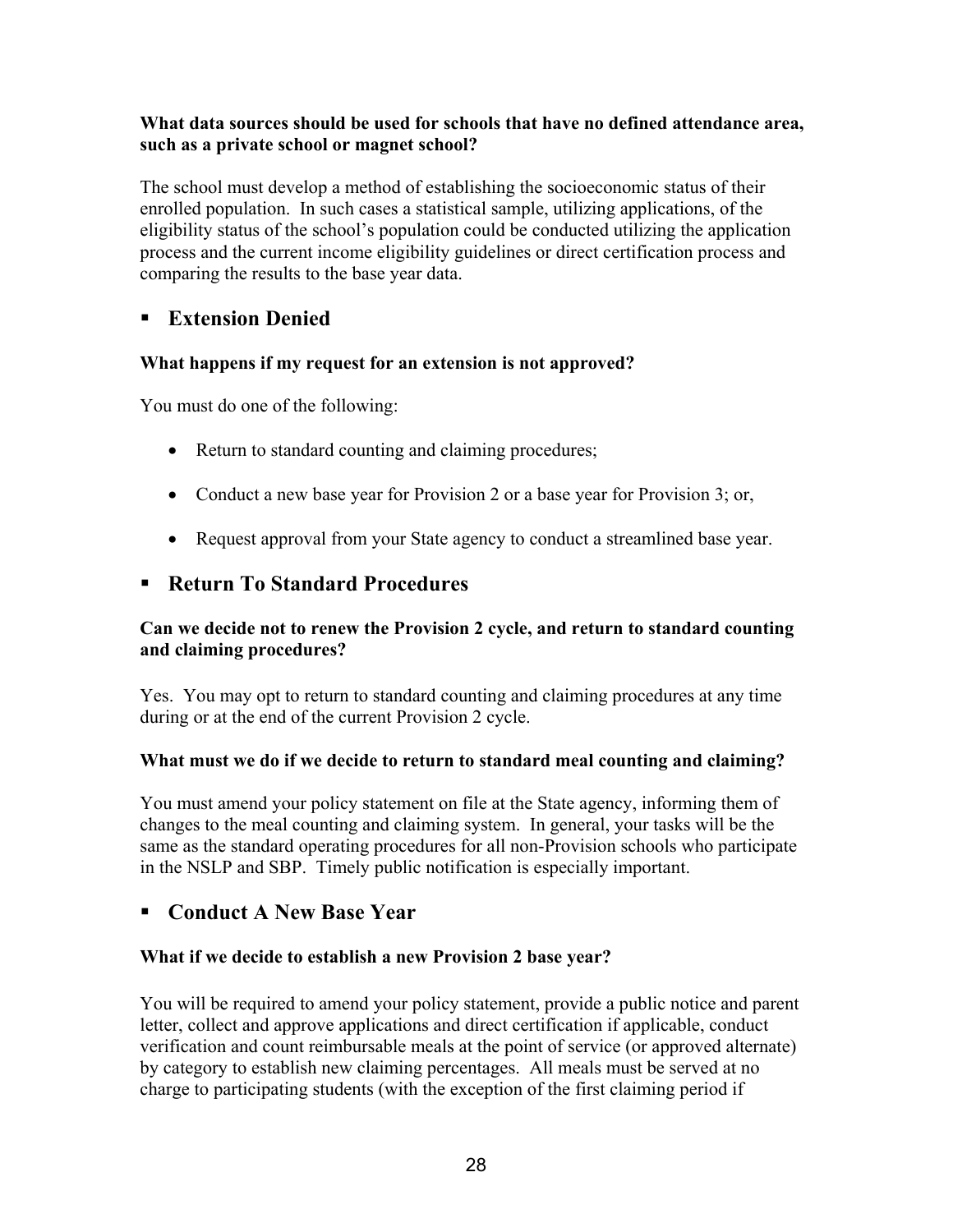**What data sources should be used for schools that have no defined attendance area, such as a private school or magnet school?**

The school must develop a method of establishing the socioeconomic status of their enrolled population. In such cases a statistical sample, utilizing applications, of the eligibility status of the school's population could be conducted utilizing the application process and the current income eligibility guidelines or direct certification process and comparing the results to the base year data.

## Extension Denied

**What happens if my request for an extension is not approved?**

You must do one of the following:

- Return to standard counting and claiming procedures;
- Conduct a new base year for Provision 2 or a base year for Provision 3; or,
- Request approval from your State agency to conduct a streamlined base year.

## Return To Standard Procedures

**Can we decide not to renew the Provision 2 cycle, and return to standard counting and claiming procedures?**

Yes. You may opt to return to standard counting and claiming procedures at any time during or at the end of the current Provision 2 cycle.

**What must we do if we decide to return to standard meal counting and claiming?**

You must amend your policy statement on file at the State agency, informing them of changes to the meal counting and claiming system. In general, your tasks will be the same as the standard operating procedures for all non-Provision schools who participate in the NSLP and SBP. Timely public notification is especially important.

## Conduct A New Base Year

**What if we decide to establish a new Provision 2 base year?**

You will be required to amend your policy statement, provide a public notice and parent letter, collect and approve applications and direct certification if applicable, conduct verification and count reimbursable meals at the point of service (or approved alternate) by category to establish new claiming percentages. All meals must be served at no charge to participating students (with the exception of the first claiming period if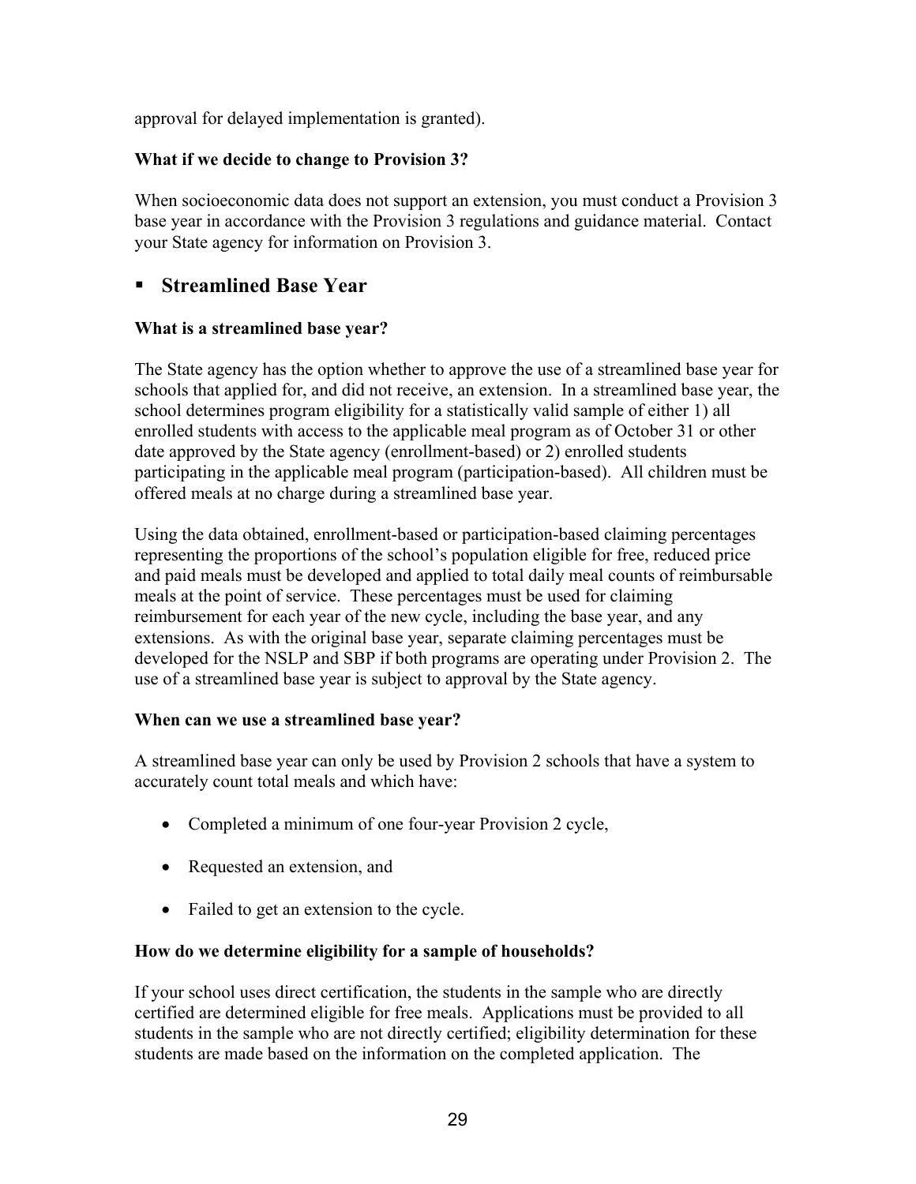approval for delayed implementation is granted).

**What if we decide to change to Provision 3?**

When socioeconomic data does not support an extension, you must conduct a Provision 3 base year in accordance with the Provision 3 regulations and guidance material. Contact your State agency for information on Provision 3.

## ▪ Streamlined Base Year

**What is a streamlined base year?**

The State agency has the option whether to approve the use of a streamlined base year for schools that applied for, and did not receive, an extension. In a streamlined base year, the school determines program eligibility for a statistically valid sample of either 1) all enrolled students with access to the applicable meal program as of October 31 or other date approved by the State agency (enrollment-based) or 2) enrolled students participating in the applicable meal program (participation-based). All children must be offered meals at no charge during a streamlined base year.

Using the data obtained, enrollment-based or participation-based claiming percentages representing the proportions of the school's population eligible for free, reduced price and paid meals must be developed and applied to total daily meal counts of reimbursable meals at the point of service. These percentages must be used for claiming reimbursement for each year of the new cycle, including the base year, and any extensions. As with the original base year, separate claiming percentages must be developed for the NSLP and SBP if both programs are operating under Provision 2. The use of a streamlined base year is subject to approval by the State agency.

**When can we use a streamlined base year?**

A streamlined base year can only be used by Provision 2 schools that have a system to accurately count total meals and which have:

- Completed a minimum of one four-year Provision 2 cycle,
- Requested an extension, and
- Failed to get an extension to the cycle.

**How do we determine eligibility for a sample of households?**

If your school uses direct certification, the students in the sample who are directly certified are determined eligible for free meals. Applications must be provided to all students in the sample who are not directly certified; eligibility determination for these students are made based on the information on the completed application. The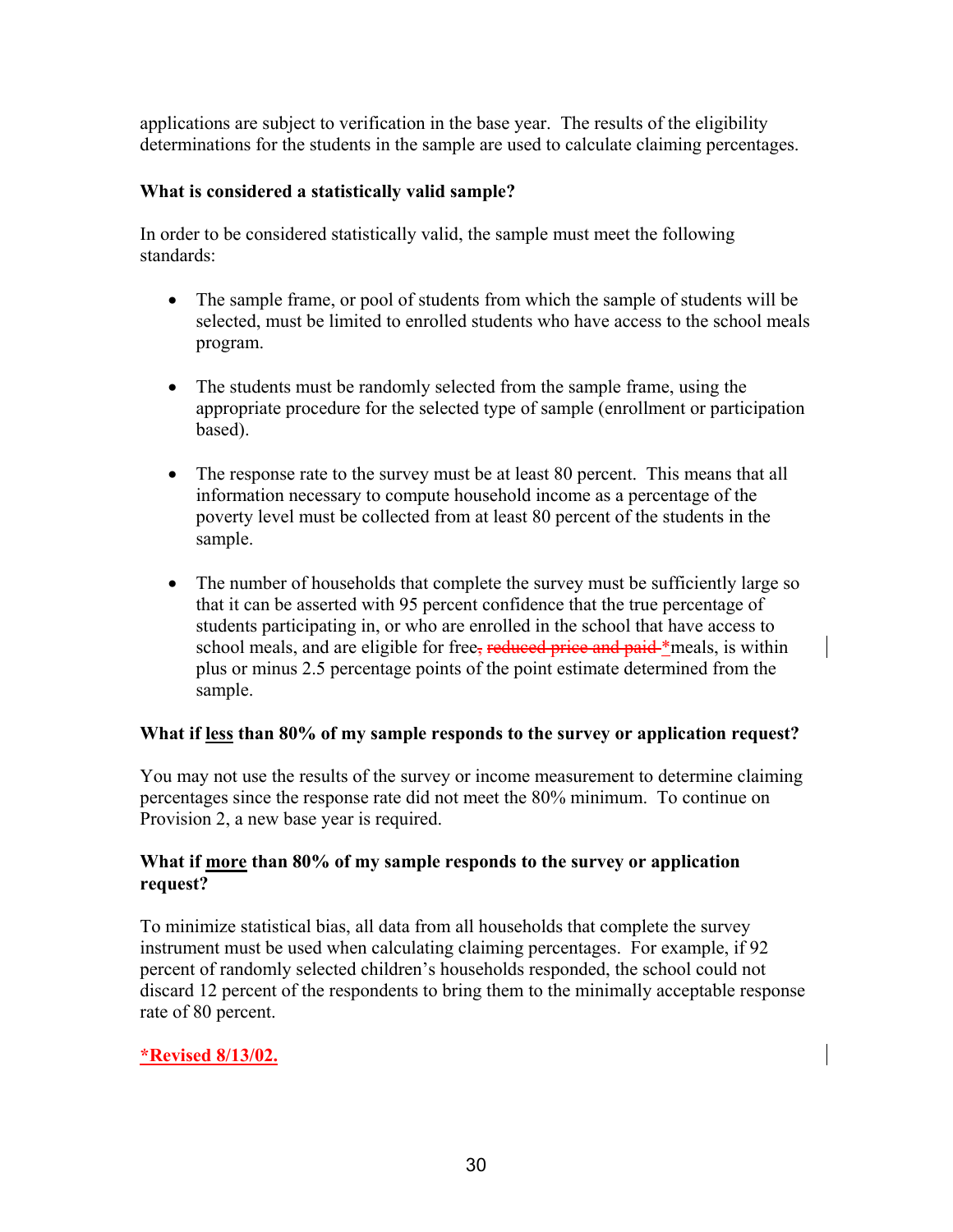applications are subject to verification in the base year. The results of the eligibility determinations for the students in the sample are used to calculate claiming percentages.

**What is considered a statistically valid sample?**

In order to be considered statistically valid, the sample must meet the following standards:

- The sample frame, or pool of students from which the sample of students will be selected, must be limited to enrolled students who have access to the school meals program.

- The students must be randomly selected from the sample frame, using the appropriate procedure for the selected type of sample (enrollment or participation based).

- The response rate to the survey must be at least 80 percent. This means that all information necessary to compute household income as a percentage of the poverty level must be collected from at least 80 percent of the students in the sample.

- The number of households that complete the survey must be sufficiently large so that it can be asserted with 95 percent confidence that the true percentage of students participating in, or who are enrolled in the school that have access to school meals, and are eligible for free~~, reduced price and paid~~ *meals, is within plus or minus 2.5 percentage points of the point estimate determined from the sample.

**What if <u>less</u> than 80% of my sample responds to the survey or application request?**

You may not use the results of the survey or income measurement to determine claiming percentages since the response rate did not meet the 80% minimum. To continue on Provision 2, a new base year is required.

**What if <u>more</u> than 80% of my sample responds to the survey or application request?**

To minimize statistical bias, all data from all households that complete the survey instrument must be used when calculating claiming percentages. For example, if 92 percent of randomly selected children's households responded, the school could not discard 12 percent of the respondents to bring them to the minimally acceptable response rate of 80 percent.

**<u>*Revised 8/13/02.</u>**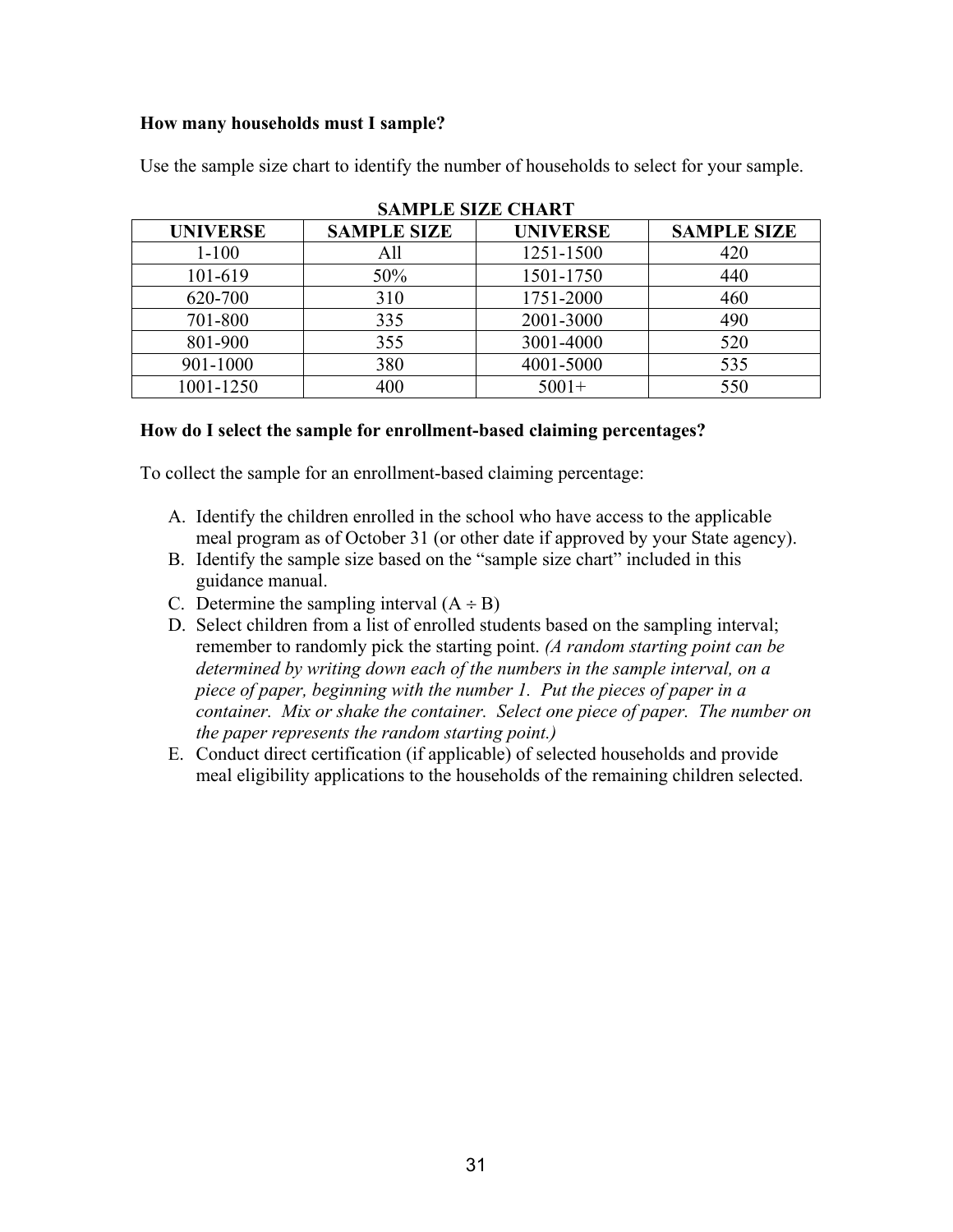**How many households must I sample?**

Use the sample size chart to identify the number of households to select for your sample.

**SAMPLE SIZE CHART**

| UNIVERSE | SAMPLE SIZE | UNIVERSE | SAMPLE SIZE |
|---|---|---|---|
| 1-100 | All | 1251-1500 | 420 |
| 101-619 | 50% | 1501-1750 | 440 |
| 620-700 | 310 | 1751-2000 | 460 |
| 701-800 | 335 | 2001-3000 | 490 |
| 801-900 | 355 | 3001-4000 | 520 |
| 901-1000 | 380 | 4001-5000 | 535 |
| 1001-1250 | 400 | 5001+ | 550 |

**How do I select the sample for enrollment-based claiming percentages?**

To collect the sample for an enrollment-based claiming percentage:

A. Identify the children enrolled in the school who have access to the applicable meal program as of October 31 (or other date if approved by your State agency).
B. Identify the sample size based on the "sample size chart" included in this guidance manual.
C. Determine the sampling interval (A ÷ B)
D. Select children from a list of enrolled students based on the sampling interval; remember to randomly pick the starting point. *(A random starting point can be determined by writing down each of the numbers in the sample interval, on a piece of paper, beginning with the number 1. Put the pieces of paper in a container. Mix or shake the container. Select one piece of paper. The number on the paper represents the random starting point.)*
E. Conduct direct certification (if applicable) of selected households and provide meal eligibility applications to the households of the remaining children selected.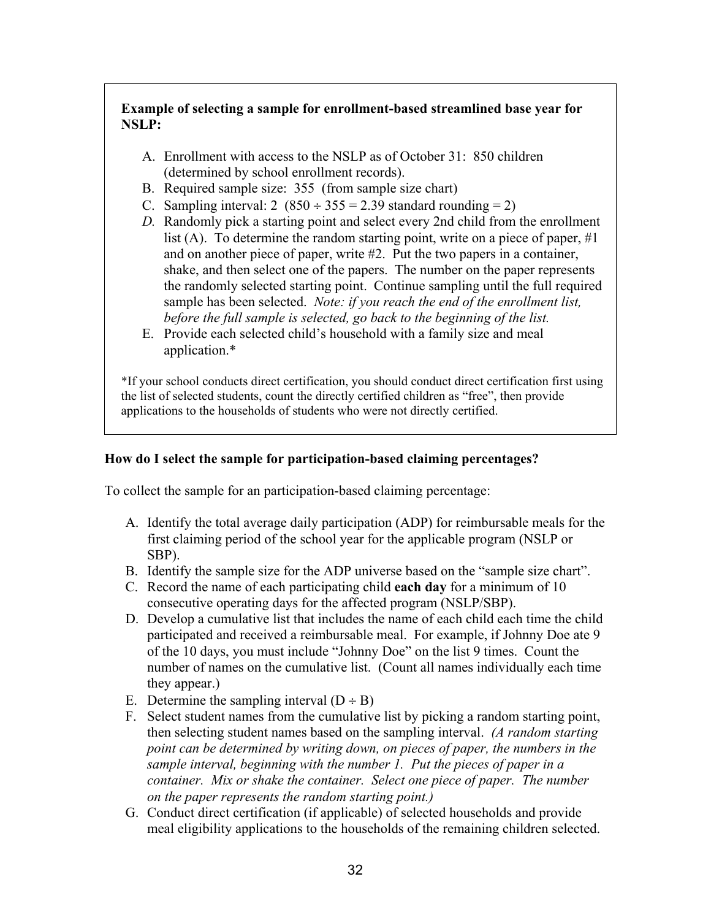**Example of selecting a sample for enrollment-based streamlined base year for NSLP:**

A. Enrollment with access to the NSLP as of October 31: 850 children (determined by school enrollment records).
B. Required sample size: 355 (from sample size chart)
C. Sampling interval: 2 (850 ÷ 355 = 2.39 standard rounding = 2)
*D.* Randomly pick a starting point and select every 2nd child from the enrollment list (A). To determine the random starting point, write on a piece of paper, #1 and on another piece of paper, write #2. Put the two papers in a container, shake, and then select one of the papers. The number on the paper represents the randomly selected starting point. Continue sampling until the full required sample has been selected. *Note: if you reach the end of the enrollment list, before the full sample is selected, go back to the beginning of the list.*
E. Provide each selected child's household with a family size and meal application.*

*If your school conducts direct certification, you should conduct direct certification first using the list of selected students, count the directly certified children as "free", then provide applications to the households of students who were not directly certified.

**How do I select the sample for participation-based claiming percentages?**

To collect the sample for an participation-based claiming percentage:

A. Identify the total average daily participation (ADP) for reimbursable meals for the first claiming period of the school year for the applicable program (NSLP or SBP).
B. Identify the sample size for the ADP universe based on the "sample size chart".
C. Record the name of each participating child **each day** for a minimum of 10 consecutive operating days for the affected program (NSLP/SBP).
D. Develop a cumulative list that includes the name of each child each time the child participated and received a reimbursable meal. For example, if Johnny Doe ate 9 of the 10 days, you must include "Johnny Doe" on the list 9 times. Count the number of names on the cumulative list. (Count all names individually each time they appear.)
E. Determine the sampling interval (D ÷ B)
F. Select student names from the cumulative list by picking a random starting point, then selecting student names based on the sampling interval. *(A random starting point can be determined by writing down, on pieces of paper, the numbers in the sample interval, beginning with the number 1. Put the pieces of paper in a container. Mix or shake the container. Select one piece of paper. The number on the paper represents the random starting point.)*
G. Conduct direct certification (if applicable) of selected households and provide meal eligibility applications to the households of the remaining children selected.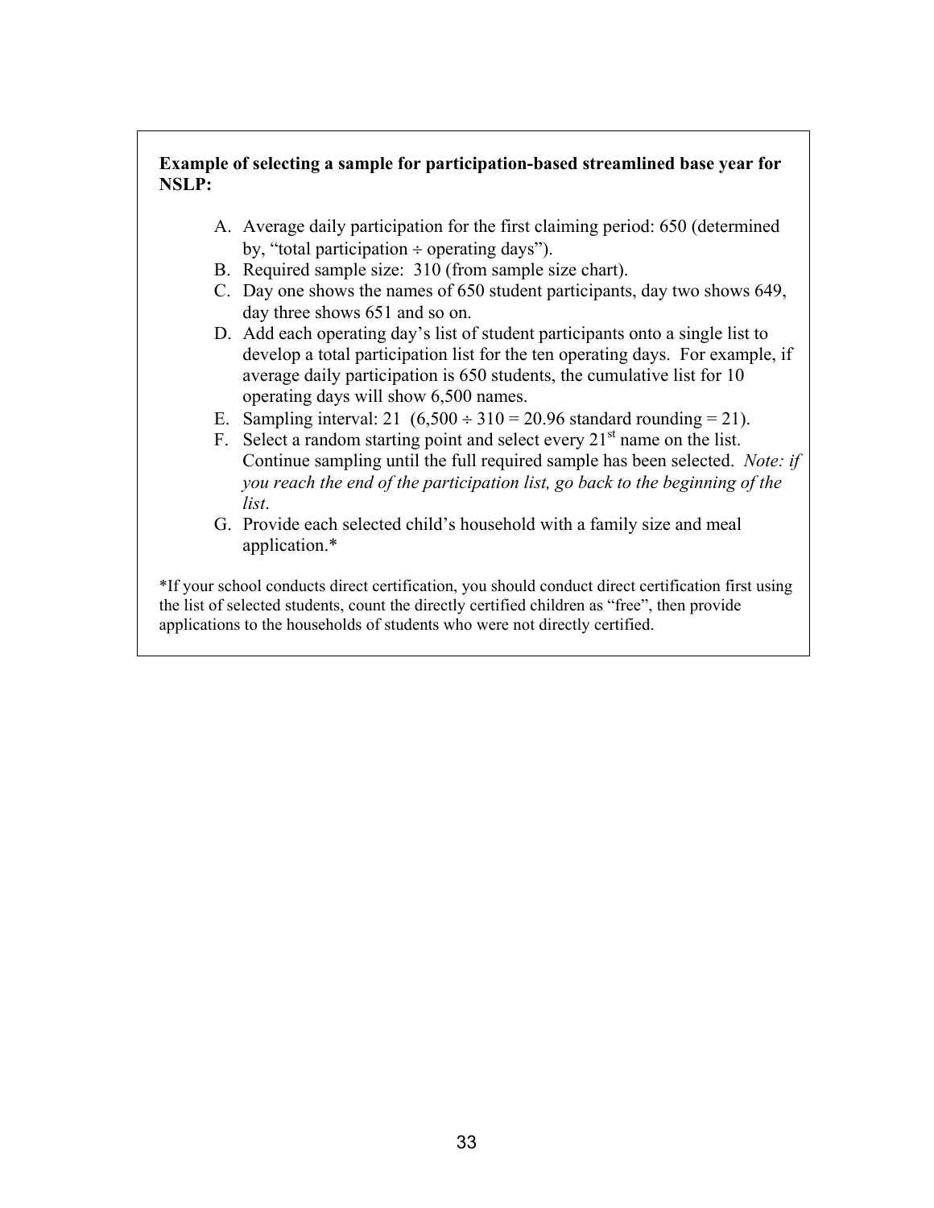**Example of selecting a sample for participation-based streamlined base year for NSLP:**

A. Average daily participation for the first claiming period: 650 (determined by, "total participation ÷ operating days").
B. Required sample size: 310 (from sample size chart).
C. Day one shows the names of 650 student participants, day two shows 649, day three shows 651 and so on.
D. Add each operating day's list of student participants onto a single list to develop a total participation list for the ten operating days. For example, if average daily participation is 650 students, the cumulative list for 10 operating days will show 6,500 names.
E. Sampling interval: 21 (6,500 ÷ 310 = 20.96 standard rounding = 21).
F. Select a random starting point and select every 21st name on the list. Continue sampling until the full required sample has been selected. *Note: if you reach the end of the participation list, go back to the beginning of the list*.
G. Provide each selected child's household with a family size and meal application.*

*If your school conducts direct certification, you should conduct direct certification first using the list of selected students, count the directly certified children as "free", then provide applications to the households of students who were not directly certified.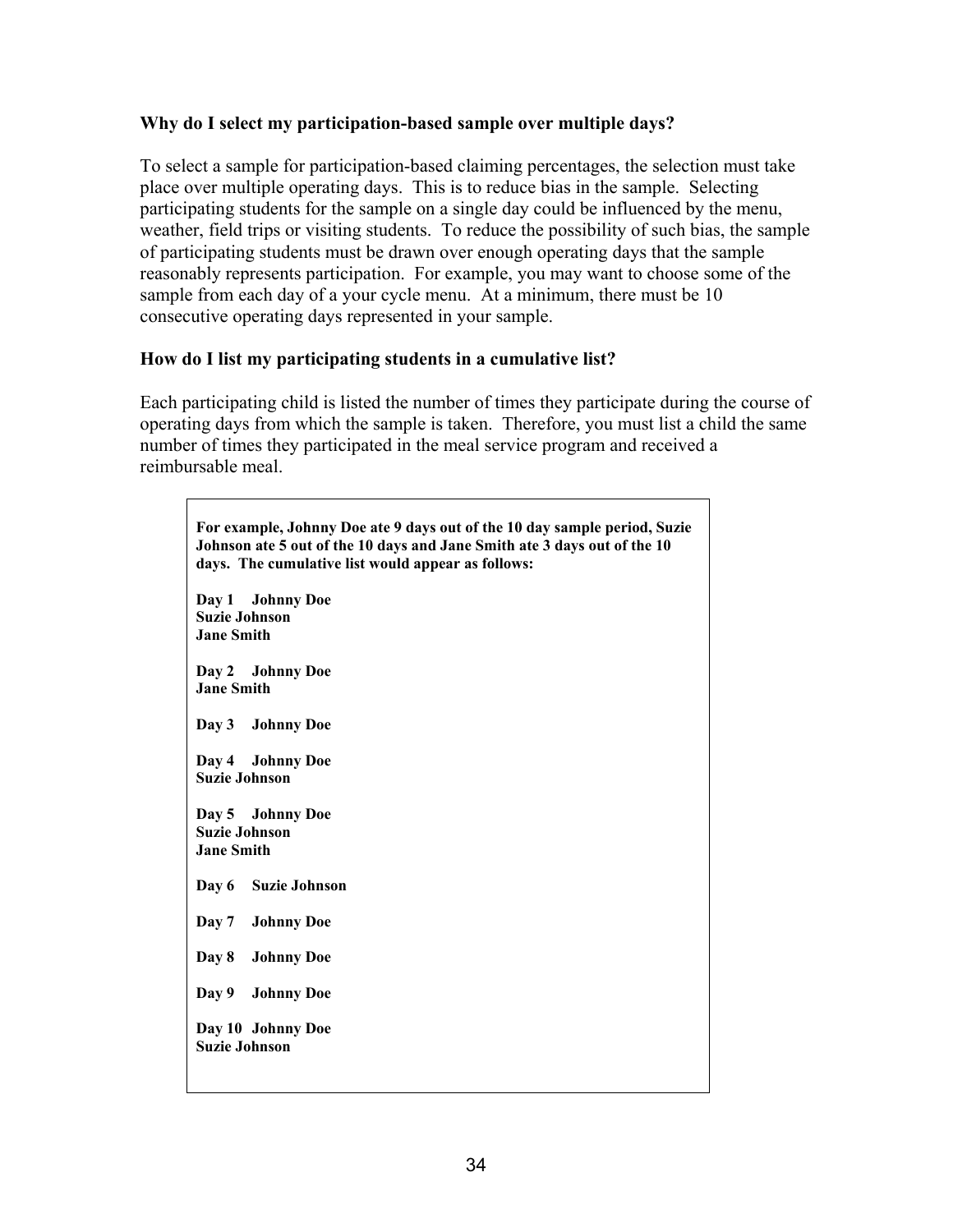### Why do I select my participation-based sample over multiple days?

To select a sample for participation-based claiming percentages, the selection must take place over multiple operating days. This is to reduce bias in the sample. Selecting participating students for the sample on a single day could be influenced by the menu, weather, field trips or visiting students. To reduce the possibility of such bias, the sample of participating students must be drawn over enough operating days that the sample reasonably represents participation. For example, you may want to choose some of the sample from each day of a your cycle menu. At a minimum, there must be 10 consecutive operating days represented in your sample.

### How do I list my participating students in a cumulative list?

Each participating child is listed the number of times they participate during the course of operating days from which the sample is taken. Therefore, you must list a child the same number of times they participated in the meal service program and received a reimbursable meal.

> **For example, Johnny Doe ate 9 days out of the 10 day sample period, Suzie Johnson ate 5 out of the 10 days and Jane Smith ate 3 days out of the 10 days. The cumulative list would appear as follows:**
>
> **Day 1 Johnny Doe**
> **Suzie Johnson**
> **Jane Smith**
>
> **Day 2 Johnny Doe**
> **Jane Smith**
>
> **Day 3 Johnny Doe**
>
> **Day 4 Johnny Doe**
> **Suzie Johnson**
>
> **Day 5 Johnny Doe**
> **Suzie Johnson**
> **Jane Smith**
>
> **Day 6 Suzie Johnson**
>
> **Day 7 Johnny Doe**
>
> **Day 8 Johnny Doe**
>
> **Day 9 Johnny Doe**
>
> **Day 10 Johnny Doe**
> **Suzie Johnson**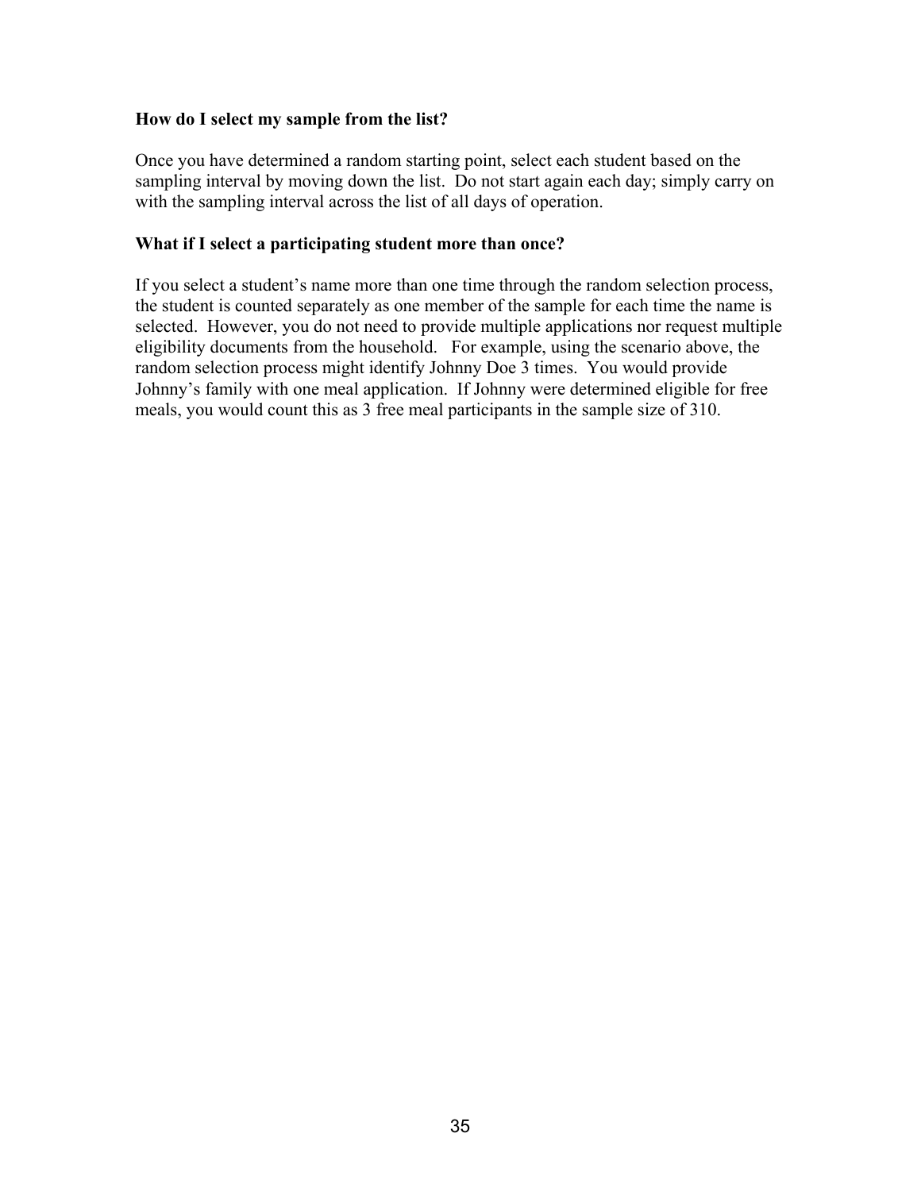**How do I select my sample from the list?**

Once you have determined a random starting point, select each student based on the sampling interval by moving down the list. Do not start again each day; simply carry on with the sampling interval across the list of all days of operation.

**What if I select a participating student more than once?**

If you select a student's name more than one time through the random selection process, the student is counted separately as one member of the sample for each time the name is selected. However, you do not need to provide multiple applications nor request multiple eligibility documents from the household. For example, using the scenario above, the random selection process might identify Johnny Doe 3 times. You would provide Johnny's family with one meal application. If Johnny were determined eligible for free meals, you would count this as 3 free meal participants in the sample size of 310.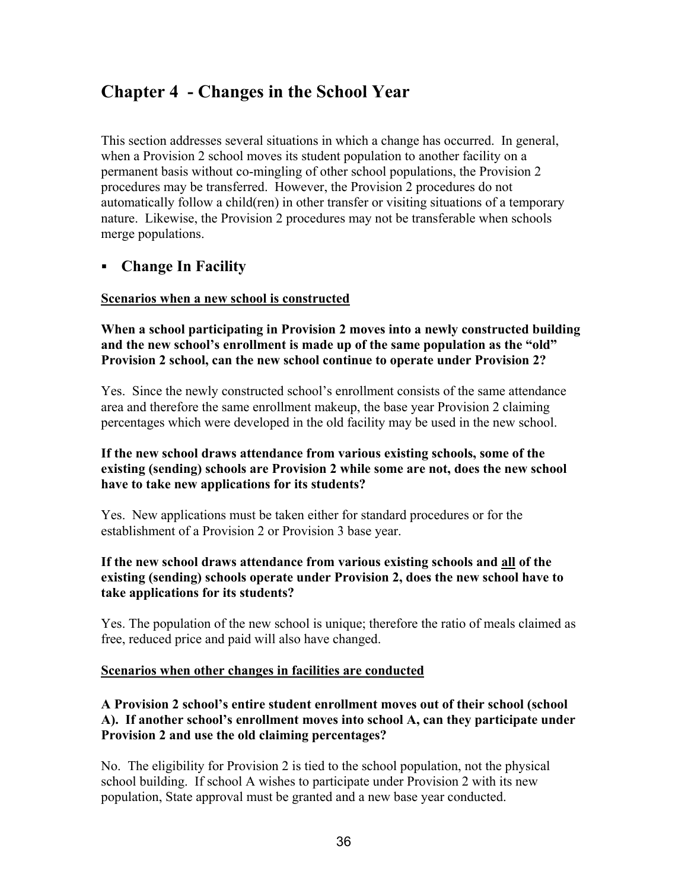# Chapter 4 - Changes in the School Year

This section addresses several situations in which a change has occurred. In general, when a Provision 2 school moves its student population to another facility on a permanent basis without co-mingling of other school populations, the Provision 2 procedures may be transferred. However, the Provision 2 procedures do not automatically follow a child(ren) in other transfer or visiting situations of a temporary nature. Likewise, the Provision 2 procedures may not be transferable when schools merge populations.

## ▪ Change In Facility

**Scenarios when a new school is constructed**

**When a school participating in Provision 2 moves into a newly constructed building and the new school's enrollment is made up of the same population as the "old" Provision 2 school, can the new school continue to operate under Provision 2?**

Yes. Since the newly constructed school's enrollment consists of the same attendance area and therefore the same enrollment makeup, the base year Provision 2 claiming percentages which were developed in the old facility may be used in the new school.

**If the new school draws attendance from various existing schools, some of the existing (sending) schools are Provision 2 while some are not, does the new school have to take new applications for its students?**

Yes. New applications must be taken either for standard procedures or for the establishment of a Provision 2 or Provision 3 base year.

**If the new school draws attendance from various existing schools and all of the existing (sending) schools operate under Provision 2, does the new school have to take applications for its students?**

Yes. The population of the new school is unique; therefore the ratio of meals claimed as free, reduced price and paid will also have changed.

**Scenarios when other changes in facilities are conducted**

**A Provision 2 school's entire student enrollment moves out of their school (school A). If another school's enrollment moves into school A, can they participate under Provision 2 and use the old claiming percentages?**

No. The eligibility for Provision 2 is tied to the school population, not the physical school building. If school A wishes to participate under Provision 2 with its new population, State approval must be granted and a new base year conducted.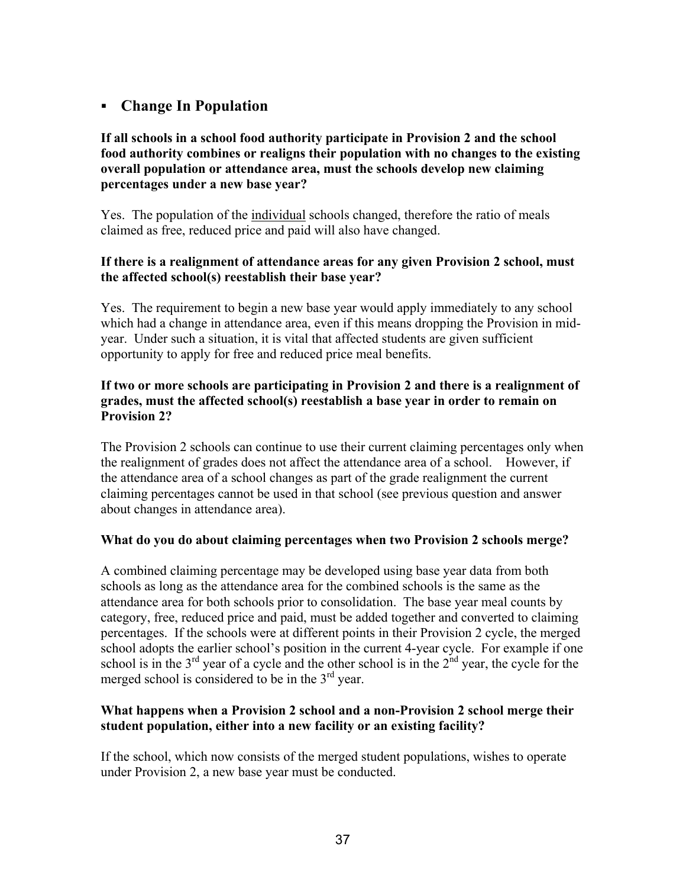- **Change In Population**

**If all schools in a school food authority participate in Provision 2 and the school food authority combines or realigns their population with no changes to the existing overall population or attendance area, must the schools develop new claiming percentages under a new base year?**

Yes. The population of the <u>individual</u> schools changed, therefore the ratio of meals claimed as free, reduced price and paid will also have changed.

**If there is a realignment of attendance areas for any given Provision 2 school, must the affected school(s) reestablish their base year?**

Yes. The requirement to begin a new base year would apply immediately to any school which had a change in attendance area, even if this means dropping the Provision in mid-year. Under such a situation, it is vital that affected students are given sufficient opportunity to apply for free and reduced price meal benefits.

**If two or more schools are participating in Provision 2 and there is a realignment of grades, must the affected school(s) reestablish a base year in order to remain on Provision 2?**

The Provision 2 schools can continue to use their current claiming percentages only when the realignment of grades does not affect the attendance area of a school. However, if the attendance area of a school changes as part of the grade realignment the current claiming percentages cannot be used in that school (see previous question and answer about changes in attendance area).

**What do you do about claiming percentages when two Provision 2 schools merge?**

A combined claiming percentage may be developed using base year data from both schools as long as the attendance area for the combined schools is the same as the attendance area for both schools prior to consolidation. The base year meal counts by category, free, reduced price and paid, must be added together and converted to claiming percentages. If the schools were at different points in their Provision 2 cycle, the merged school adopts the earlier school's position in the current 4-year cycle. For example if one school is in the 3rd year of a cycle and the other school is in the 2nd year, the cycle for the merged school is considered to be in the 3rd year.

**What happens when a Provision 2 school and a non-Provision 2 school merge their student population, either into a new facility or an existing facility?**

If the school, which now consists of the merged student populations, wishes to operate under Provision 2, a new base year must be conducted.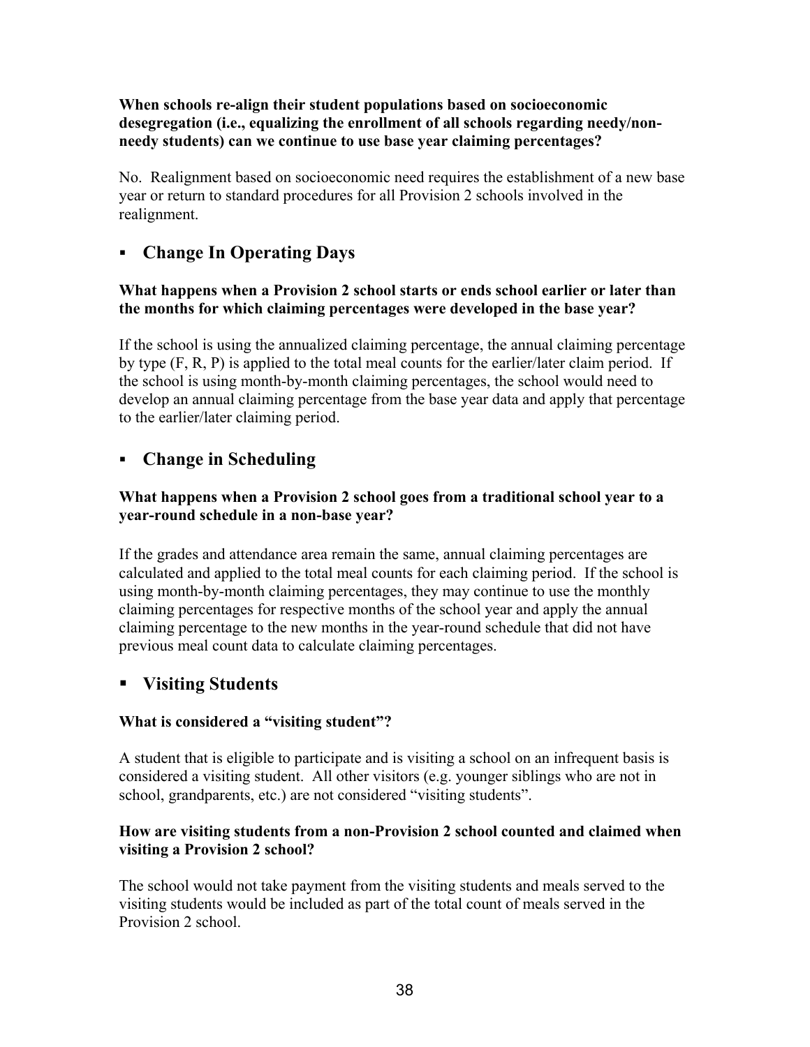**When schools re-align their student populations based on socioeconomic desegregation (i.e., equalizing the enrollment of all schools regarding needy/non-needy students) can we continue to use base year claiming percentages?**

No. Realignment based on socioeconomic need requires the establishment of a new base year or return to standard procedures for all Provision 2 schools involved in the realignment.

## ▪ Change In Operating Days

**What happens when a Provision 2 school starts or ends school earlier or later than the months for which claiming percentages were developed in the base year?**

If the school is using the annualized claiming percentage, the annual claiming percentage by type (F, R, P) is applied to the total meal counts for the earlier/later claim period. If the school is using month-by-month claiming percentages, the school would need to develop an annual claiming percentage from the base year data and apply that percentage to the earlier/later claiming period.

## ▪ Change in Scheduling

**What happens when a Provision 2 school goes from a traditional school year to a year-round schedule in a non-base year?**

If the grades and attendance area remain the same, annual claiming percentages are calculated and applied to the total meal counts for each claiming period. If the school is using month-by-month claiming percentages, they may continue to use the monthly claiming percentages for respective months of the school year and apply the annual claiming percentage to the new months in the year-round schedule that did not have previous meal count data to calculate claiming percentages.

## ▪ Visiting Students

**What is considered a "visiting student"?**

A student that is eligible to participate and is visiting a school on an infrequent basis is considered a visiting student. All other visitors (e.g. younger siblings who are not in school, grandparents, etc.) are not considered "visiting students".

**How are visiting students from a non-Provision 2 school counted and claimed when visiting a Provision 2 school?**

The school would not take payment from the visiting students and meals served to the visiting students would be included as part of the total count of meals served in the Provision 2 school.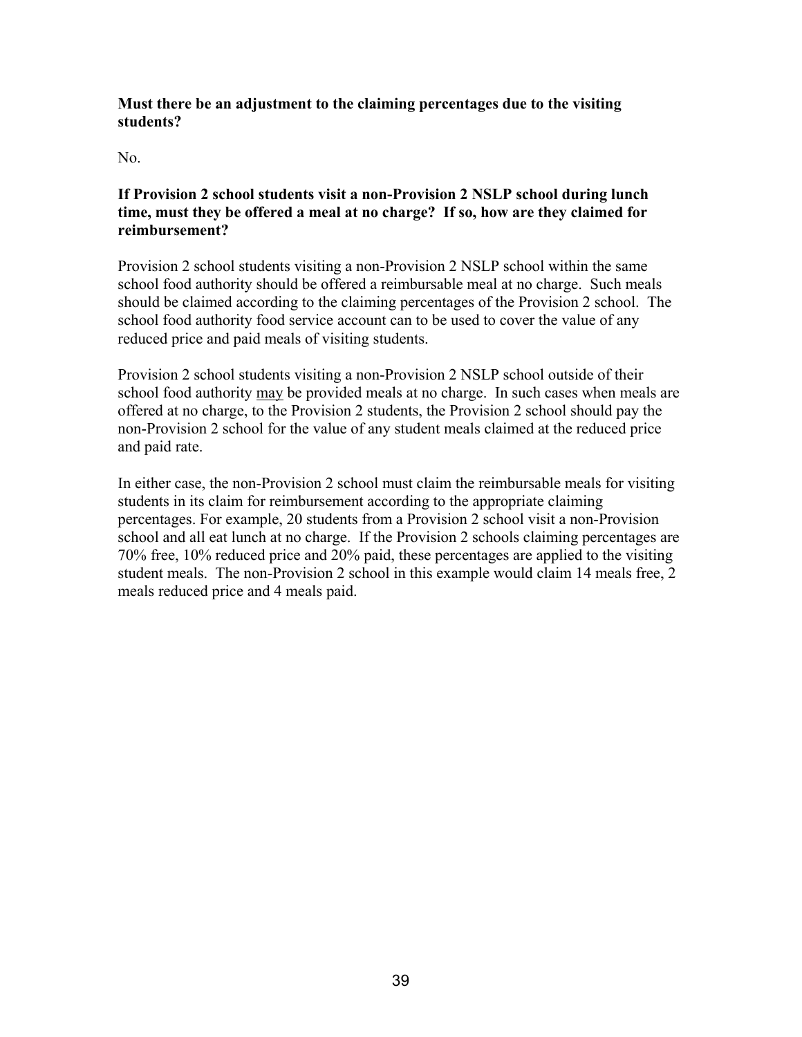**Must there be an adjustment to the claiming percentages due to the visiting students?**

No.

**If Provision 2 school students visit a non-Provision 2 NSLP school during lunch time, must they be offered a meal at no charge? If so, how are they claimed for reimbursement?**

Provision 2 school students visiting a non-Provision 2 NSLP school within the same school food authority should be offered a reimbursable meal at no charge. Such meals should be claimed according to the claiming percentages of the Provision 2 school. The school food authority food service account can to be used to cover the value of any reduced price and paid meals of visiting students.

Provision 2 school students visiting a non-Provision 2 NSLP school outside of their school food authority <u>may</u> be provided meals at no charge. In such cases when meals are offered at no charge, to the Provision 2 students, the Provision 2 school should pay the non-Provision 2 school for the value of any student meals claimed at the reduced price and paid rate.

In either case, the non-Provision 2 school must claim the reimbursable meals for visiting students in its claim for reimbursement according to the appropriate claiming percentages. For example, 20 students from a Provision 2 school visit a non-Provision school and all eat lunch at no charge. If the Provision 2 schools claiming percentages are 70% free, 10% reduced price and 20% paid, these percentages are applied to the visiting student meals. The non-Provision 2 school in this example would claim 14 meals free, 2 meals reduced price and 4 meals paid.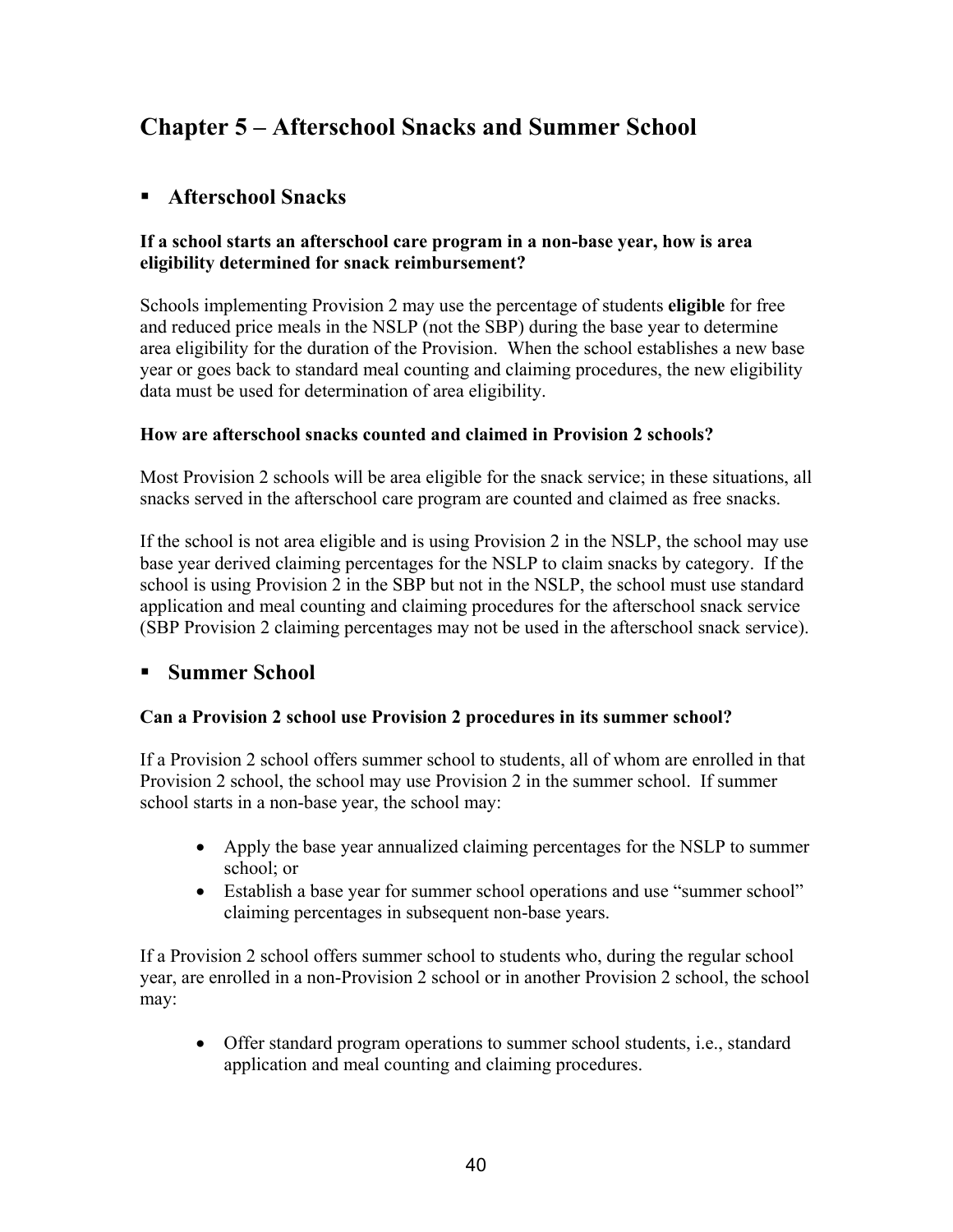# Chapter 5 – Afterschool Snacks and Summer School

## ▪ Afterschool Snacks

**If a school starts an afterschool care program in a non-base year, how is area eligibility determined for snack reimbursement?**

Schools implementing Provision 2 may use the percentage of students **eligible** for free and reduced price meals in the NSLP (not the SBP) during the base year to determine area eligibility for the duration of the Provision. When the school establishes a new base year or goes back to standard meal counting and claiming procedures, the new eligibility data must be used for determination of area eligibility.

**How are afterschool snacks counted and claimed in Provision 2 schools?**

Most Provision 2 schools will be area eligible for the snack service; in these situations, all snacks served in the afterschool care program are counted and claimed as free snacks.

If the school is not area eligible and is using Provision 2 in the NSLP, the school may use base year derived claiming percentages for the NSLP to claim snacks by category. If the school is using Provision 2 in the SBP but not in the NSLP, the school must use standard application and meal counting and claiming procedures for the afterschool snack service (SBP Provision 2 claiming percentages may not be used in the afterschool snack service).

## ▪ Summer School

**Can a Provision 2 school use Provision 2 procedures in its summer school?**

If a Provision 2 school offers summer school to students, all of whom are enrolled in that Provision 2 school, the school may use Provision 2 in the summer school. If summer school starts in a non-base year, the school may:

- Apply the base year annualized claiming percentages for the NSLP to summer school; or
- Establish a base year for summer school operations and use "summer school" claiming percentages in subsequent non-base years.

If a Provision 2 school offers summer school to students who, during the regular school year, are enrolled in a non-Provision 2 school or in another Provision 2 school, the school may:

- Offer standard program operations to summer school students, i.e., standard application and meal counting and claiming procedures.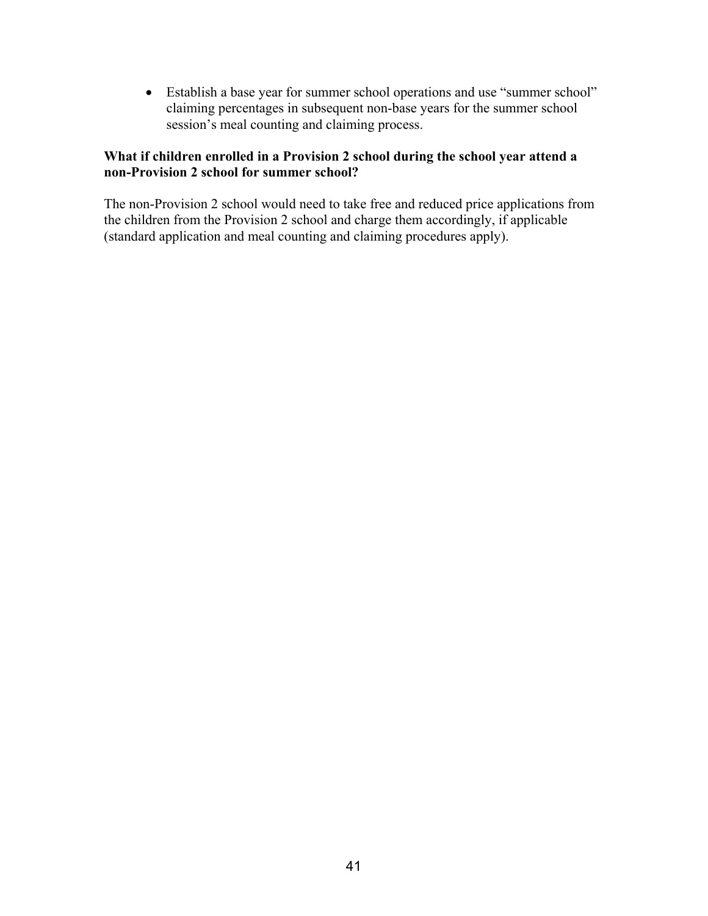- Establish a base year for summer school operations and use “summer school” claiming percentages in subsequent non-base years for the summer school session’s meal counting and claiming process.

**What if children enrolled in a Provision 2 school during the school year attend a non-Provision 2 school for summer school?**

The non-Provision 2 school would need to take free and reduced price applications from the children from the Provision 2 school and charge them accordingly, if applicable (standard application and meal counting and claiming procedures apply).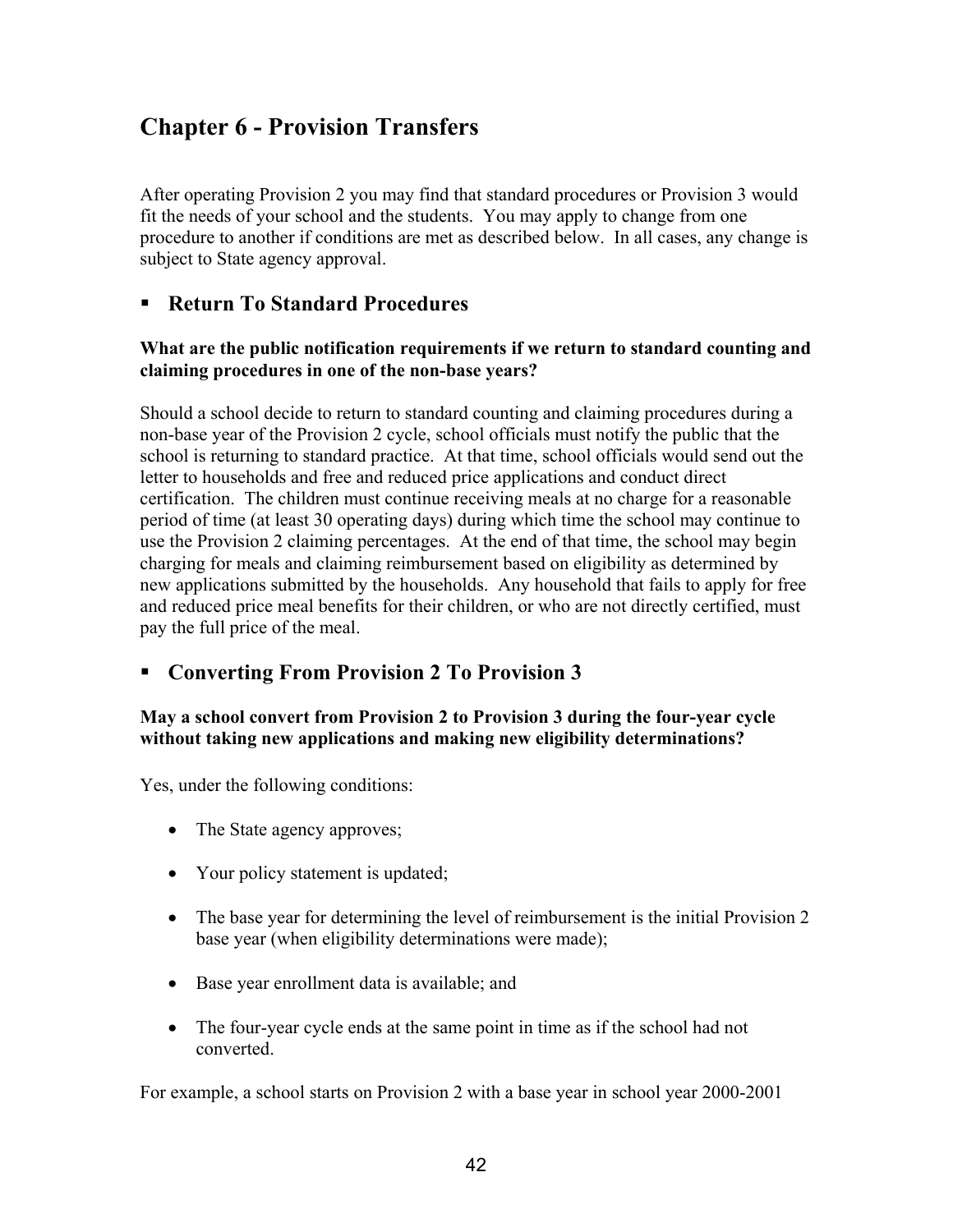# Chapter 6 - Provision Transfers

After operating Provision 2 you may find that standard procedures or Provision 3 would fit the needs of your school and the students. You may apply to change from one procedure to another if conditions are met as described below. In all cases, any change is subject to State agency approval.

## ▪ Return To Standard Procedures

**What are the public notification requirements if we return to standard counting and claiming procedures in one of the non-base years?**

Should a school decide to return to standard counting and claiming procedures during a non-base year of the Provision 2 cycle, school officials must notify the public that the school is returning to standard practice. At that time, school officials would send out the letter to households and free and reduced price applications and conduct direct certification. The children must continue receiving meals at no charge for a reasonable period of time (at least 30 operating days) during which time the school may continue to use the Provision 2 claiming percentages. At the end of that time, the school may begin charging for meals and claiming reimbursement based on eligibility as determined by new applications submitted by the households. Any household that fails to apply for free and reduced price meal benefits for their children, or who are not directly certified, must pay the full price of the meal.

## ▪ Converting From Provision 2 To Provision 3

**May a school convert from Provision 2 to Provision 3 during the four-year cycle without taking new applications and making new eligibility determinations?**

Yes, under the following conditions:

- The State agency approves;
- Your policy statement is updated;
- The base year for determining the level of reimbursement is the initial Provision 2 base year (when eligibility determinations were made);
- Base year enrollment data is available; and
- The four-year cycle ends at the same point in time as if the school had not converted.

For example, a school starts on Provision 2 with a base year in school year 2000-2001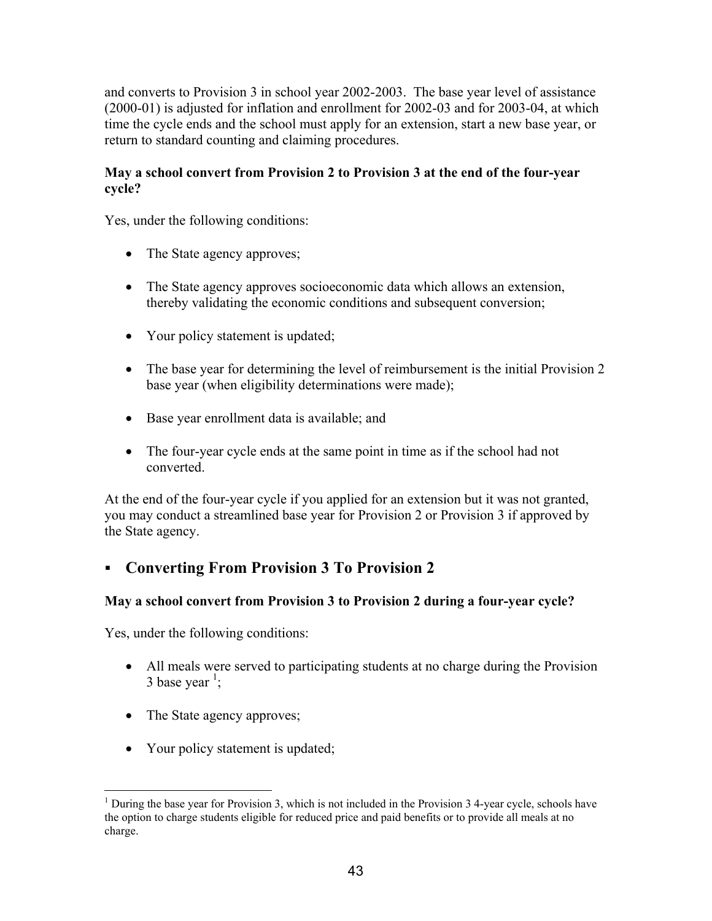and converts to Provision 3 in school year 2002-2003. The base year level of assistance (2000-01) is adjusted for inflation and enrollment for 2002-03 and for 2003-04, at which time the cycle ends and the school must apply for an extension, start a new base year, or return to standard counting and claiming procedures.

**May a school convert from Provision 2 to Provision 3 at the end of the four-year cycle?**

Yes, under the following conditions:

- The State agency approves;
- The State agency approves socioeconomic data which allows an extension, thereby validating the economic conditions and subsequent conversion;
- Your policy statement is updated;
- The base year for determining the level of reimbursement is the initial Provision 2 base year (when eligibility determinations were made);
- Base year enrollment data is available; and
- The four-year cycle ends at the same point in time as if the school had not converted.

At the end of the four-year cycle if you applied for an extension but it was not granted, you may conduct a streamlined base year for Provision 2 or Provision 3 if approved by the State agency.

## Converting From Provision 3 To Provision 2

**May a school convert from Provision 3 to Provision 2 during a four-year cycle?**

Yes, under the following conditions:

- All meals were served to participating students at no charge during the Provision 3 base year [1];
- The State agency approves;
- Your policy statement is updated;

[1] During the base year for Provision 3, which is not included in the Provision 3 4-year cycle, schools have the option to charge students eligible for reduced price and paid benefits or to provide all meals at no charge.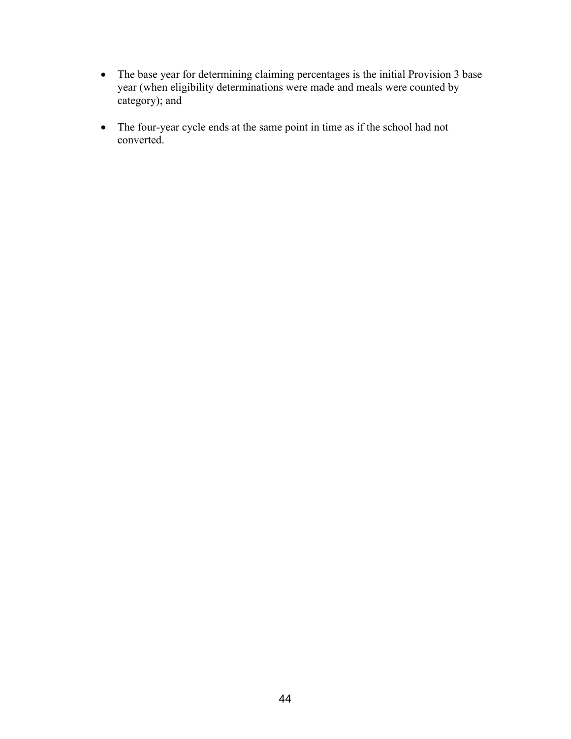- The base year for determining claiming percentages is the initial Provision 3 base year (when eligibility determinations were made and meals were counted by category); and

- The four-year cycle ends at the same point in time as if the school had not converted.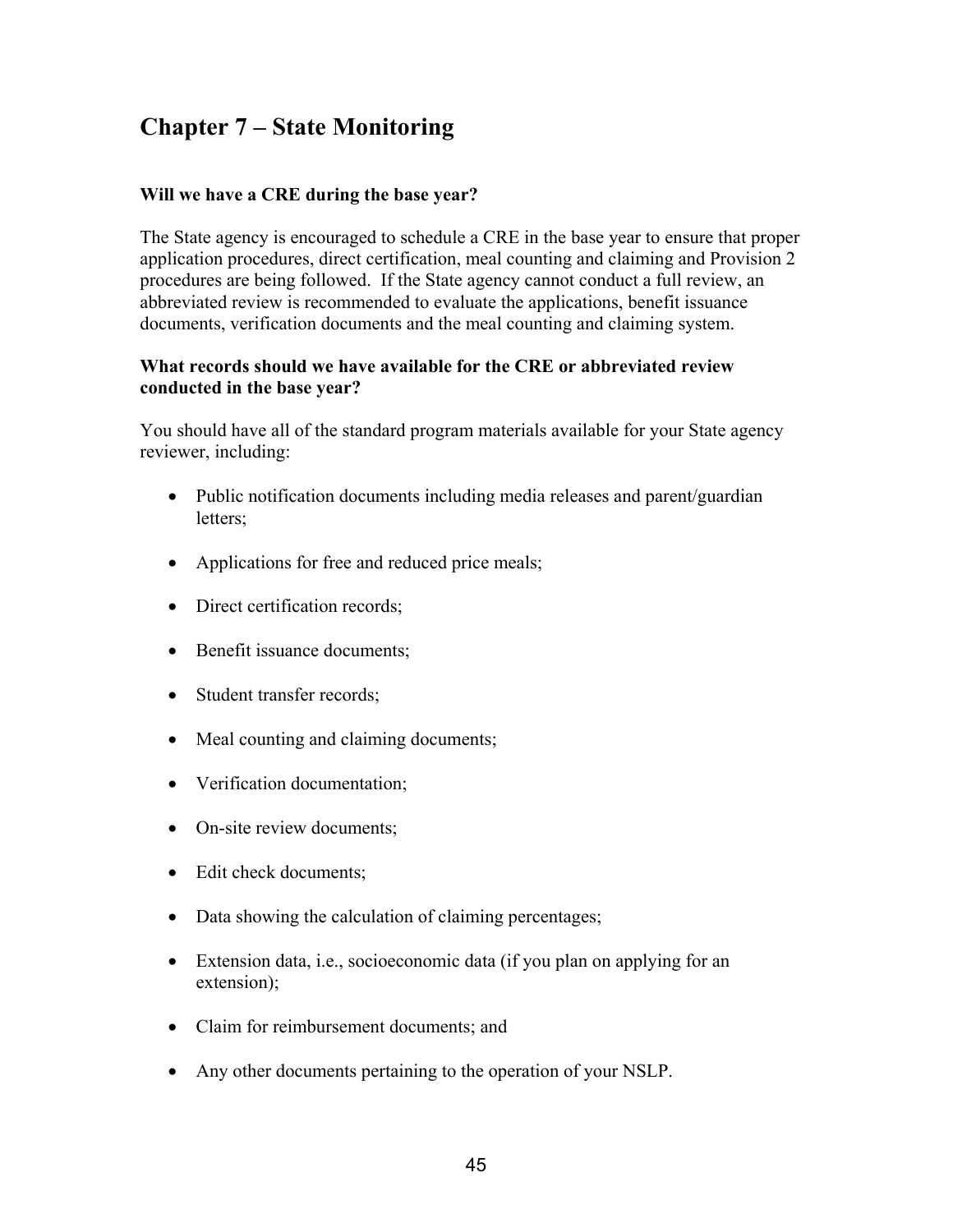# Chapter 7 – State Monitoring

**Will we have a CRE during the base year?**

The State agency is encouraged to schedule a CRE in the base year to ensure that proper application procedures, direct certification, meal counting and claiming and Provision 2 procedures are being followed. If the State agency cannot conduct a full review, an abbreviated review is recommended to evaluate the applications, benefit issuance documents, verification documents and the meal counting and claiming system.

**What records should we have available for the CRE or abbreviated review conducted in the base year?**

You should have all of the standard program materials available for your State agency reviewer, including:

- Public notification documents including media releases and parent/guardian letters;
- Applications for free and reduced price meals;
- Direct certification records;
- Benefit issuance documents;
- Student transfer records;
- Meal counting and claiming documents;
- Verification documentation;
- On-site review documents;
- Edit check documents;
- Data showing the calculation of claiming percentages;
- Extension data, i.e., socioeconomic data (if you plan on applying for an extension);
- Claim for reimbursement documents; and
- Any other documents pertaining to the operation of your NSLP.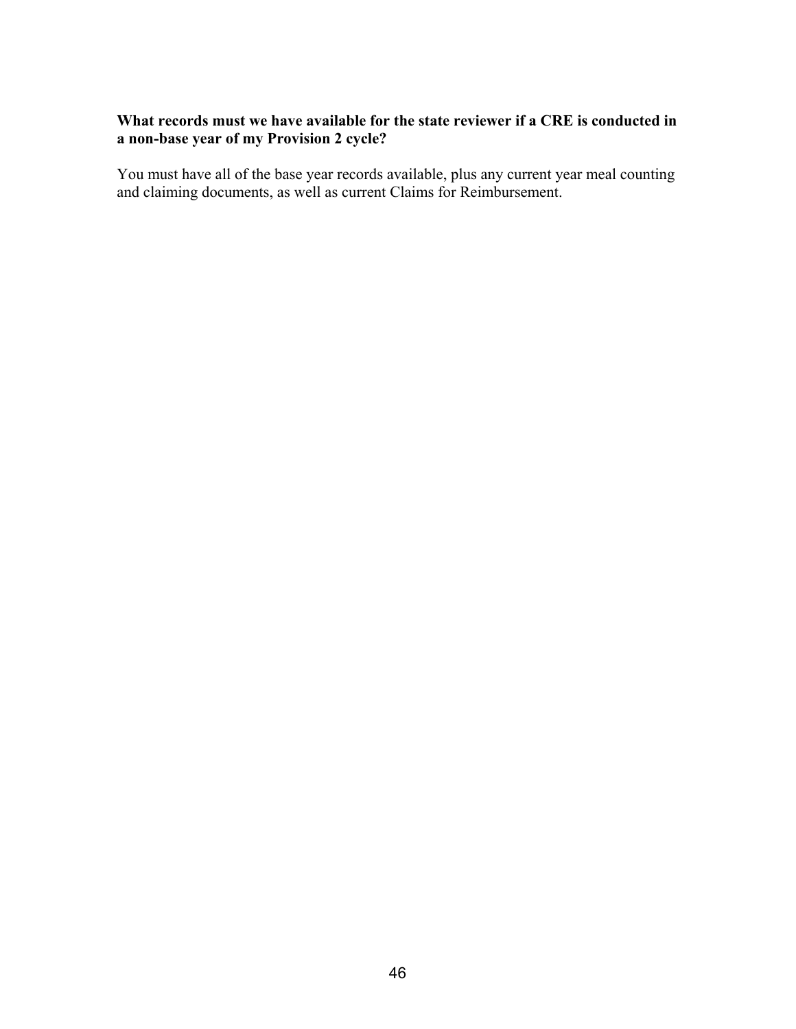**What records must we have available for the state reviewer if a CRE is conducted in a non-base year of my Provision 2 cycle?**

You must have all of the base year records available, plus any current year meal counting and claiming documents, as well as current Claims for Reimbursement.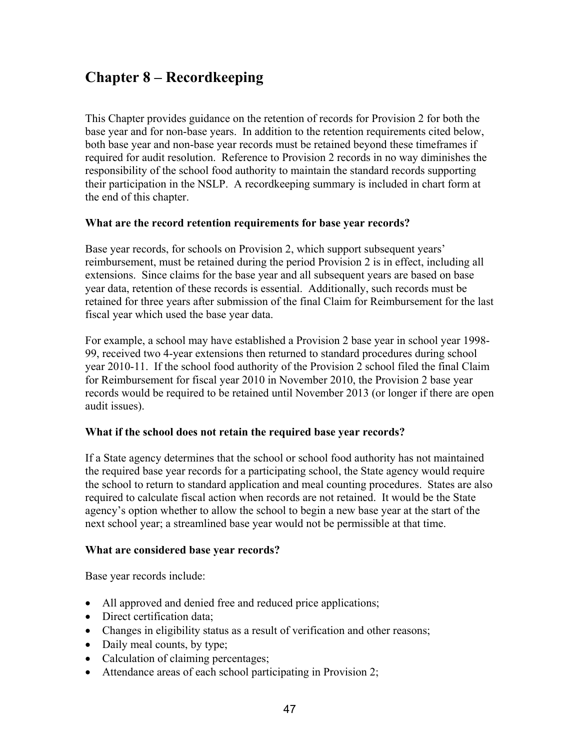# Chapter 8 – Recordkeeping

This Chapter provides guidance on the retention of records for Provision 2 for both the base year and for non-base years. In addition to the retention requirements cited below, both base year and non-base year records must be retained beyond these timeframes if required for audit resolution. Reference to Provision 2 records in no way diminishes the responsibility of the school food authority to maintain the standard records supporting their participation in the NSLP. A recordkeeping summary is included in chart form at the end of this chapter.

**What are the record retention requirements for base year records?**

Base year records, for schools on Provision 2, which support subsequent years' reimbursement, must be retained during the period Provision 2 is in effect, including all extensions. Since claims for the base year and all subsequent years are based on base year data, retention of these records is essential. Additionally, such records must be retained for three years after submission of the final Claim for Reimbursement for the last fiscal year which used the base year data.

For example, a school may have established a Provision 2 base year in school year 1998-99, received two 4-year extensions then returned to standard procedures during school year 2010-11. If the school food authority of the Provision 2 school filed the final Claim for Reimbursement for fiscal year 2010 in November 2010, the Provision 2 base year records would be required to be retained until November 2013 (or longer if there are open audit issues).

**What if the school does not retain the required base year records?**

If a State agency determines that the school or school food authority has not maintained the required base year records for a participating school, the State agency would require the school to return to standard application and meal counting procedures. States are also required to calculate fiscal action when records are not retained. It would be the State agency's option whether to allow the school to begin a new base year at the start of the next school year; a streamlined base year would not be permissible at that time.

**What are considered base year records?**

Base year records include:

- All approved and denied free and reduced price applications;
- Direct certification data;
- Changes in eligibility status as a result of verification and other reasons;
- Daily meal counts, by type;
- Calculation of claiming percentages;
- Attendance areas of each school participating in Provision 2;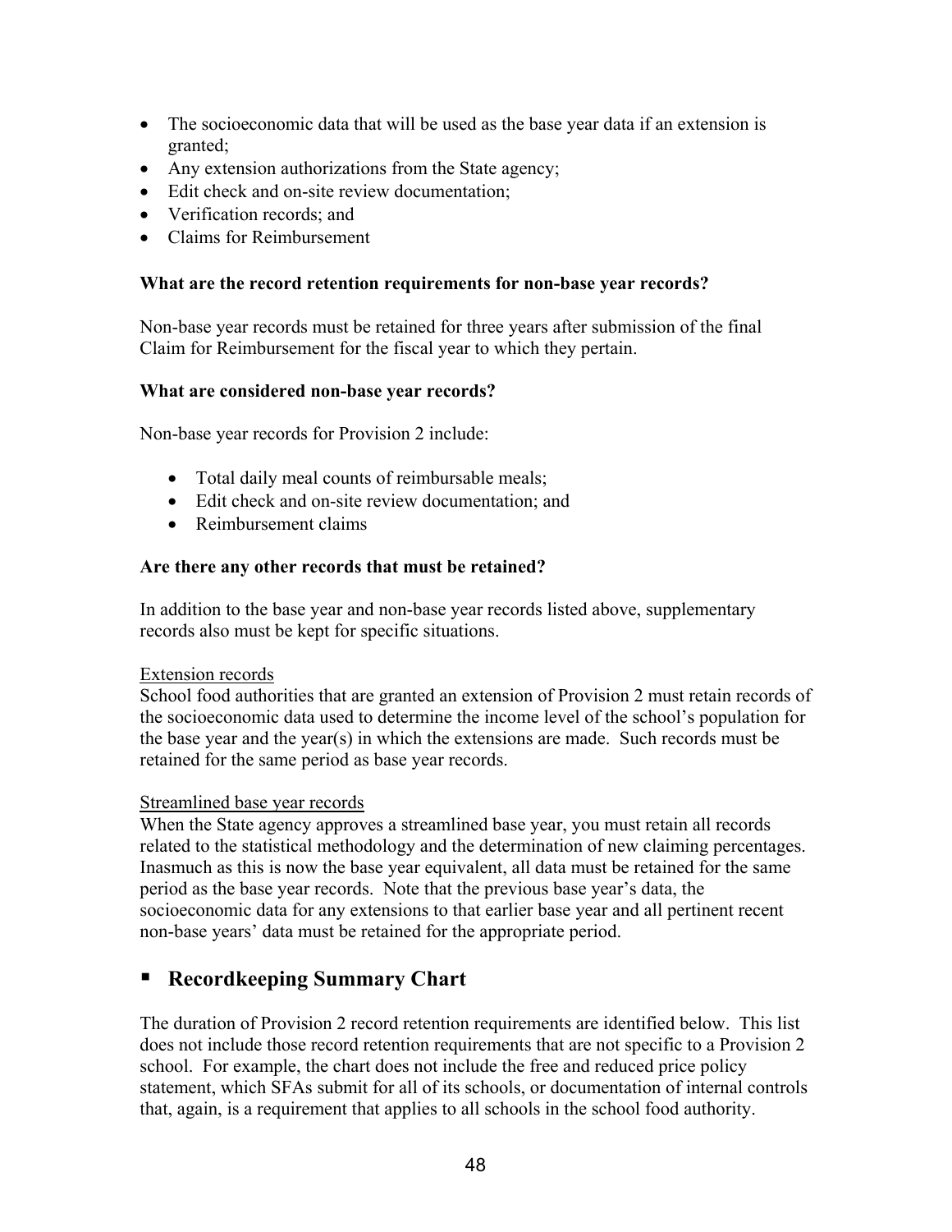- The socioeconomic data that will be used as the base year data if an extension is granted;
- Any extension authorizations from the State agency;
- Edit check and on-site review documentation;
- Verification records; and
- Claims for Reimbursement

**What are the record retention requirements for non-base year records?**

Non-base year records must be retained for three years after submission of the final Claim for Reimbursement for the fiscal year to which they pertain.

**What are considered non-base year records?**

Non-base year records for Provision 2 include:

- Total daily meal counts of reimbursable meals;
- Edit check and on-site review documentation; and
- Reimbursement claims

**Are there any other records that must be retained?**

In addition to the base year and non-base year records listed above, supplementary records also must be kept for specific situations.

Extension records
School food authorities that are granted an extension of Provision 2 must retain records of the socioeconomic data used to determine the income level of the school's population for the base year and the year(s) in which the extensions are made. Such records must be retained for the same period as base year records.

Streamlined base year records
When the State agency approves a streamlined base year, you must retain all records related to the statistical methodology and the determination of new claiming percentages. Inasmuch as this is now the base year equivalent, all data must be retained for the same period as the base year records. Note that the previous base year's data, the socioeconomic data for any extensions to that earlier base year and all pertinent recent non-base years' data must be retained for the appropriate period.

## ▪ Recordkeeping Summary Chart

The duration of Provision 2 record retention requirements are identified below. This list does not include those record retention requirements that are not specific to a Provision 2 school. For example, the chart does not include the free and reduced price policy statement, which SFAs submit for all of its schools, or documentation of internal controls that, again, is a requirement that applies to all schools in the school food authority.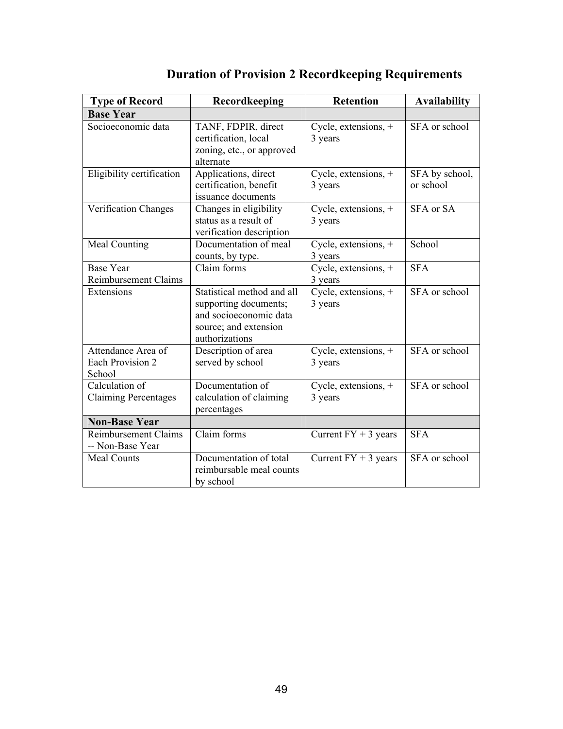# Duration of Provision 2 Recordkeeping Requirements

| Type of Record | Recordkeeping | Retention | Availability |
|---|---|---|---|
| **Base Year** | | | |
| Socioeconomic data | TANF, FDPIR, direct certification, local zoning, etc., or approved alternate | Cycle, extensions, + 3 years | SFA or school |
| Eligibility certification | Applications, direct certification, benefit issuance documents | Cycle, extensions, + 3 years | SFA by school, or school |
| Verification Changes | Changes in eligibility status as a result of verification description | Cycle, extensions, + 3 years | SFA or SA |
| Meal Counting | Documentation of meal counts, by type. | Cycle, extensions, + 3 years | School |
| Base Year Reimbursement Claims | Claim forms | Cycle, extensions, + 3 years | SFA |
| Extensions | Statistical method and all supporting documents; and socioeconomic data source; and extension authorizations | Cycle, extensions, + 3 years | SFA or school |
| Attendance Area of Each Provision 2 School | Description of area served by school | Cycle, extensions, + 3 years | SFA or school |
| Calculation of Claiming Percentages | Documentation of calculation of claiming percentages | Cycle, extensions, + 3 years | SFA or school |
| **Non-Base Year** | | | |
| Reimbursement Claims -- Non-Base Year | Claim forms | Current FY + 3 years | SFA |
| Meal Counts | Documentation of total reimbursable meal counts by school | Current FY + 3 years | SFA or school |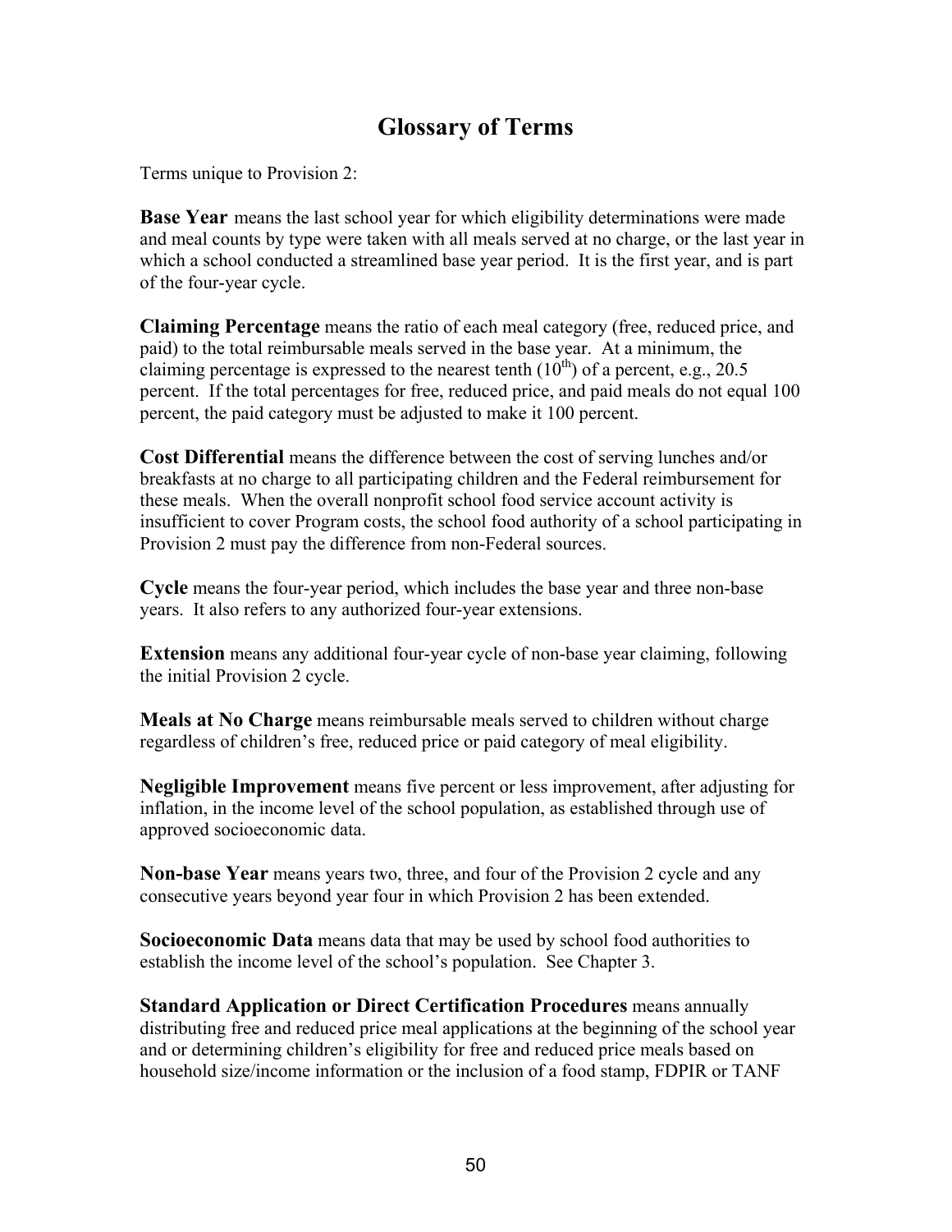# Glossary of Terms

Terms unique to Provision 2:

**Base Year** means the last school year for which eligibility determinations were made and meal counts by type were taken with all meals served at no charge, or the last year in which a school conducted a streamlined base year period. It is the first year, and is part of the four-year cycle.

**Claiming Percentage** means the ratio of each meal category (free, reduced price, and paid) to the total reimbursable meals served in the base year. At a minimum, the claiming percentage is expressed to the nearest tenth ($10^{th}$) of a percent, e.g., 20.5 percent. If the total percentages for free, reduced price, and paid meals do not equal 100 percent, the paid category must be adjusted to make it 100 percent.

**Cost Differential** means the difference between the cost of serving lunches and/or breakfasts at no charge to all participating children and the Federal reimbursement for these meals. When the overall nonprofit school food service account activity is insufficient to cover Program costs, the school food authority of a school participating in Provision 2 must pay the difference from non-Federal sources.

**Cycle** means the four-year period, which includes the base year and three non-base years. It also refers to any authorized four-year extensions.

**Extension** means any additional four-year cycle of non-base year claiming, following the initial Provision 2 cycle.

**Meals at No Charge** means reimbursable meals served to children without charge regardless of children's free, reduced price or paid category of meal eligibility.

**Negligible Improvement** means five percent or less improvement, after adjusting for inflation, in the income level of the school population, as established through use of approved socioeconomic data.

**Non-base Year** means years two, three, and four of the Provision 2 cycle and any consecutive years beyond year four in which Provision 2 has been extended.

**Socioeconomic Data** means data that may be used by school food authorities to establish the income level of the school's population. See Chapter 3.

**Standard Application or Direct Certification Procedures** means annually distributing free and reduced price meal applications at the beginning of the school year and or determining children's eligibility for free and reduced price meals based on household size/income information or the inclusion of a food stamp, FDPIR or TANF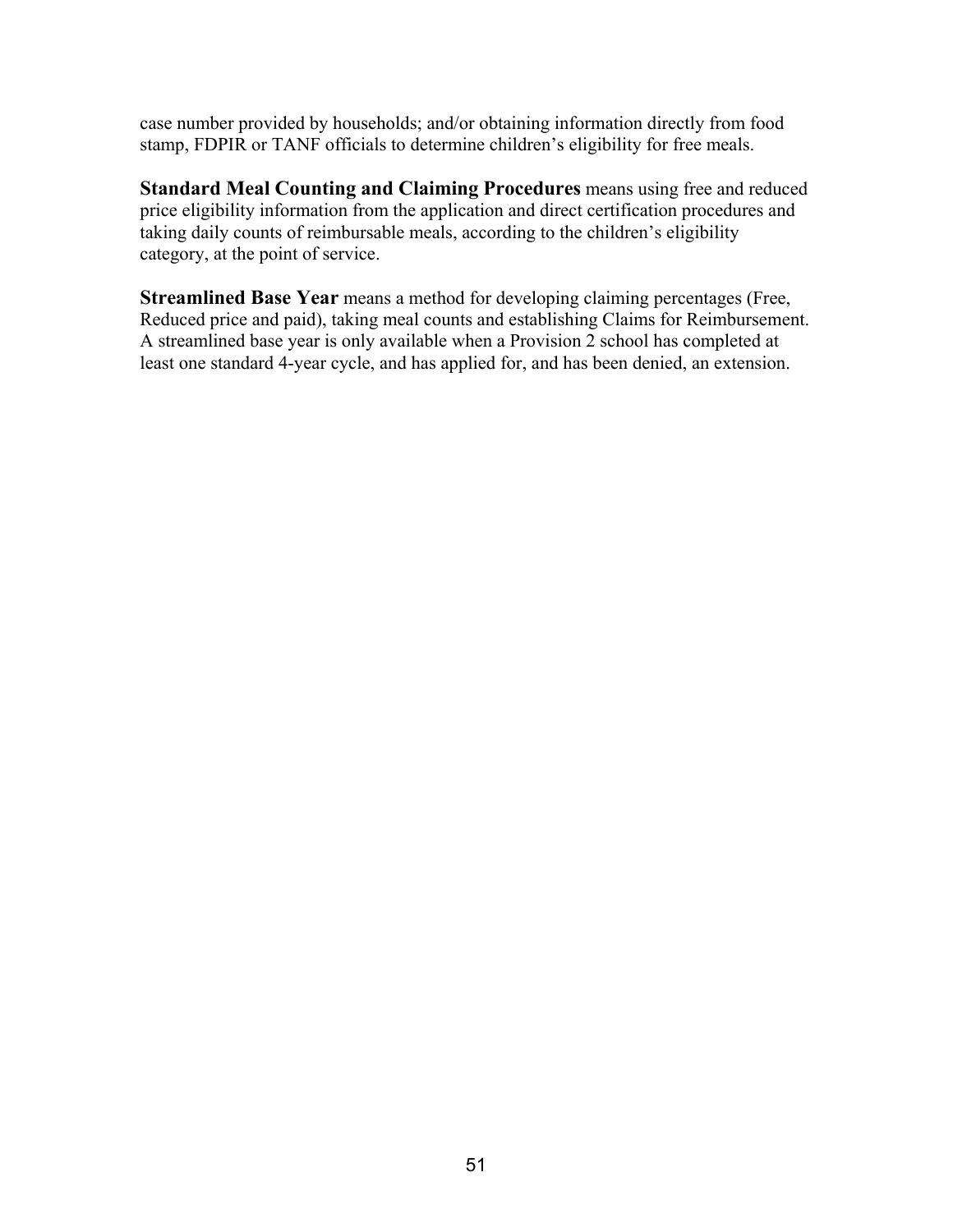case number provided by households; and/or obtaining information directly from food stamp, FDPIR or TANF officials to determine children's eligibility for free meals.

**Standard Meal Counting and Claiming Procedures** means using free and reduced price eligibility information from the application and direct certification procedures and taking daily counts of reimbursable meals, according to the children's eligibility category, at the point of service.

**Streamlined Base Year** means a method for developing claiming percentages (Free, Reduced price and paid), taking meal counts and establishing Claims for Reimbursement. A streamlined base year is only available when a Provision 2 school has completed at least one standard 4-year cycle, and has applied for, and has been denied, an extension.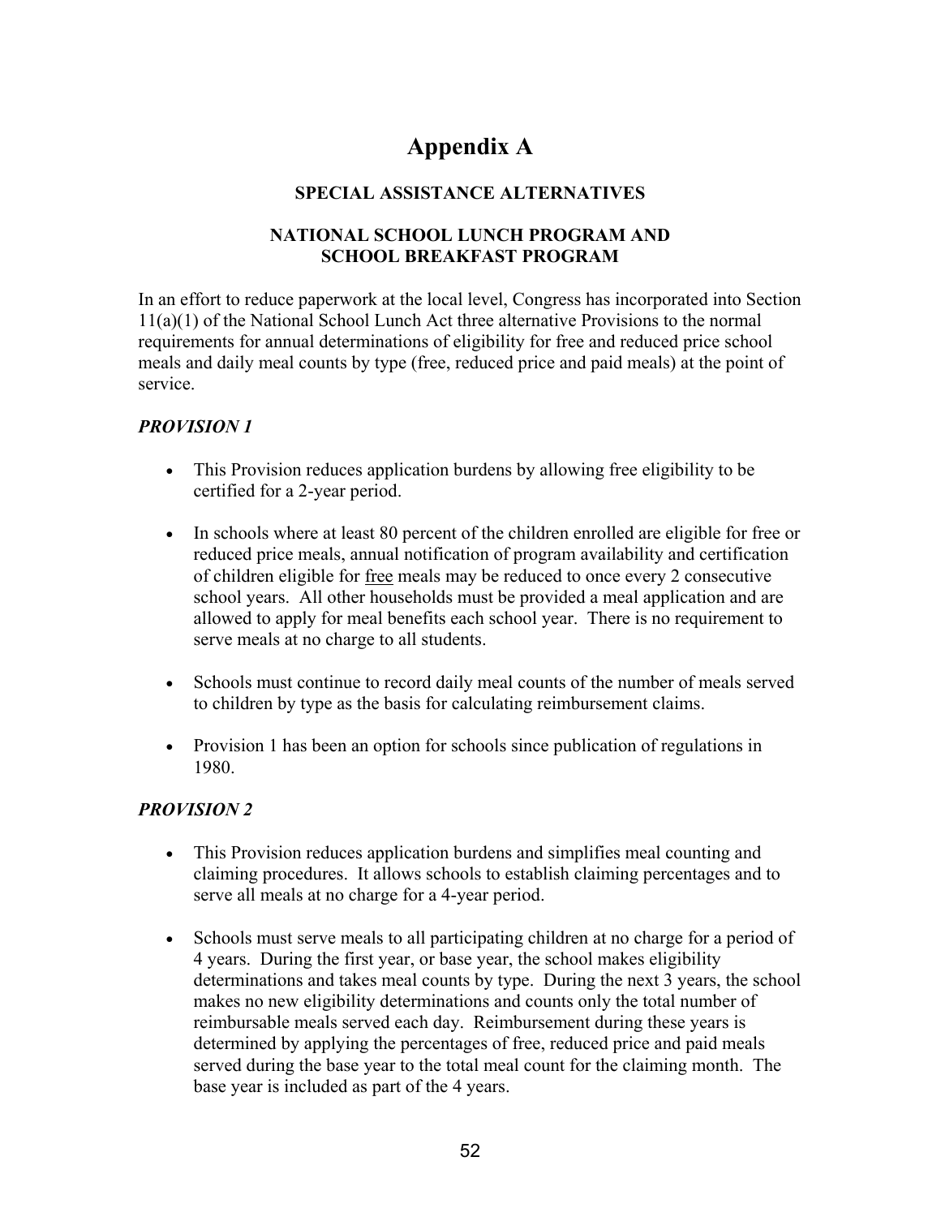# Appendix A

### SPECIAL ASSISTANCE ALTERNATIVES

### NATIONAL SCHOOL LUNCH PROGRAM AND SCHOOL BREAKFAST PROGRAM

In an effort to reduce paperwork at the local level, Congress has incorporated into Section 11(a)(1) of the National School Lunch Act three alternative Provisions to the normal requirements for annual determinations of eligibility for free and reduced price school meals and daily meal counts by type (free, reduced price and paid meals) at the point of service.

***PROVISION 1***

- This Provision reduces application burdens by allowing free eligibility to be certified for a 2-year period.

- In schools where at least 80 percent of the children enrolled are eligible for free or reduced price meals, annual notification of program availability and certification of children eligible for <u>free</u> meals may be reduced to once every 2 consecutive school years. All other households must be provided a meal application and are allowed to apply for meal benefits each school year. There is no requirement to serve meals at no charge to all students.

- Schools must continue to record daily meal counts of the number of meals served to children by type as the basis for calculating reimbursement claims.

- Provision 1 has been an option for schools since publication of regulations in 1980.

***PROVISION 2***

- This Provision reduces application burdens and simplifies meal counting and claiming procedures. It allows schools to establish claiming percentages and to serve all meals at no charge for a 4-year period.

- Schools must serve meals to all participating children at no charge for a period of 4 years. During the first year, or base year, the school makes eligibility determinations and takes meal counts by type. During the next 3 years, the school makes no new eligibility determinations and counts only the total number of reimbursable meals served each day. Reimbursement during these years is determined by applying the percentages of free, reduced price and paid meals served during the base year to the total meal count for the claiming month. The base year is included as part of the 4 years.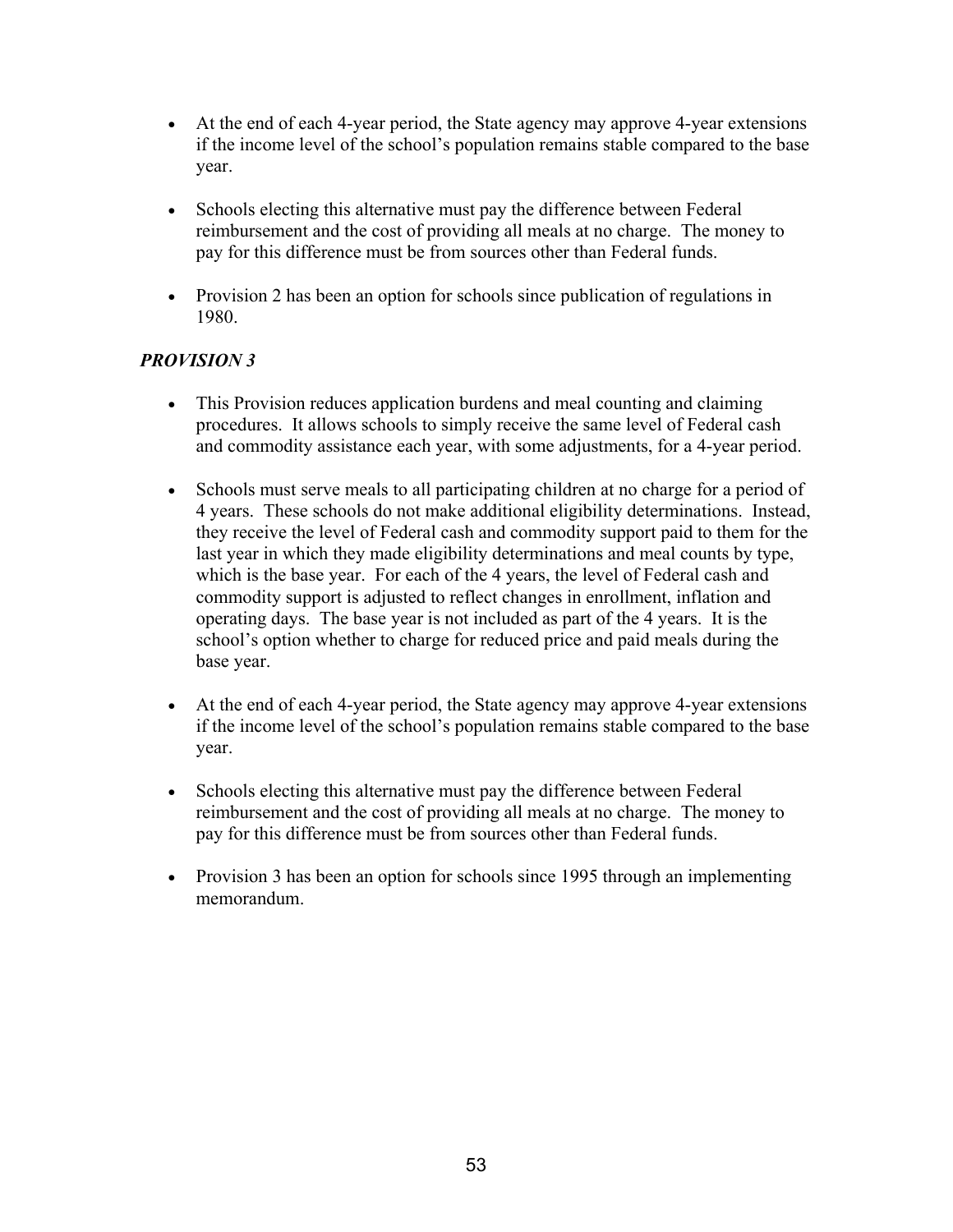- At the end of each 4-year period, the State agency may approve 4-year extensions if the income level of the school's population remains stable compared to the base year.

- Schools electing this alternative must pay the difference between Federal reimbursement and the cost of providing all meals at no charge. The money to pay for this difference must be from sources other than Federal funds.

- Provision 2 has been an option for schools since publication of regulations in 1980.

***PROVISION 3***

- This Provision reduces application burdens and meal counting and claiming procedures. It allows schools to simply receive the same level of Federal cash and commodity assistance each year, with some adjustments, for a 4-year period.

- Schools must serve meals to all participating children at no charge for a period of 4 years. These schools do not make additional eligibility determinations. Instead, they receive the level of Federal cash and commodity support paid to them for the last year in which they made eligibility determinations and meal counts by type, which is the base year. For each of the 4 years, the level of Federal cash and commodity support is adjusted to reflect changes in enrollment, inflation and operating days. The base year is not included as part of the 4 years. It is the school's option whether to charge for reduced price and paid meals during the base year.

- At the end of each 4-year period, the State agency may approve 4-year extensions if the income level of the school's population remains stable compared to the base year.

- Schools electing this alternative must pay the difference between Federal reimbursement and the cost of providing all meals at no charge. The money to pay for this difference must be from sources other than Federal funds.

- Provision 3 has been an option for schools since 1995 through an implementing memorandum.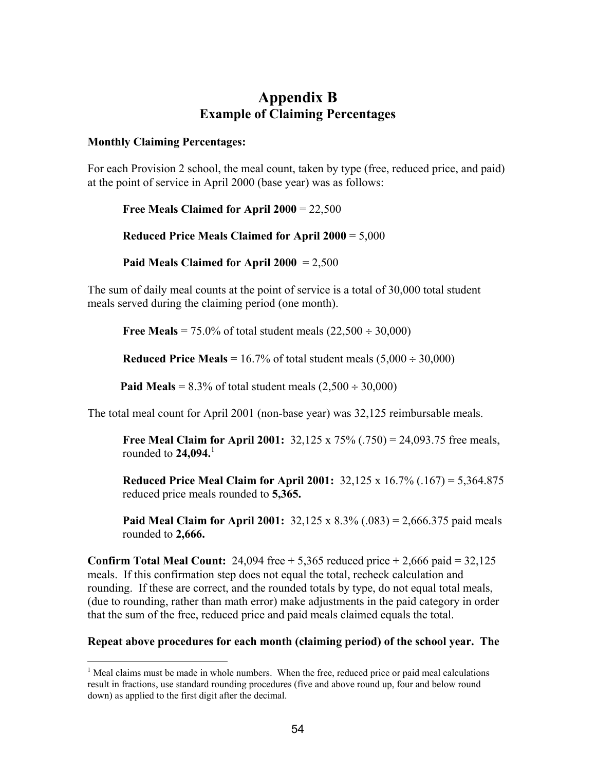# Appendix B
## Example of Claiming Percentages

**Monthly Claiming Percentages:**

For each Provision 2 school, the meal count, taken by type (free, reduced price, and paid) at the point of service in April 2000 (base year) was as follows:

**Free Meals Claimed for April 2000** = 22,500

**Reduced Price Meals Claimed for April 2000** = 5,000

**Paid Meals Claimed for April 2000** = 2,500

The sum of daily meal counts at the point of service is a total of 30,000 total student meals served during the claiming period (one month).

**Free Meals** = 75.0% of total student meals (22,500 ÷ 30,000)

**Reduced Price Meals** = 16.7% of total student meals (5,000 ÷ 30,000)

**Paid Meals** = 8.3% of total student meals (2,500 ÷ 30,000)

The total meal count for April 2001 (non-base year) was 32,125 reimbursable meals.

**Free Meal Claim for April 2001:** 32,125 x 75% (.750) = 24,093.75 free meals, rounded to **24,094.**[1]

**Reduced Price Meal Claim for April 2001:** 32,125 x 16.7% (.167) = 5,364.875 reduced price meals rounded to **5,365.**

**Paid Meal Claim for April 2001:** 32,125 x 8.3% (.083) = 2,666.375 paid meals rounded to **2,666.**

**Confirm Total Meal Count:** 24,094 free + 5,365 reduced price + 2,666 paid = 32,125 meals. If this confirmation step does not equal the total, recheck calculation and rounding. If these are correct, and the rounded totals by type, do not equal total meals, (due to rounding, rather than math error) make adjustments in the paid category in order that the sum of the free, reduced price and paid meals claimed equals the total.

**Repeat above procedures for each month (claiming period) of the school year. The**

[1] Meal claims must be made in whole numbers. When the free, reduced price or paid meal calculations result in fractions, use standard rounding procedures (five and above round up, four and below round down) as applied to the first digit after the decimal.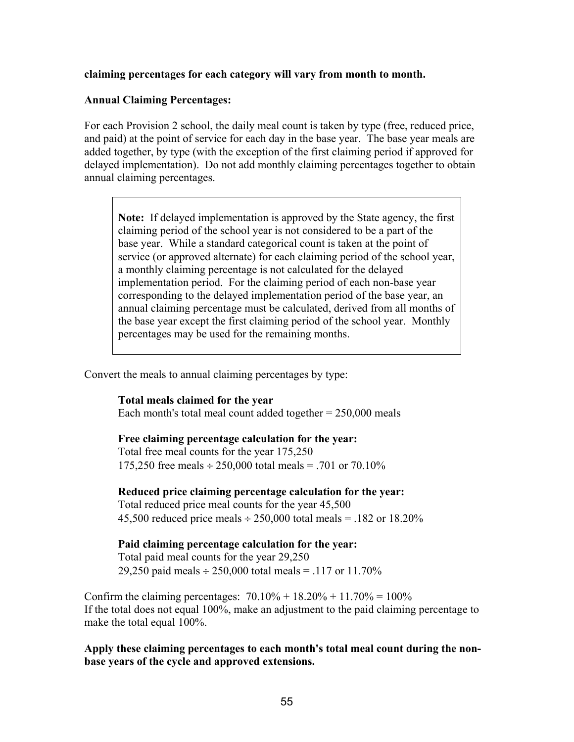**claiming percentages for each category will vary from month to month.**

**Annual Claiming Percentages:**

For each Provision 2 school, the daily meal count is taken by type (free, reduced price, and paid) at the point of service for each day in the base year. The base year meals are added together, by type (with the exception of the first claiming period if approved for delayed implementation). Do not add monthly claiming percentages together to obtain annual claiming percentages.

> **Note:** If delayed implementation is approved by the State agency, the first claiming period of the school year is not considered to be a part of the base year. While a standard categorical count is taken at the point of service (or approved alternate) for each claiming period of the school year, a monthly claiming percentage is not calculated for the delayed implementation period. For the claiming period of each non-base year corresponding to the delayed implementation period of the base year, an annual claiming percentage must be calculated, derived from all months of the base year except the first claiming period of the school year. Monthly percentages may be used for the remaining months.

Convert the meals to annual claiming percentages by type:

**Total meals claimed for the year**
Each month's total meal count added together = 250,000 meals

**Free claiming percentage calculation for the year:**
Total free meal counts for the year 175,250
175,250 free meals ÷ 250,000 total meals = .701 or 70.10%

**Reduced price claiming percentage calculation for the year:**
Total reduced price meal counts for the year 45,500
45,500 reduced price meals ÷ 250,000 total meals = .182 or 18.20%

**Paid claiming percentage calculation for the year:**
Total paid meal counts for the year 29,250
29,250 paid meals ÷ 250,000 total meals = .117 or 11.70%

Confirm the claiming percentages: 70.10% + 18.20% + 11.70% = 100%
If the total does not equal 100%, make an adjustment to the paid claiming percentage to make the total equal 100%.

**Apply these claiming percentages to each month's total meal count during the non-base years of the cycle and approved extensions.**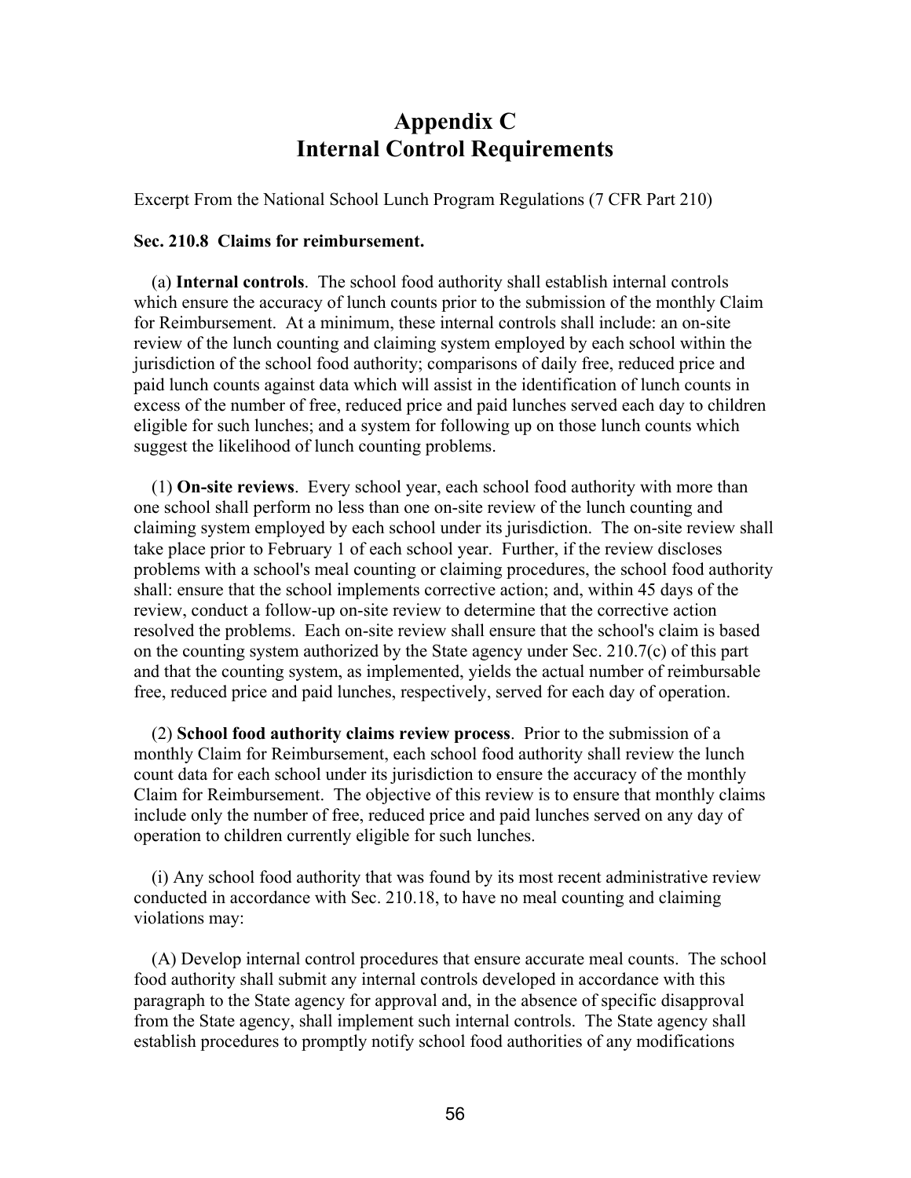# Appendix C
# Internal Control Requirements

Excerpt From the National School Lunch Program Regulations (7 CFR Part 210)

**Sec. 210.8 Claims for reimbursement.**

(a) **Internal controls**. The school food authority shall establish internal controls which ensure the accuracy of lunch counts prior to the submission of the monthly Claim for Reimbursement. At a minimum, these internal controls shall include: an on-site review of the lunch counting and claiming system employed by each school within the jurisdiction of the school food authority; comparisons of daily free, reduced price and paid lunch counts against data which will assist in the identification of lunch counts in excess of the number of free, reduced price and paid lunches served each day to children eligible for such lunches; and a system for following up on those lunch counts which suggest the likelihood of lunch counting problems.

(1) **On-site reviews**. Every school year, each school food authority with more than one school shall perform no less than one on-site review of the lunch counting and claiming system employed by each school under its jurisdiction. The on-site review shall take place prior to February 1 of each school year. Further, if the review discloses problems with a school's meal counting or claiming procedures, the school food authority shall: ensure that the school implements corrective action; and, within 45 days of the review, conduct a follow-up on-site review to determine that the corrective action resolved the problems. Each on-site review shall ensure that the school's claim is based on the counting system authorized by the State agency under Sec. 210.7(c) of this part and that the counting system, as implemented, yields the actual number of reimbursable free, reduced price and paid lunches, respectively, served for each day of operation.

(2) **School food authority claims review process**. Prior to the submission of a monthly Claim for Reimbursement, each school food authority shall review the lunch count data for each school under its jurisdiction to ensure the accuracy of the monthly Claim for Reimbursement. The objective of this review is to ensure that monthly claims include only the number of free, reduced price and paid lunches served on any day of operation to children currently eligible for such lunches.

(i) Any school food authority that was found by its most recent administrative review conducted in accordance with Sec. 210.18, to have no meal counting and claiming violations may:

(A) Develop internal control procedures that ensure accurate meal counts. The school food authority shall submit any internal controls developed in accordance with this paragraph to the State agency for approval and, in the absence of specific disapproval from the State agency, shall implement such internal controls. The State agency shall establish procedures to promptly notify school food authorities of any modifications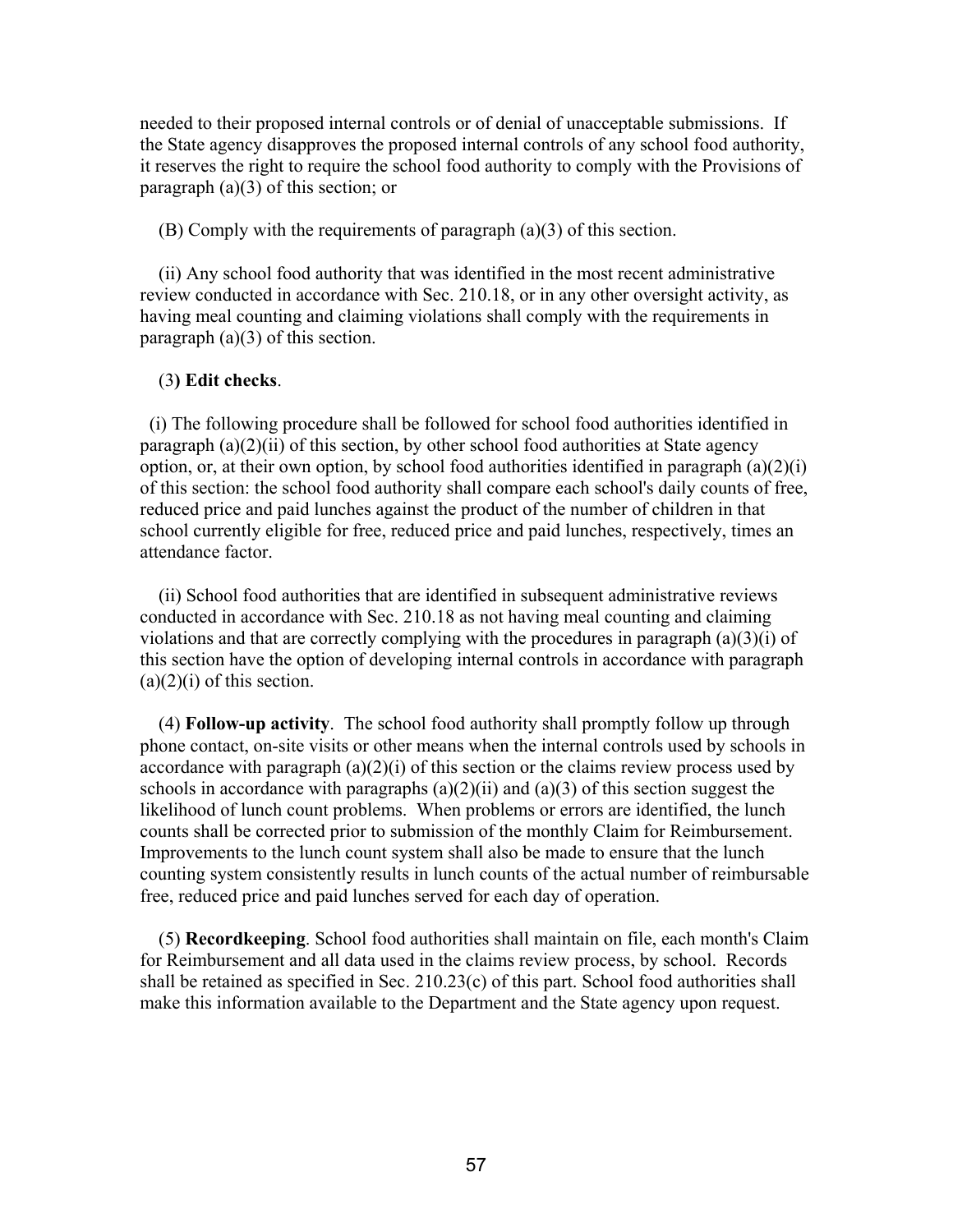needed to their proposed internal controls or of denial of unacceptable submissions. If the State agency disapproves the proposed internal controls of any school food authority, it reserves the right to require the school food authority to comply with the Provisions of paragraph (a)(3) of this section; or

(B) Comply with the requirements of paragraph (a)(3) of this section.

(ii) Any school food authority that was identified in the most recent administrative review conducted in accordance with Sec. 210.18, or in any other oversight activity, as having meal counting and claiming violations shall comply with the requirements in paragraph (a)(3) of this section.

(3**) Edit checks**.

(i) The following procedure shall be followed for school food authorities identified in paragraph (a)(2)(ii) of this section, by other school food authorities at State agency option, or, at their own option, by school food authorities identified in paragraph (a)(2)(i) of this section: the school food authority shall compare each school's daily counts of free, reduced price and paid lunches against the product of the number of children in that school currently eligible for free, reduced price and paid lunches, respectively, times an attendance factor.

(ii) School food authorities that are identified in subsequent administrative reviews conducted in accordance with Sec. 210.18 as not having meal counting and claiming violations and that are correctly complying with the procedures in paragraph (a)(3)(i) of this section have the option of developing internal controls in accordance with paragraph (a)(2)(i) of this section.

(4) **Follow-up activity**. The school food authority shall promptly follow up through phone contact, on-site visits or other means when the internal controls used by schools in accordance with paragraph (a)(2)(i) of this section or the claims review process used by schools in accordance with paragraphs (a)(2)(ii) and (a)(3) of this section suggest the likelihood of lunch count problems. When problems or errors are identified, the lunch counts shall be corrected prior to submission of the monthly Claim for Reimbursement. Improvements to the lunch count system shall also be made to ensure that the lunch counting system consistently results in lunch counts of the actual number of reimbursable free, reduced price and paid lunches served for each day of operation.

(5) **Recordkeeping**. School food authorities shall maintain on file, each month's Claim for Reimbursement and all data used in the claims review process, by school. Records shall be retained as specified in Sec. 210.23(c) of this part. School food authorities shall make this information available to the Department and the State agency upon request.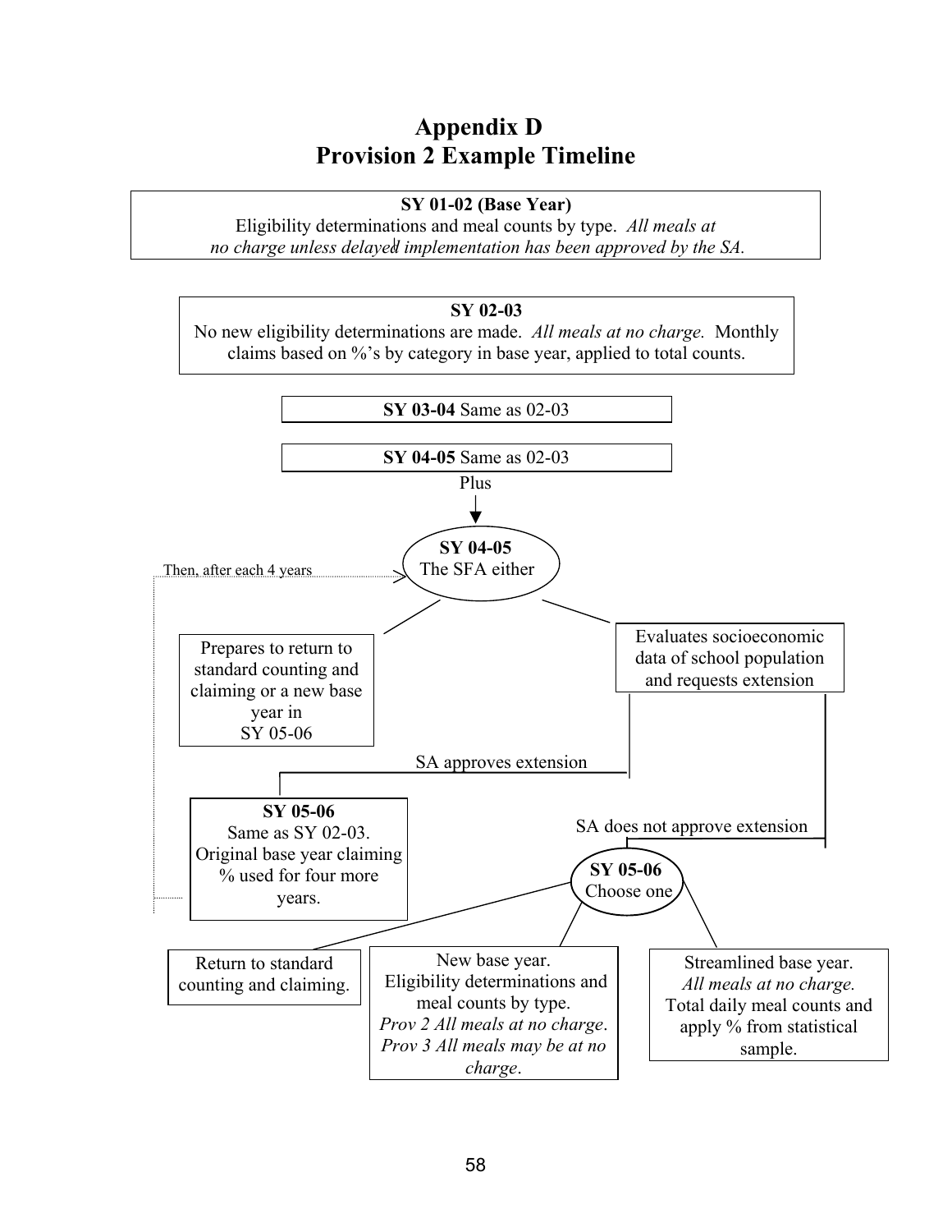# Appendix D
# Provision 2 Example Timeline

**SY 01-02 (Base Year)**
Eligibility determinations and meal counts by type. *All meals at no charge unless delayed implementation has been approved by the SA.*

**SY 02-03**
No new eligibility determinations are made. *All meals at no charge.* Monthly claims based on %'s by category in base year, applied to total counts.

**SY 03-04** Same as 02-03

**SY 04-05** Same as 02-03

Plus

**SY 04-05**
The SFA either

Then, after each 4 years

Prepares to return to standard counting and claiming or a new base year in SY 05-06

Evaluates socioeconomic data of school population and requests extension

SA approves extension

**SY 05-06**
Same as SY 02-03. Original base year claiming % used for four more years.

SA does not approve extension

**SY 05-06**
Choose one

Return to standard counting and claiming.

New base year. Eligibility determinations and meal counts by type. *Prov 2 All meals at no charge. Prov 3 All meals may be at no charge.*

Streamlined base year. *All meals at no charge.* Total daily meal counts and apply % from statistical sample.